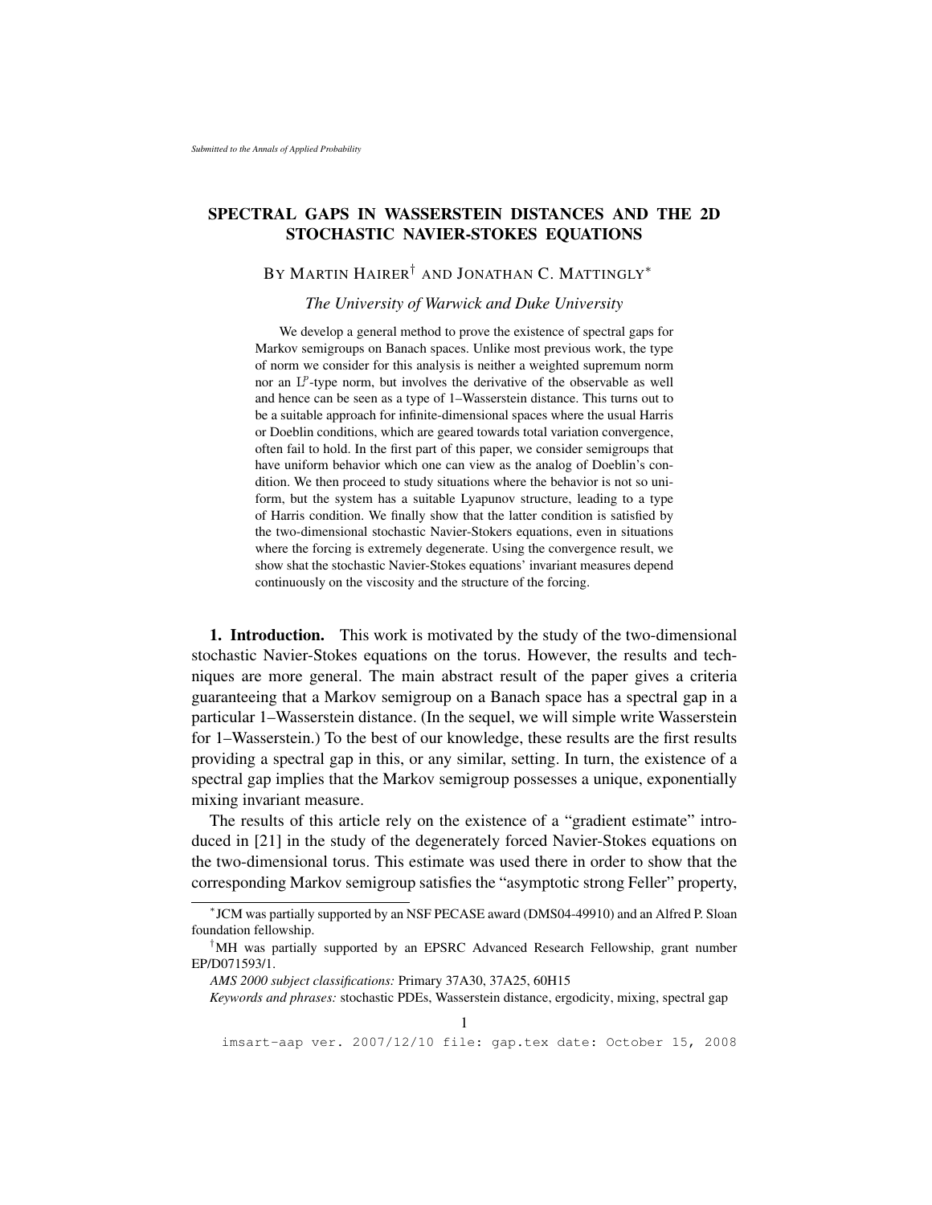# SPECTRAL GAPS IN WASSERSTEIN DISTANCES AND THE 2D STOCHASTIC NAVIER-STOKES EQUATIONS

BY MARTIN HAIRER[†] AND JONATHAN C. MATTINGLY[*]

*The University of Warwick and Duke University*

We develop a general method to prove the existence of spectral gaps for Markov semigroups on Banach spaces. Unlike most previous work, the type of norm we consider for this analysis is neither a weighted supremum norm nor an $L^p$-type norm, but involves the derivative of the observable as well and hence can be seen as a type of 1–Wasserstein distance. This turns out to be a suitable approach for infinite-dimensional spaces where the usual Harris or Doeblin conditions, which are geared towards total variation convergence, often fail to hold. In the first part of this paper, we consider semigroups that have uniform behavior which one can view as the analog of Doeblin's condition. We then proceed to study situations where the behavior is not so uniform, but the system has a suitable Lyapunov structure, leading to a type of Harris condition. We finally show that the latter condition is satisfied by the two-dimensional stochastic Navier-Stokers equations, even in situations where the forcing is extremely degenerate. Using the convergence result, we show shat the stochastic Navier-Stokes equations' invariant measures depend continuously on the viscosity and the structure of the forcing.

**1. Introduction.** This work is motivated by the study of the two-dimensional stochastic Navier-Stokes equations on the torus. However, the results and techniques are more general. The main abstract result of the paper gives a criteria guaranteeing that a Markov semigroup on a Banach space has a spectral gap in a particular 1–Wasserstein distance. (In the sequel, we will simple write Wasserstein for 1–Wasserstein.) To the best of our knowledge, these results are the first results providing a spectral gap in this, or any similar, setting. In turn, the existence of a spectral gap implies that the Markov semigroup possesses a unique, exponentially mixing invariant measure.

The results of this article rely on the existence of a "gradient estimate" introduced in [21] in the study of the degenerately forced Navier-Stokes equations on the two-dimensional torus. This estimate was used there in order to show that the corresponding Markov semigroup satisfies the "asymptotic strong Feller" property,

---

[*] JCM was partially supported by an NSF PECASE award (DMS04-49910) and an Alfred P. Sloan foundation fellowship.

[†] MH was partially supported by an EPSRC Advanced Research Fellowship, grant number EP/D071593/1.

*AMS 2000 subject classifications:* Primary 37A30, 37A25, 60H15

*Keywords and phrases:* stochastic PDEs, Wasserstein distance, ergodicity, mixing, spectral gap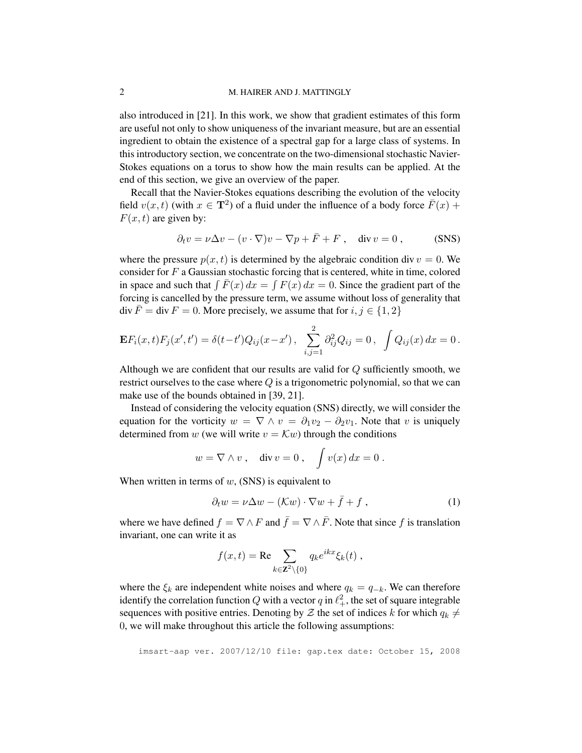also introduced in [21]. In this work, we show that gradient estimates of this form are useful not only to show uniqueness of the invariant measure, but are an essential ingredient to obtain the existence of a spectral gap for a large class of systems. In this introductory section, we concentrate on the two-dimensional stochastic Navier-Stokes equations on a torus to show how the main results can be applied. At the end of this section, we give an overview of the paper.

Recall that the Navier-Stokes equations describing the evolution of the velocity field $v(x,t)$ (with $x \in \mathbf{T}^2$) of a fluid under the influence of a body force $\bar{F}(x) + F(x,t)$ are given by:

$$\partial_t v = \nu \Delta v - (v \cdot \nabla) v - \nabla p + \bar{F} + F \;, \quad \operatorname{div} v = 0 \;, \tag{SNS}$$

where the pressure $p(x,t)$ is determined by the algebraic condition $\operatorname{div} v = 0$. We consider for $F$ a Gaussian stochastic forcing that is centered, white in time, colored in space and such that $\int \bar{F}(x)\,dx = \int F(x)\,dx = 0$. Since the gradient part of the forcing is cancelled by the pressure term, we assume without loss of generality that $\operatorname{div} \bar{F} = \operatorname{div} F = 0$. More precisely, we assume that for $i, j \in \{1,2\}$

$$\mathbf{E} F_i(x,t) F_j(x',t') = \delta(t-t') Q_{ij}(x-x') \;, \quad \sum_{i,j=1}^{2} \partial_{ij}^2 Q_{ij} = 0 \;, \quad \int Q_{ij}(x)\,dx = 0 \;.$$

Although we are confident that our results are valid for $Q$ sufficiently smooth, we restrict ourselves to the case where $Q$ is a trigonometric polynomial, so that we can make use of the bounds obtained in [39, 21].

Instead of considering the velocity equation (SNS) directly, we will consider the equation for the vorticity $w = \nabla \wedge v = \partial_1 v_2 - \partial_2 v_1$. Note that $v$ is uniquely determined from $w$ (we will write $v = \mathcal{K} w$) through the conditions

$$w = \nabla \wedge v \;, \quad \operatorname{div} v = 0 \;, \quad \int v(x)\,dx = 0 \;.$$

When written in terms of $w$, (SNS) is equivalent to

$$\partial_t w = \nu \Delta w - (\mathcal{K} w) \cdot \nabla w + \bar{f} + f \;, \tag{1}$$

where we have defined $f = \nabla \wedge F$ and $\bar{f} = \nabla \wedge \bar{F}$. Note that since $f$ is translation invariant, one can write it as

$$f(x,t) = \operatorname{Re} \sum_{k \in \mathbf{Z}^2 \setminus \{0\}} q_k e^{ikx} \xi_k(t) \;,$$

where the $\xi_k$ are independent white noises and where $q_k = q_{-k}$. We can therefore identify the correlation function $Q$ with a vector $q$ in $\ell_+^2$, the set of square integrable sequences with positive entries. Denoting by $\mathcal{Z}$ the set of indices $k$ for which $q_k \neq 0$, we will make throughout this article the following assumptions: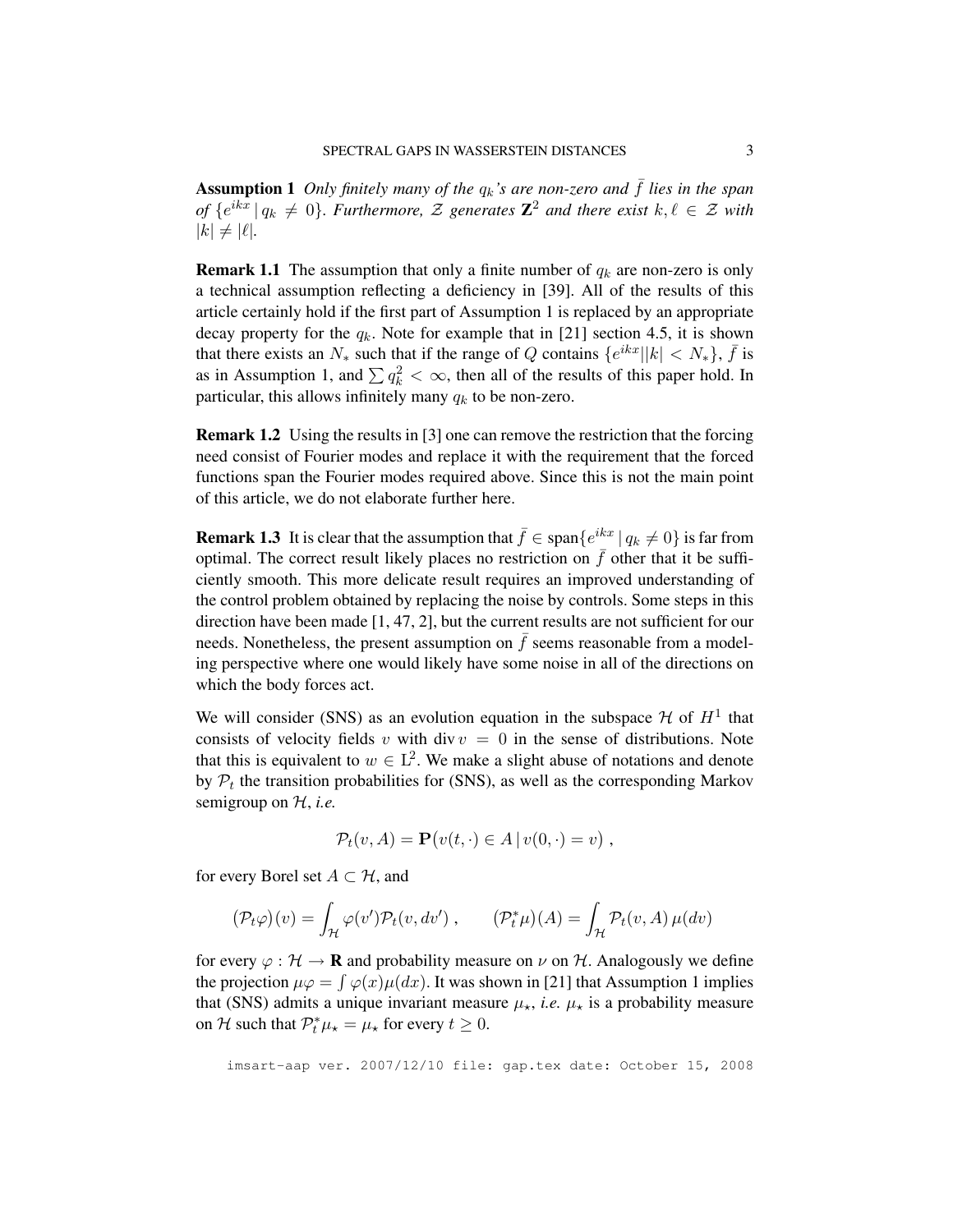**Assumption 1** *Only finitely many of the $q_k$'s are non-zero and $\bar{f}$ lies in the span of $\{e^{ikx} \,|\, q_k \neq 0\}$. Furthermore, $\mathcal{Z}$ generates $\mathbf{Z}^2$ and there exist $k, \ell \in \mathcal{Z}$ with $|k| \neq |\ell|$.*

**Remark 1.1** The assumption that only a finite number of $q_k$ are non-zero is only a technical assumption reflecting a deficiency in [39]. All of the results of this article certainly hold if the first part of Assumption 1 is replaced by an appropriate decay property for the $q_k$. Note for example that in [21] section 4.5, it is shown that there exists an $N_*$ such that if the range of $Q$ contains $\{e^{ikx} | |k| < N_*\}$, $\bar{f}$ is as in Assumption 1, and $\sum q_k^2 < \infty$, then all of the results of this paper hold. In particular, this allows infinitely many $q_k$ to be non-zero.

**Remark 1.2** Using the results in [3] one can remove the restriction that the forcing need consist of Fourier modes and replace it with the requirement that the forced functions span the Fourier modes required above. Since this is not the main point of this article, we do not elaborate further here.

**Remark 1.3** It is clear that the assumption that $\bar{f} \in \operatorname{span}\{e^{ikx} \,|\, q_k \neq 0\}$ is far from optimal. The correct result likely places no restriction on $\bar{f}$ other that it be sufficiently smooth. This more delicate result requires an improved understanding of the control problem obtained by replacing the noise by controls. Some steps in this direction have been made [1, 47, 2], but the current results are not sufficient for our needs. Nonetheless, the present assumption on $\bar{f}$ seems reasonable from a modeling perspective where one would likely have some noise in all of the directions on which the body forces act.

We will consider (SNS) as an evolution equation in the subspace $\mathcal{H}$ of $H^1$ that consists of velocity fields $v$ with $\operatorname{div} v = 0$ in the sense of distributions. Note that this is equivalent to $w \in \mathrm{L}^2$. We make a slight abuse of notations and denote by $\mathcal{P}_t$ the transition probabilities for (SNS), as well as the corresponding Markov semigroup on $\mathcal{H}$, *i.e.*

$$\mathcal{P}_t(v, A) = \mathbf{P}\big(v(t,\cdot) \in A \,|\, v(0,\cdot) = v\big) \;,$$

for every Borel set $A \subset \mathcal{H}$, and

$$(\mathcal{P}_t\varphi)(v) = \int_{\mathcal{H}} \varphi(v')\mathcal{P}_t(v, dv') \;, \qquad (\mathcal{P}_t^*\mu)(A) = \int_{\mathcal{H}} \mathcal{P}_t(v, A)\,\mu(dv)$$

for every $\varphi : \mathcal{H} \to \mathbf{R}$ and probability measure on $\nu$ on $\mathcal{H}$. Analogously we define the projection $\mu\varphi = \int \varphi(x)\mu(dx)$. It was shown in [21] that Assumption 1 implies that (SNS) admits a unique invariant measure $\mu_\star$, *i.e.* $\mu_\star$ is a probability measure on $\mathcal{H}$ such that $\mathcal{P}_t^*\mu_\star = \mu_\star$ for every $t \geq 0$.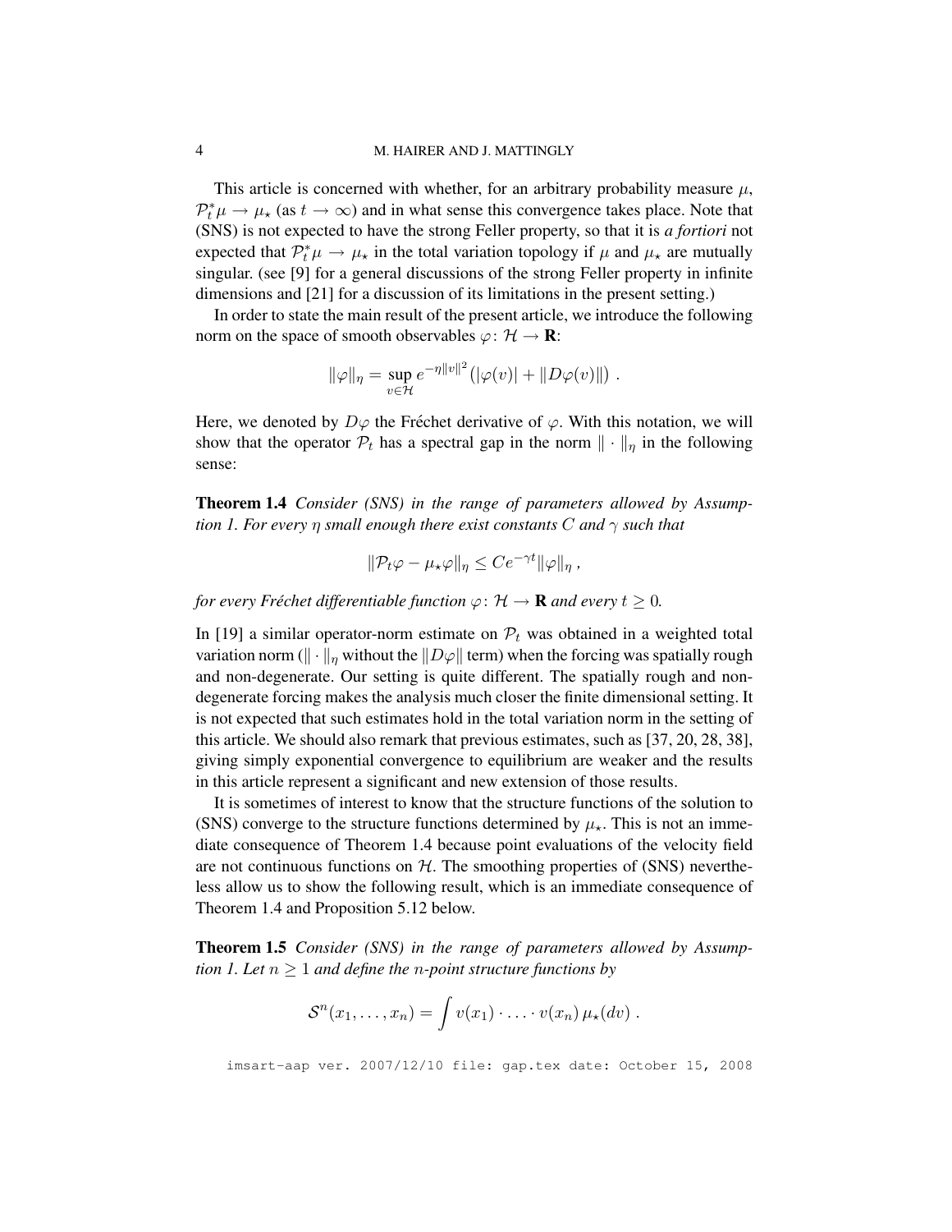This article is concerned with whether, for an arbitrary probability measure $\mu$, $\mathcal{P}_t^* \mu \to \mu_\star$ (as $t \to \infty$) and in what sense this convergence takes place. Note that (SNS) is not expected to have the strong Feller property, so that it is *a fortiori* not expected that $\mathcal{P}_t^* \mu \to \mu_\star$ in the total variation topology if $\mu$ and $\mu_\star$ are mutually singular. (see [9] for a general discussions of the strong Feller property in infinite dimensions and [21] for a discussion of its limitations in the present setting.)

In order to state the main result of the present article, we introduce the following norm on the space of smooth observables $\varphi\colon \mathcal{H} \to \mathbf{R}$:

$$\|\varphi\|_\eta = \sup_{v \in \mathcal{H}} e^{-\eta \|v\|^2} \big(|\varphi(v)| + \|D\varphi(v)\|\big) \;.$$

Here, we denoted by $D\varphi$ the Fréchet derivative of $\varphi$. With this notation, we will show that the operator $\mathcal{P}_t$ has a spectral gap in the norm $\|\cdot\|_\eta$ in the following sense:

**Theorem 1.4** *Consider (SNS) in the range of parameters allowed by Assumption 1. For every $\eta$ small enough there exist constants $C$ and $\gamma$ such that*

$$\|\mathcal{P}_t \varphi - \mu_\star \varphi\|_\eta \le C e^{-\gamma t} \|\varphi\|_\eta \;,$$

*for every Fréchet differentiable function $\varphi\colon \mathcal{H} \to \mathbf{R}$ and every $t \ge 0$.*

In [19] a similar operator-norm estimate on $\mathcal{P}_t$ was obtained in a weighted total variation norm ($\|\cdot\|_\eta$ without the $\|D\varphi\|$ term) when the forcing was spatially rough and non-degenerate. Our setting is quite different. The spatially rough and non-degenerate forcing makes the analysis much closer the finite dimensional setting. It is not expected that such estimates hold in the total variation norm in the setting of this article. We should also remark that previous estimates, such as [37, 20, 28, 38], giving simply exponential convergence to equilibrium are weaker and the results in this article represent a significant and new extension of those results.

It is sometimes of interest to know that the structure functions of the solution to (SNS) converge to the structure functions determined by $\mu_\star$. This is not an immediate consequence of Theorem 1.4 because point evaluations of the velocity field are not continuous functions on $\mathcal{H}$. The smoothing properties of (SNS) nevertheless allow us to show the following result, which is an immediate consequence of Theorem 1.4 and Proposition 5.12 below.

**Theorem 1.5** *Consider (SNS) in the range of parameters allowed by Assumption 1. Let $n \ge 1$ and define the $n$-point structure functions by*

$$\mathcal{S}^n(x_1, \ldots, x_n) = \int v(x_1) \cdot \ldots \cdot v(x_n)\, \mu_\star(dv) \;.$$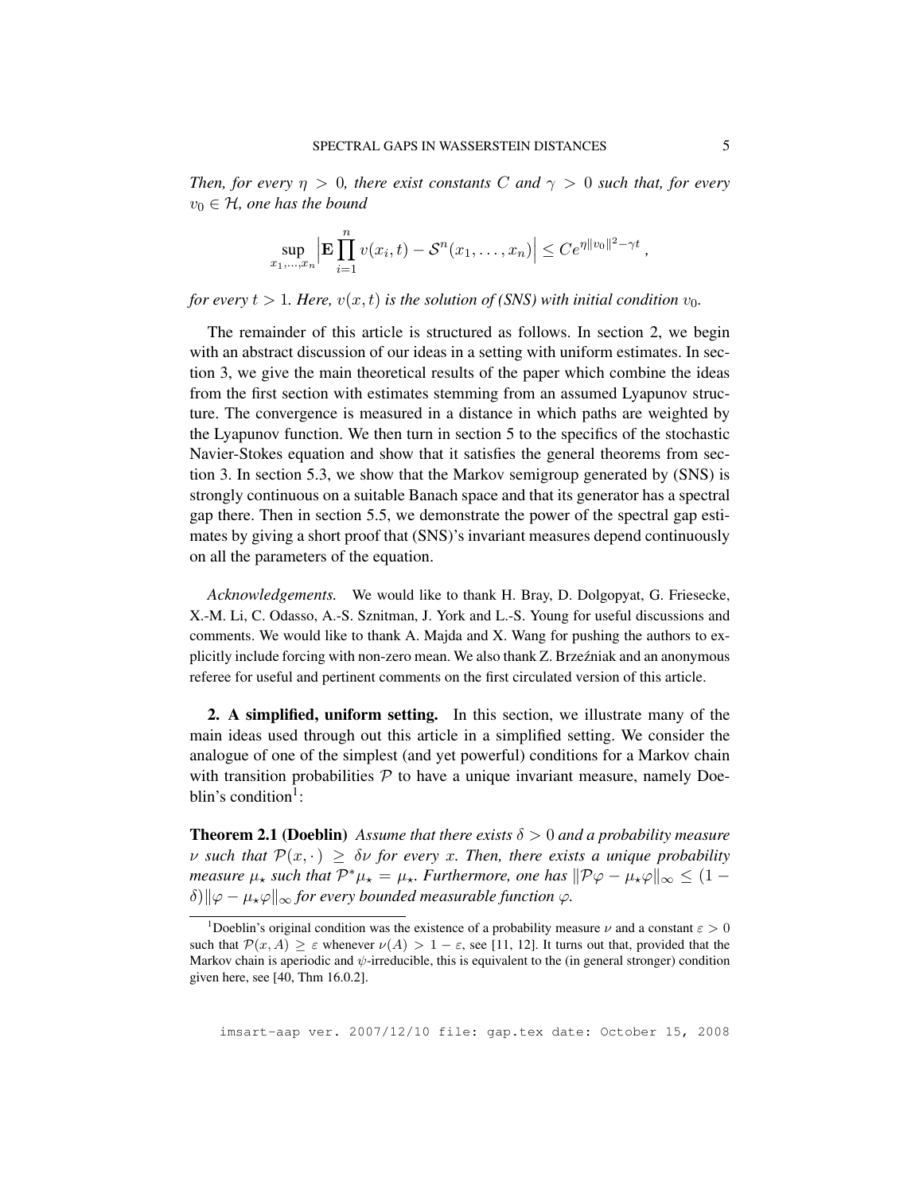*Then, for every $\eta > 0$, there exist constants $C$ and $\gamma > 0$ such that, for every $v_0 \in \mathcal{H}$, one has the bound*

$$\sup_{x_1,\ldots,x_n} \Big| \mathbf{E} \prod_{i=1}^{n} v(x_i,t) - \mathcal{S}^n(x_1,\ldots,x_n) \Big| \leq C e^{\eta \|v_0\|^2 - \gamma t}\,,$$

*for every $t > 1$. Here, $v(x,t)$ is the solution of (SNS) with initial condition $v_0$.*

The remainder of this article is structured as follows. In section 2, we begin with an abstract discussion of our ideas in a setting with uniform estimates. In section 3, we give the main theoretical results of the paper which combine the ideas from the first section with estimates stemming from an assumed Lyapunov structure. The convergence is measured in a distance in which paths are weighted by the Lyapunov function. We then turn in section 5 to the specifics of the stochastic Navier-Stokes equation and show that it satisfies the general theorems from section 3. In section 5.3, we show that the Markov semigroup generated by (SNS) is strongly continuous on a suitable Banach space and that its generator has a spectral gap there. Then in section 5.5, we demonstrate the power of the spectral gap estimates by giving a short proof that (SNS)'s invariant measures depend continuously on all the parameters of the equation.

*Acknowledgements.* We would like to thank H. Bray, D. Dolgopyat, G. Friesecke, X.-M. Li, C. Odasso, A.-S. Sznitman, J. York and L.-S. Young for useful discussions and comments. We would like to thank A. Majda and X. Wang for pushing the authors to explicitly include forcing with non-zero mean. We also thank Z. Brzeźniak and an anonymous referee for useful and pertinent comments on the first circulated version of this article.

## 2. A simplified, uniform setting.

In this section, we illustrate many of the main ideas used through out this article in a simplified setting. We consider the analogue of one of the simplest (and yet powerful) conditions for a Markov chain with transition probabilities $\mathcal{P}$ to have a unique invariant measure, namely Doeblin's condition[1]:

**Theorem 2.1 (Doeblin)** *Assume that there exists $\delta > 0$ and a probability measure $\nu$ such that $\mathcal{P}(x,\cdot) \geq \delta\nu$ for every $x$. Then, there exists a unique probability measure $\mu_\star$ such that $\mathcal{P}^*\mu_\star = \mu_\star$. Furthermore, one has $\|\mathcal{P}\varphi - \mu_\star\varphi\|_\infty \leq (1-\delta)\|\varphi - \mu_\star\varphi\|_\infty$ for every bounded measurable function $\varphi$.*

[1] Doeblin's original condition was the existence of a probability measure $\nu$ and a constant $\varepsilon > 0$ such that $\mathcal{P}(x,A) \geq \varepsilon$ whenever $\nu(A) > 1-\varepsilon$, see [11, 12]. It turns out that, provided that the Markov chain is aperiodic and $\psi$-irreducible, this is equivalent to the (in general stronger) condition given here, see [40, Thm 16.0.2].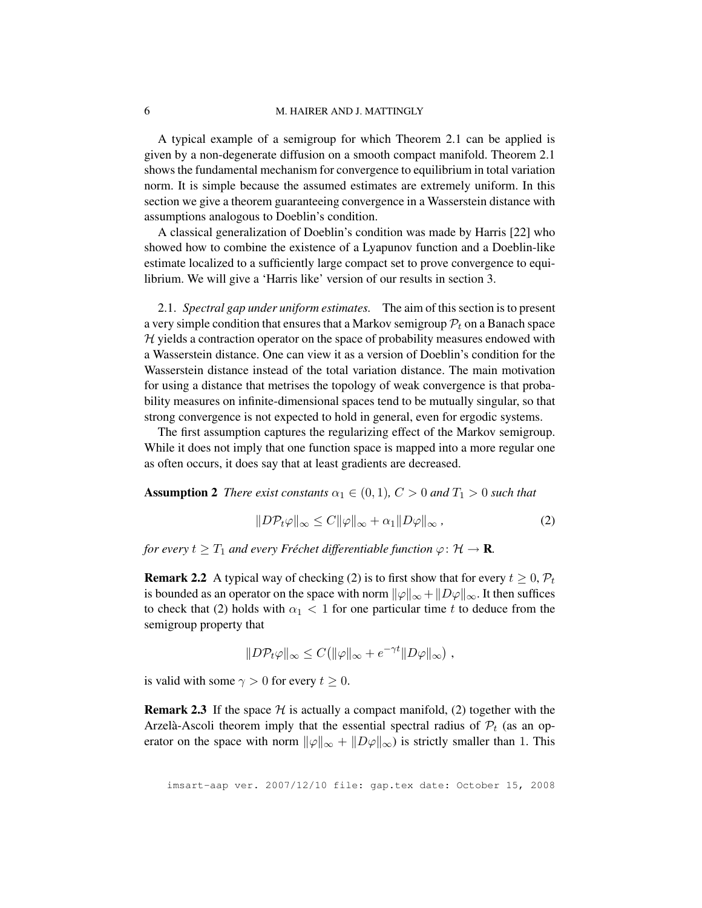A typical example of a semigroup for which Theorem 2.1 can be applied is given by a non-degenerate diffusion on a smooth compact manifold. Theorem 2.1 shows the fundamental mechanism for convergence to equilibrium in total variation norm. It is simple because the assumed estimates are extremely uniform. In this section we give a theorem guaranteeing convergence in a Wasserstein distance with assumptions analogous to Doeblin's condition.

A classical generalization of Doeblin's condition was made by Harris [22] who showed how to combine the existence of a Lyapunov function and a Doeblin-like estimate localized to a sufficiently large compact set to prove convergence to equilibrium. We will give a 'Harris like' version of our results in section 3.

2.1. *Spectral gap under uniform estimates.* The aim of this section is to present a very simple condition that ensures that a Markov semigroup $\mathcal{P}_t$ on a Banach space $\mathcal{H}$ yields a contraction operator on the space of probability measures endowed with a Wasserstein distance. One can view it as a version of Doeblin's condition for the Wasserstein distance instead of the total variation distance. The main motivation for using a distance that metrises the topology of weak convergence is that probability measures on infinite-dimensional spaces tend to be mutually singular, so that strong convergence is not expected to hold in general, even for ergodic systems.

The first assumption captures the regularizing effect of the Markov semigroup. While it does not imply that one function space is mapped into a more regular one as often occurs, it does say that at least gradients are decreased.

**Assumption 2** *There exist constants $\alpha_1 \in (0,1)$, $C > 0$ and $T_1 > 0$ such that*

$$\|D\mathcal{P}_t\varphi\|_\infty \leq C\|\varphi\|_\infty + \alpha_1\|D\varphi\|_\infty\,, \tag{2}$$

*for every $t \geq T_1$ and every Fréchet differentiable function $\varphi\colon \mathcal{H} \to \mathbf{R}$.*

**Remark 2.2** A typical way of checking (2) is to first show that for every $t \geq 0$, $\mathcal{P}_t$ is bounded as an operator on the space with norm $\|\varphi\|_\infty + \|D\varphi\|_\infty$. It then suffices to check that (2) holds with $\alpha_1 < 1$ for one particular time $t$ to deduce from the semigroup property that

$$\|D\mathcal{P}_t\varphi\|_\infty \leq C\big(\|\varphi\|_\infty + e^{-\gamma t}\|D\varphi\|_\infty\big)\;,$$

is valid with some $\gamma > 0$ for every $t \geq 0$.

**Remark 2.3** If the space $\mathcal{H}$ is actually a compact manifold, (2) together with the Arzelà-Ascoli theorem imply that the essential spectral radius of $\mathcal{P}_t$ (as an operator on the space with norm $\|\varphi\|_\infty + \|D\varphi\|_\infty$) is strictly smaller than 1. This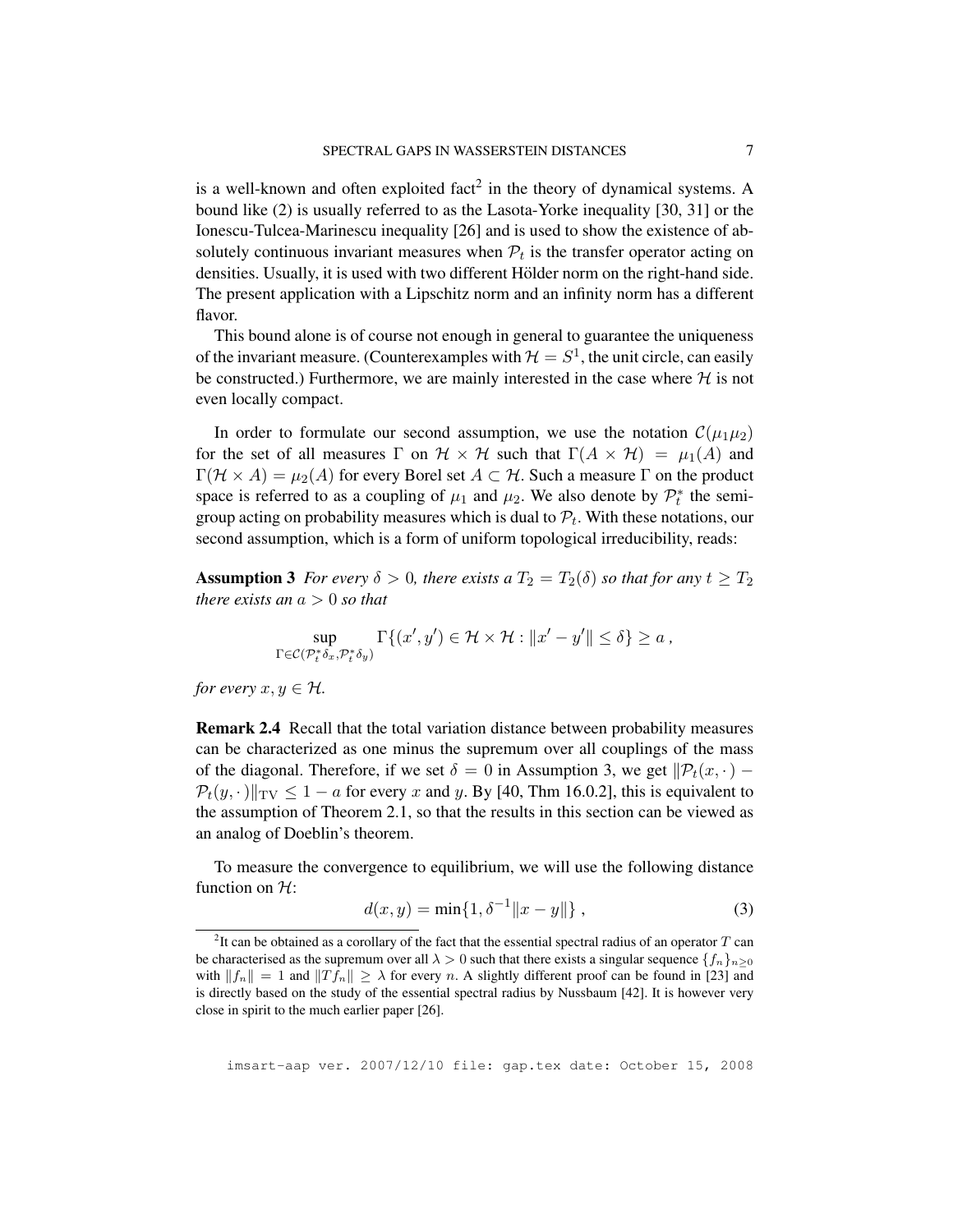is a well-known and often exploited fact[2] in the theory of dynamical systems. A bound like (2) is usually referred to as the Lasota-Yorke inequality [30, 31] or the Ionescu-Tulcea-Marinescu inequality [26] and is used to show the existence of absolutely continuous invariant measures when $\mathcal{P}_t$ is the transfer operator acting on densities. Usually, it is used with two different Hölder norm on the right-hand side. The present application with a Lipschitz norm and an infinity norm has a different flavor.

This bound alone is of course not enough in general to guarantee the uniqueness of the invariant measure. (Counterexamples with $\mathcal{H} = S^1$, the unit circle, can easily be constructed.) Furthermore, we are mainly interested in the case where $\mathcal{H}$ is not even locally compact.

In order to formulate our second assumption, we use the notation $\mathcal{C}(\mu_1\mu_2)$ for the set of all measures $\Gamma$ on $\mathcal{H} \times \mathcal{H}$ such that $\Gamma(A \times \mathcal{H}) = \mu_1(A)$ and $\Gamma(\mathcal{H} \times A) = \mu_2(A)$ for every Borel set $A \subset \mathcal{H}$. Such a measure $\Gamma$ on the product space is referred to as a coupling of $\mu_1$ and $\mu_2$. We also denote by $\mathcal{P}_t^*$ the semigroup acting on probability measures which is dual to $\mathcal{P}_t$. With these notations, our second assumption, which is a form of uniform topological irreducibility, reads:

**Assumption 3** *For every $\delta > 0$, there exists a $T_2 = T_2(\delta)$ so that for any $t \geq T_2$ there exists an $a > 0$ so that*

$$\sup_{\Gamma \in \mathcal{C}(\mathcal{P}_t^*\delta_x, \mathcal{P}_t^*\delta_y)} \Gamma\{(x', y') \in \mathcal{H} \times \mathcal{H} : \|x' - y'\| \leq \delta\} \geq a\,,$$

*for every $x, y \in \mathcal{H}$.*

**Remark 2.4** Recall that the total variation distance between probability measures can be characterized as one minus the supremum over all couplings of the mass of the diagonal. Therefore, if we set $\delta = 0$ in Assumption 3, we get $\|\mathcal{P}_t(x, \cdot) - \mathcal{P}_t(y, \cdot)\|_{\mathrm{TV}} \leq 1 - a$ for every $x$ and $y$. By [40, Thm 16.0.2], this is equivalent to the assumption of Theorem 2.1, so that the results in this section can be viewed as an analog of Doeblin's theorem.

To measure the convergence to equilibrium, we will use the following distance function on $\mathcal{H}$:

$$d(x, y) = \min\{1, \delta^{-1}\|x - y\|\}\,, \tag{3}$$

[2] It can be obtained as a corollary of the fact that the essential spectral radius of an operator $T$ can be characterised as the supremum over all $\lambda > 0$ such that there exists a singular sequence $\{f_n\}_{n\geq 0}$ with $\|f_n\| = 1$ and $\|Tf_n\| \geq \lambda$ for every $n$. A slightly different proof can be found in [23] and is directly based on the study of the essential spectral radius by Nussbaum [42]. It is however very close in spirit to the much earlier paper [26].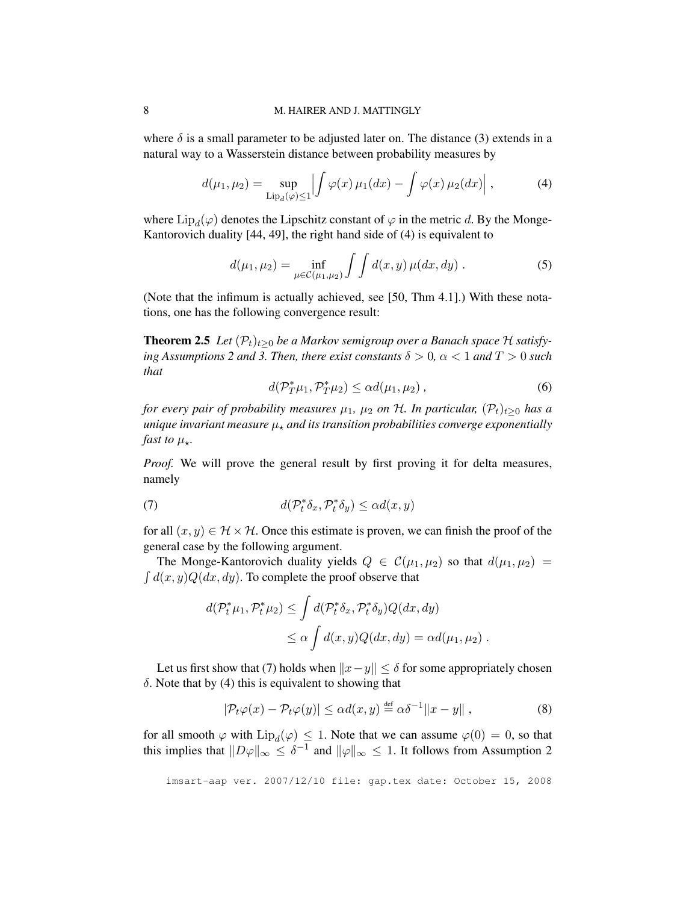where $\delta$ is a small parameter to be adjusted later on. The distance (3) extends in a natural way to a Wasserstein distance between probability measures by

$$d(\mu_1, \mu_2) = \sup_{\mathrm{Lip}_d(\varphi) \le 1} \Big| \int \varphi(x)\, \mu_1(dx) - \int \varphi(x)\, \mu_2(dx) \Big| \;, \tag{4}$$

where $\mathrm{Lip}_d(\varphi)$ denotes the Lipschitz constant of $\varphi$ in the metric $d$. By the Monge-Kantorovich duality [44, 49], the right hand side of (4) is equivalent to

$$d(\mu_1, \mu_2) = \inf_{\mu \in \mathcal{C}(\mu_1, \mu_2)} \int \int d(x, y)\, \mu(dx, dy) \;. \tag{5}$$

(Note that the infimum is actually achieved, see [50, Thm 4.1].) With these notations, one has the following convergence result:

**Theorem 2.5** *Let $(\mathcal{P}_t)_{t \ge 0}$ be a Markov semigroup over a Banach space $\mathcal{H}$ satisfying Assumptions 2 and 3. Then, there exist constants $\delta > 0$, $\alpha < 1$ and $T > 0$ such that*

$$d(\mathcal{P}_T^* \mu_1, \mathcal{P}_T^* \mu_2) \le \alpha d(\mu_1, \mu_2) \;, \tag{6}$$

*for every pair of probability measures $\mu_1$, $\mu_2$ on $\mathcal{H}$. In particular, $(\mathcal{P}_t)_{t \ge 0}$ has a unique invariant measure $\mu_\star$ and its transition probabilities converge exponentially fast to $\mu_\star$.*

*Proof.* We will prove the general result by first proving it for delta measures, namely

$$d(\mathcal{P}_t^* \delta_x, \mathcal{P}_t^* \delta_y) \le \alpha d(x, y) \tag{7}$$

for all $(x, y) \in \mathcal{H} \times \mathcal{H}$. Once this estimate is proven, we can finish the proof of the general case by the following argument.

The Monge-Kantorovich duality yields $Q \in \mathcal{C}(\mu_1, \mu_2)$ so that $d(\mu_1, \mu_2) = \int d(x, y) Q(dx, dy)$. To complete the proof observe that

$$\begin{aligned} d(\mathcal{P}_t^* \mu_1, \mathcal{P}_t^* \mu_2) &\le \int d(\mathcal{P}_t^* \delta_x, \mathcal{P}_t^* \delta_y) Q(dx, dy) \\ &\le \alpha \int d(x, y) Q(dx, dy) = \alpha d(\mu_1, \mu_2) \;. \end{aligned}$$

Let us first show that (7) holds when $\|x - y\| \le \delta$ for some appropriately chosen $\delta$. Note that by (4) this is equivalent to showing that

$$|\mathcal{P}_t \varphi(x) - \mathcal{P}_t \varphi(y)| \le \alpha d(x, y) \stackrel{\text{def}}{=} \alpha \delta^{-1} \|x - y\| \;, \tag{8}$$

for all smooth $\varphi$ with $\mathrm{Lip}_d(\varphi) \le 1$. Note that we can assume $\varphi(0) = 0$, so that this implies that $\|D\varphi\|_\infty \le \delta^{-1}$ and $\|\varphi\|_\infty \le 1$. It follows from Assumption 2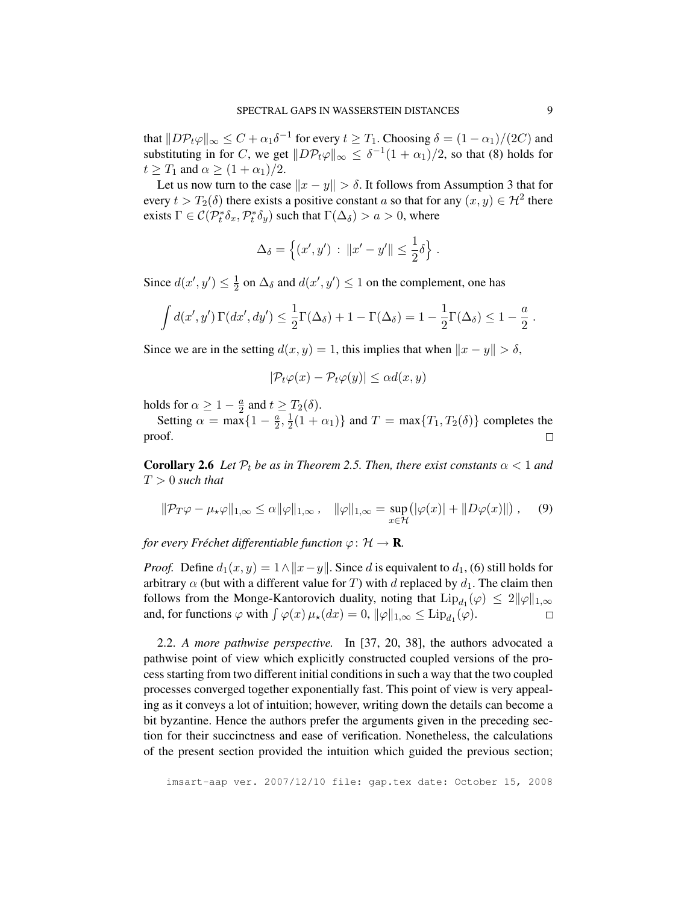that $\|D\mathcal{P}_t\varphi\|_\infty \leq C + \alpha_1\delta^{-1}$ for every $t \geq T_1$. Choosing $\delta = (1-\alpha_1)/(2C)$ and substituting in for $C$, we get $\|D\mathcal{P}_t\varphi\|_\infty \leq \delta^{-1}(1+\alpha_1)/2$, so that (8) holds for $t \geq T_1$ and $\alpha \geq (1+\alpha_1)/2$.

Let us now turn to the case $\|x-y\| > \delta$. It follows from Assumption 3 that for every $t > T_2(\delta)$ there exists a positive constant $a$ so that for any $(x,y) \in \mathcal{H}^2$ there exists $\Gamma \in \mathcal{C}(\mathcal{P}_t^*\delta_x, \mathcal{P}_t^*\delta_y)$ such that $\Gamma(\Delta_\delta) > a > 0$, where

$$\Delta_\delta = \Big\{(x',y') \,:\, \|x'-y'\| \leq \frac{1}{2}\delta\Big\}\;.$$

Since $d(x',y') \leq \frac{1}{2}$ on $\Delta_\delta$ and $d(x',y') \leq 1$ on the complement, one has

$$\int d(x',y')\,\Gamma(dx',dy') \leq \frac{1}{2}\Gamma(\Delta_\delta) + 1 - \Gamma(\Delta_\delta) = 1 - \frac{1}{2}\Gamma(\Delta_\delta) \leq 1 - \frac{a}{2}\;.$$

Since we are in the setting $d(x,y) = 1$, this implies that when $\|x-y\| > \delta$,

$$|\mathcal{P}_t\varphi(x) - \mathcal{P}_t\varphi(y)| \leq \alpha d(x,y)$$

holds for $\alpha \geq 1 - \frac{a}{2}$ and $t \geq T_2(\delta)$.

Setting $\alpha = \max\{1-\frac{a}{2}, \frac{1}{2}(1+\alpha_1)\}$ and $T = \max\{T_1, T_2(\delta)\}$ completes the proof. □

**Corollary 2.6** *Let $\mathcal{P}_t$ be as in Theorem 2.5. Then, there exist constants $\alpha < 1$ and $T > 0$ such that*

$$\|\mathcal{P}_T\varphi - \mu_\star\varphi\|_{1,\infty} \leq \alpha\|\varphi\|_{1,\infty}\;, \quad \|\varphi\|_{1,\infty} = \sup_{x\in\mathcal{H}}\big(|\varphi(x)| + \|D\varphi(x)\|\big)\;, \qquad (9)$$

*for every Fréchet differentiable function $\varphi\colon \mathcal{H} \to \mathbf{R}$.*

*Proof.* Define $d_1(x,y) = 1 \wedge \|x-y\|$. Since $d$ is equivalent to $d_1$, (6) still holds for arbitrary $\alpha$ (but with a different value for $T$) with $d$ replaced by $d_1$. The claim then follows from the Monge-Kantorovich duality, noting that $\mathrm{Lip}_{d_1}(\varphi) \leq 2\|\varphi\|_{1,\infty}$ and, for functions $\varphi$ with $\int \varphi(x)\,\mu_\star(dx) = 0$, $\|\varphi\|_{1,\infty} \leq \mathrm{Lip}_{d_1}(\varphi)$. □

2.2. *A more pathwise perspective.* In [37, 20, 38], the authors advocated a pathwise point of view which explicitly constructed coupled versions of the process starting from two different initial conditions in such a way that the two coupled processes converged together exponentially fast. This point of view is very appealing as it conveys a lot of intuition; however, writing down the details can become a bit byzantine. Hence the authors prefer the arguments given in the preceding section for their succinctness and ease of verification. Nonetheless, the calculations of the present section provided the intuition which guided the previous section;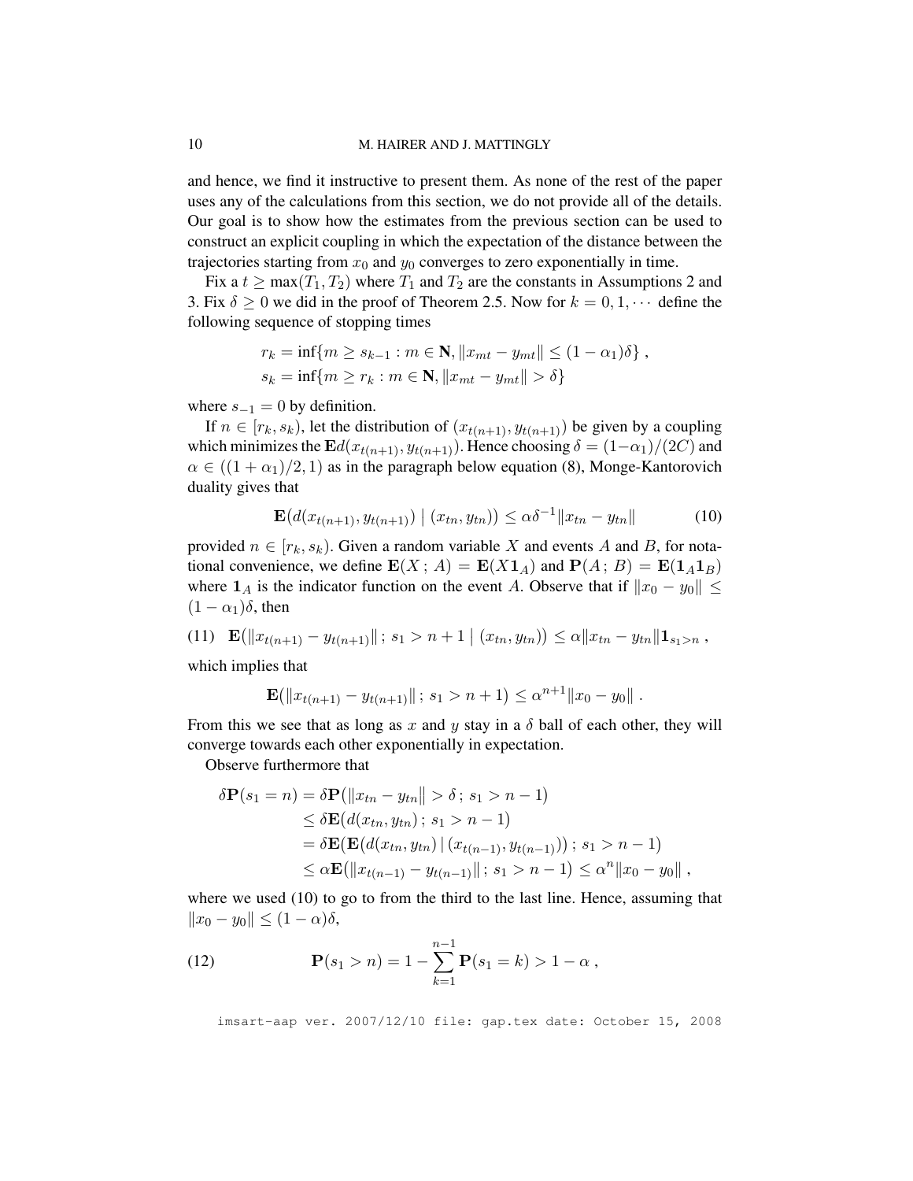and hence, we find it instructive to present them. As none of the rest of the paper uses any of the calculations from this section, we do not provide all of the details. Our goal is to show how the estimates from the previous section can be used to construct an explicit coupling in which the expectation of the distance between the trajectories starting from $x_0$ and $y_0$ converges to zero exponentially in time.

Fix a $t \geq \max(T_1, T_2)$ where $T_1$ and $T_2$ are the constants in Assumptions 2 and 3. Fix $\delta \geq 0$ we did in the proof of Theorem 2.5. Now for $k = 0, 1, \cdots$ define the following sequence of stopping times

$$
\begin{aligned}
r_k &= \inf\{m \geq s_{k-1} : m \in \mathbf{N}, \|x_{mt} - y_{mt}\| \leq (1-\alpha_1)\delta\} , \\
s_k &= \inf\{m \geq r_k : m \in \mathbf{N}, \|x_{mt} - y_{mt}\| > \delta\}
\end{aligned}
$$

where $s_{-1} = 0$ by definition.

If $n \in [r_k, s_k)$, let the distribution of $(x_{t(n+1)}, y_{t(n+1)})$ be given by a coupling which minimizes the $\mathbf{E}d(x_{t(n+1)}, y_{t(n+1)})$. Hence choosing $\delta = (1-\alpha_1)/(2C)$ and $\alpha \in ((1+\alpha_1)/2, 1)$ as in the paragraph below equation (8), Monge-Kantorovich duality gives that

$$
\mathbf{E}\big(d(x_{t(n+1)}, y_{t(n+1)}) \mid (x_{tn}, y_{tn})\big) \leq \alpha \delta^{-1} \|x_{tn} - y_{tn}\| \tag{10}
$$

provided $n \in [r_k, s_k)$. Given a random variable $X$ and events $A$ and $B$, for notational convenience, we define $\mathbf{E}(X\,;\,A) = \mathbf{E}(X\mathbf{1}_A)$ and $\mathbf{P}(A\,;\,B) = \mathbf{E}(\mathbf{1}_A\mathbf{1}_B)$ where $\mathbf{1}_A$ is the indicator function on the event $A$. Observe that if $\|x_0 - y_0\| \leq (1-\alpha_1)\delta$, then

$$
\mathbf{E}\big(\|x_{t(n+1)} - y_{t(n+1)}\|\,;\, s_1 > n+1 \mid (x_{tn}, y_{tn})\big) \leq \alpha \|x_{tn} - y_{tn}\| \mathbf{1}_{s_1 > n} \,, \tag{11}
$$

which implies that

$$
\mathbf{E}\big(\|x_{t(n+1)} - y_{t(n+1)}\|\,;\, s_1 > n+1\big) \leq \alpha^{n+1} \|x_0 - y_0\| \,.
$$

From this we see that as long as $x$ and $y$ stay in a $\delta$ ball of each other, they will converge towards each other exponentially in expectation.

Observe furthermore that

$$
\begin{aligned}
\delta \mathbf{P}(s_1 = n) &= \delta \mathbf{P}\big(\|x_{tn} - y_{tn}\| > \delta\,;\, s_1 > n-1\big) \\
&\leq \delta \mathbf{E}\big(d(x_{tn}, y_{tn})\,;\, s_1 > n-1\big) \\
&= \delta \mathbf{E}\big(\mathbf{E}\big(d(x_{tn}, y_{tn}) \,|\, (x_{t(n-1)}, y_{t(n-1)})\big)\,;\, s_1 > n-1\big) \\
&\leq \alpha \mathbf{E}\big(\|x_{t(n-1)} - y_{t(n-1)}\|\,;\, s_1 > n-1\big) \leq \alpha^n \|x_0 - y_0\| \,,
\end{aligned}
$$

where we used (10) to go to from the third to the last line. Hence, assuming that $\|x_0 - y_0\| \leq (1-\alpha)\delta$,

$$
\mathbf{P}(s_1 > n) = 1 - \sum_{k=1}^{n-1} \mathbf{P}(s_1 = k) > 1 - \alpha \,, \tag{12}
$$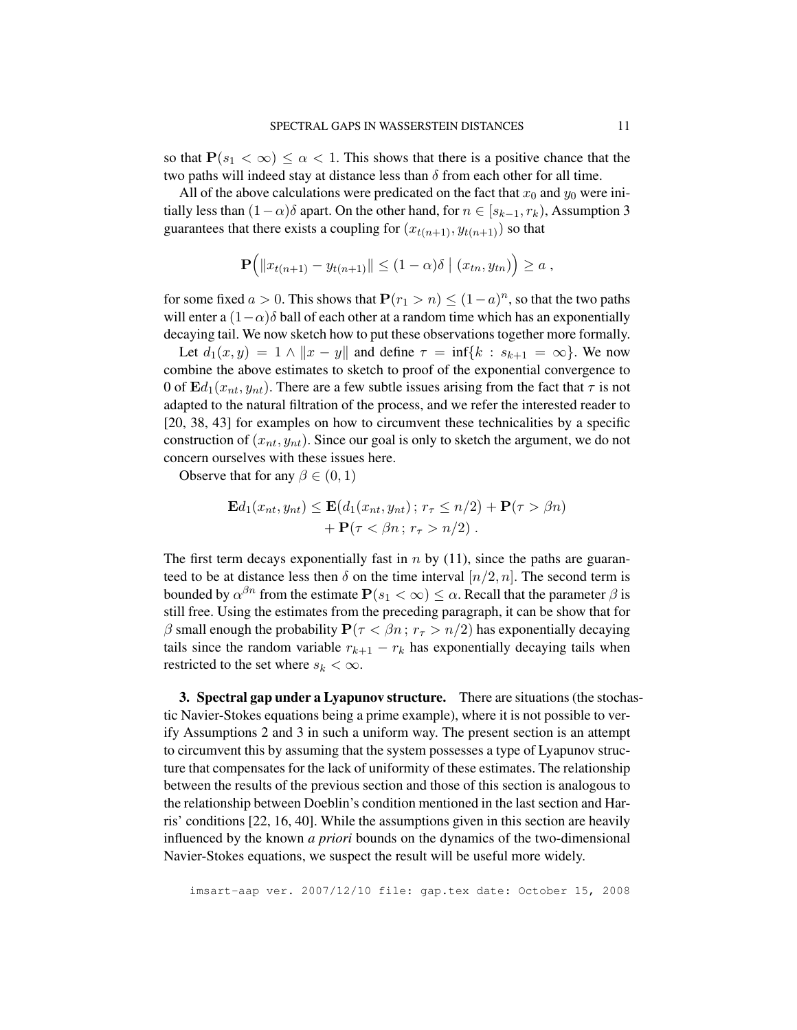so that $\mathbf{P}(s_1 < \infty) \le \alpha < 1$. This shows that there is a positive chance that the two paths will indeed stay at distance less than $\delta$ from each other for all time.

All of the above calculations were predicated on the fact that $x_0$ and $y_0$ were initially less than $(1-\alpha)\delta$ apart. On the other hand, for $n \in [s_{k-1}, r_k)$, Assumption 3 guarantees that there exists a coupling for $(x_{t(n+1)}, y_{t(n+1)})$ so that

$$\mathbf{P}\Big(\|x_{t(n+1)} - y_{t(n+1)}\| \le (1-\alpha)\delta \mid (x_{tn}, y_{tn})\Big) \ge a\;,$$

for some fixed $a > 0$. This shows that $\mathbf{P}(r_1 > n) \le (1-a)^n$, so that the two paths will enter a $(1-\alpha)\delta$ ball of each other at a random time which has an exponentially decaying tail. We now sketch how to put these observations together more formally.

Let $d_1(x, y) = 1 \wedge \|x - y\|$ and define $\tau = \inf\{k : s_{k+1} = \infty\}$. We now combine the above estimates to sketch to proof of the exponential convergence to 0 of $\mathbf{E}d_1(x_{nt}, y_{nt})$. There are a few subtle issues arising from the fact that $\tau$ is not adapted to the natural filtration of the process, and we refer the interested reader to [20, 38, 43] for examples on how to circumvent these technicalities by a specific construction of $(x_{nt}, y_{nt})$. Since our goal is only to sketch the argument, we do not concern ourselves with these issues here.

Observe that for any $\beta \in (0, 1)$

$$\begin{aligned}\mathbf{E}d_1(x_{nt}, y_{nt}) \le \mathbf{E}\big(d_1(x_{nt}, y_{nt})\,;\, r_\tau \le n/2\big) + \mathbf{P}(\tau > \beta n) \\ + \mathbf{P}(\tau < \beta n\,;\, r_\tau > n/2)\;.\end{aligned}$$

The first term decays exponentially fast in $n$ by (11), since the paths are guaranteed to be at distance less then $\delta$ on the time interval $[n/2, n]$. The second term is bounded by $\alpha^{\beta n}$ from the estimate $\mathbf{P}(s_1 < \infty) \le \alpha$. Recall that the parameter $\beta$ is still free. Using the estimates from the preceding paragraph, it can be show that for $\beta$ small enough the probability $\mathbf{P}(\tau < \beta n\,;\, r_\tau > n/2)$ has exponentially decaying tails since the random variable $r_{k+1} - r_k$ has exponentially decaying tails when restricted to the set where $s_k < \infty$.

## 3. Spectral gap under a Lyapunov structure.

There are situations (the stochastic Navier-Stokes equations being a prime example), where it is not possible to verify Assumptions 2 and 3 in such a uniform way. The present section is an attempt to circumvent this by assuming that the system possesses a type of Lyapunov structure that compensates for the lack of uniformity of these estimates. The relationship between the results of the previous section and those of this section is analogous to the relationship between Doeblin's condition mentioned in the last section and Harris' conditions [22, 16, 40]. While the assumptions given in this section are heavily influenced by the known *a priori* bounds on the dynamics of the two-dimensional Navier-Stokes equations, we suspect the result will be useful more widely.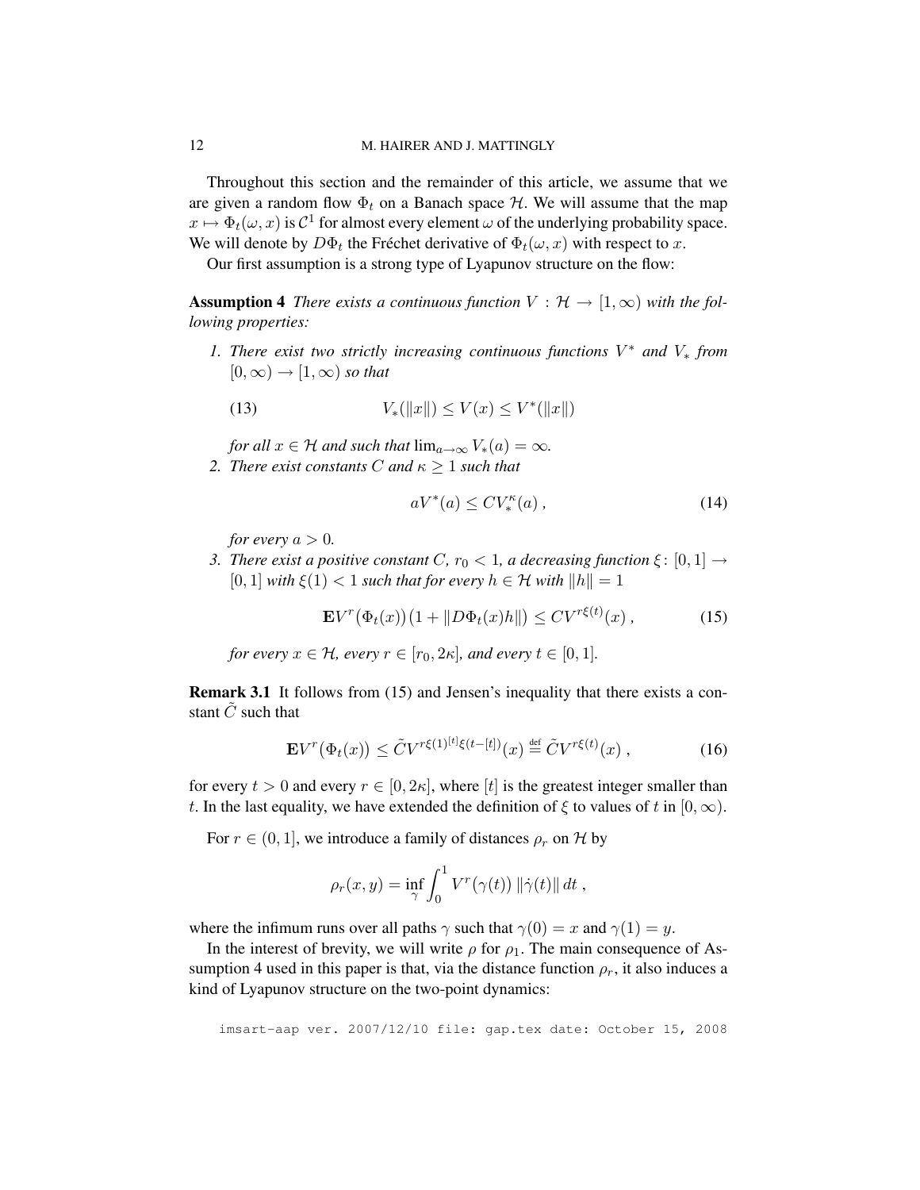Throughout this section and the remainder of this article, we assume that we are given a random flow $\Phi_t$ on a Banach space $\mathcal{H}$. We will assume that the map $x \mapsto \Phi_t(\omega, x)$ is $\mathcal{C}^1$ for almost every element $\omega$ of the underlying probability space. We will denote by $D\Phi_t$ the Fréchet derivative of $\Phi_t(\omega, x)$ with respect to $x$.

Our first assumption is a strong type of Lyapunov structure on the flow:

**Assumption 4** *There exists a continuous function $V : \mathcal{H} \to [1, \infty)$ with the following properties:*

1. *There exist two strictly increasing continuous functions $V^*$ and $V_*$ from $[0, \infty) \to [1, \infty)$ so that*

$$V_*(\|x\|) \leq V(x) \leq V^*(\|x\|) \tag{13}$$

   *for all $x \in \mathcal{H}$ and such that $\lim_{a \to \infty} V_*(a) = \infty$.*

2. *There exist constants $C$ and $\kappa \geq 1$ such that*

$$a V^*(a) \leq C V_*^\kappa(a)\,, \tag{14}$$

   *for every $a > 0$.*

3. *There exist a positive constant $C$, $r_0 < 1$, a decreasing function $\xi \colon [0,1] \to [0,1]$ with $\xi(1) < 1$ such that for every $h \in \mathcal{H}$ with $\|h\| = 1$*

$$\mathbf{E} V^r\big(\Phi_t(x)\big)\big(1 + \|D\Phi_t(x) h\|\big) \leq C V^{r\xi(t)}(x)\,, \tag{15}$$

   *for every $x \in \mathcal{H}$, every $r \in [r_0, 2\kappa]$, and every $t \in [0,1]$.*

**Remark 3.1** It follows from (15) and Jensen's inequality that there exists a constant $\tilde{C}$ such that

$$\mathbf{E} V^r\big(\Phi_t(x)\big) \leq \tilde{C} V^{r\xi(1)^{[t]}\xi(t-[t])}(x) \stackrel{\text{def}}{=} \tilde{C} V^{r\xi(t)}(x)\,, \tag{16}$$

for every $t > 0$ and every $r \in [0, 2\kappa]$, where $[t]$ is the greatest integer smaller than $t$. In the last equality, we have extended the definition of $\xi$ to values of $t$ in $[0, \infty)$.

For $r \in (0, 1]$, we introduce a family of distances $\rho_r$ on $\mathcal{H}$ by

$$\rho_r(x, y) = \inf_\gamma \int_0^1 V^r\big(\gamma(t)\big)\, \|\dot{\gamma}(t)\|\, dt\,,$$

where the infimum runs over all paths $\gamma$ such that $\gamma(0) = x$ and $\gamma(1) = y$.

In the interest of brevity, we will write $\rho$ for $\rho_1$. The main consequence of Assumption 4 used in this paper is that, via the distance function $\rho_r$, it also induces a kind of Lyapunov structure on the two-point dynamics: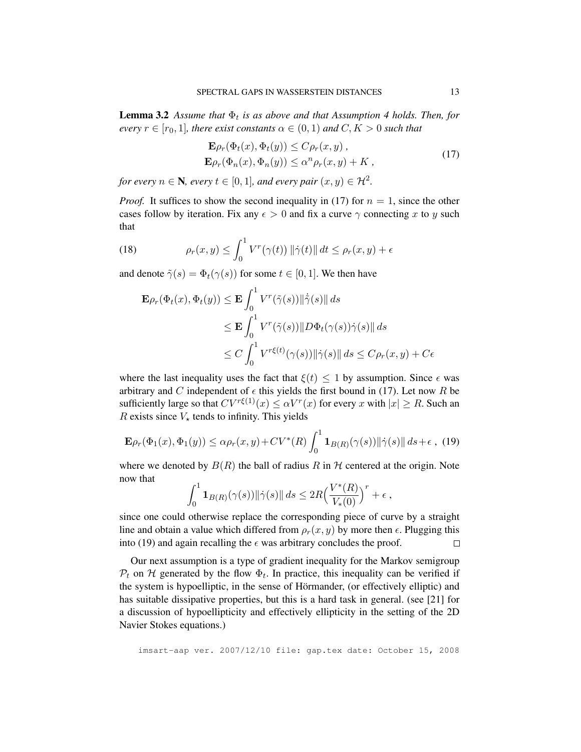**Lemma 3.2** *Assume that $\Phi_t$ is as above and that Assumption 4 holds. Then, for every $r \in [r_0, 1]$, there exist constants $\alpha \in (0,1)$ and $C, K > 0$ such that*

$$
\begin{aligned}
\mathbf{E}\rho_r(\Phi_t(x), \Phi_t(y)) &\leq C\rho_r(x,y)\;, \\
\mathbf{E}\rho_r(\Phi_n(x), \Phi_n(y)) &\leq \alpha^n \rho_r(x,y) + K\;,
\end{aligned}
\tag{17}
$$

*for every $n \in \mathbf{N}$, every $t \in [0,1]$, and every pair $(x,y) \in \mathcal{H}^2$.*

*Proof.* It suffices to show the second inequality in (17) for $n = 1$, since the other cases follow by iteration. Fix any $\epsilon > 0$ and fix a curve $\gamma$ connecting $x$ to $y$ such that

$$
\rho_r(x,y) \leq \int_0^1 V^r(\gamma(t))\, \|\dot\gamma(t)\|\, dt \leq \rho_r(x,y) + \epsilon
\tag{18}
$$

and denote $\tilde\gamma(s) = \Phi_t(\gamma(s))$ for some $t \in [0,1]$. We then have

$$
\begin{aligned}
\mathbf{E}\rho_r(\Phi_t(x), \Phi_t(y)) &\leq \mathbf{E}\int_0^1 V^r(\tilde\gamma(s))\|\dot{\tilde\gamma}(s)\|\, ds \\
&\leq \mathbf{E}\int_0^1 V^r(\tilde\gamma(s))\|D\Phi_t(\gamma(s))\dot\gamma(s)\|\, ds \\
&\leq C\int_0^1 V^{r\xi(t)}(\gamma(s))\|\dot\gamma(s)\|\, ds \leq C\rho_r(x,y) + C\epsilon
\end{aligned}
$$

where the last inequality uses the fact that $\xi(t) \leq 1$ by assumption. Since $\epsilon$ was arbitrary and $C$ independent of $\epsilon$ this yields the first bound in (17). Let now $R$ be sufficiently large so that $CV^{r\xi(1)}(x) \leq \alpha V^r(x)$ for every $x$ with $|x| \geq R$. Such an $R$ exists since $V_\star$ tends to infinity. This yields

$$
\mathbf{E}\rho_r(\Phi_1(x), \Phi_1(y)) \leq \alpha\rho_r(x,y) + CV^*(R)\int_0^1 \mathbf{1}_{B(R)}(\gamma(s))\|\dot\gamma(s)\|\, ds + \epsilon\;,
\tag{19}
$$

where we denoted by $B(R)$ the ball of radius $R$ in $\mathcal{H}$ centered at the origin. Note now that

$$
\int_0^1 \mathbf{1}_{B(R)}(\gamma(s))\|\dot\gamma(s)\|\, ds \leq 2R\Big(\frac{V^*(R)}{V_*(0)}\Big)^r + \epsilon\;,
$$

since one could otherwise replace the corresponding piece of curve by a straight line and obtain a value which differed from $\rho_r(x,y)$ by more then $\epsilon$. Plugging this into (19) and again recalling the $\epsilon$ was arbitrary concludes the proof. □

Our next assumption is a type of gradient inequality for the Markov semigroup $\mathcal{P}_t$ on $\mathcal{H}$ generated by the flow $\Phi_t$. In practice, this inequality can be verified if the system is hypoelliptic, in the sense of Hörmander, (or effectively elliptic) and has suitable dissipative properties, but this is a hard task in general. (see [21] for a discussion of hypoellipticity and effectively ellipticity in the setting of the 2D Navier Stokes equations.)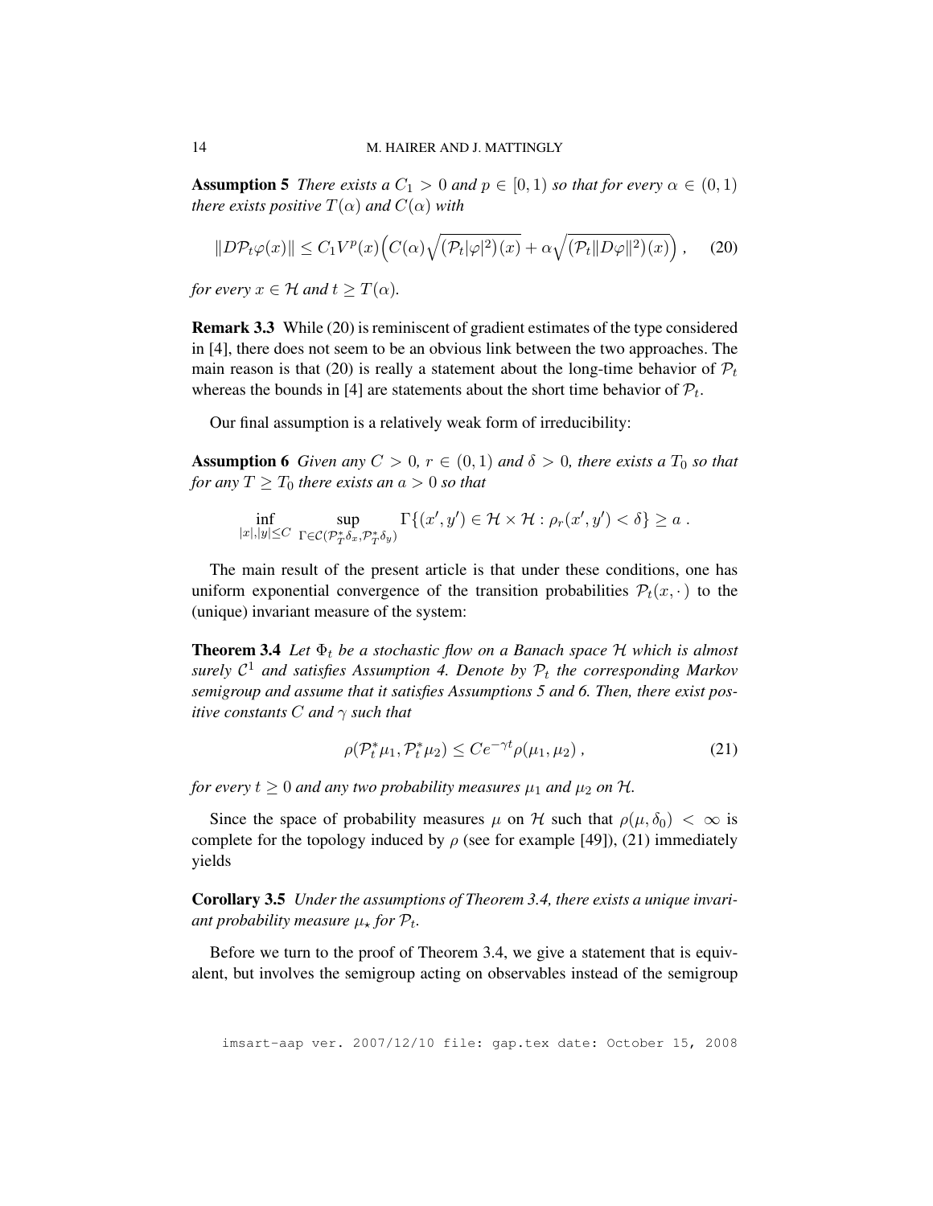**Assumption 5** *There exists a $C_1 > 0$ and $p \in [0,1)$ so that for every $\alpha \in (0,1)$ there exists positive $T(\alpha)$ and $C(\alpha)$ with*

$$\|D\mathcal{P}_t\varphi(x)\| \le C_1 V^p(x)\Big(C(\alpha)\sqrt{(\mathcal{P}_t|\varphi|^2)(x)} + \alpha\sqrt{(\mathcal{P}_t\|D\varphi\|^2)(x)}\Big)\;, \tag{20}$$

*for every $x \in \mathcal{H}$ and $t \ge T(\alpha)$.*

**Remark 3.3** While (20) is reminiscent of gradient estimates of the type considered in [4], there does not seem to be an obvious link between the two approaches. The main reason is that (20) is really a statement about the long-time behavior of $\mathcal{P}_t$ whereas the bounds in [4] are statements about the short time behavior of $\mathcal{P}_t$.

Our final assumption is a relatively weak form of irreducibility:

**Assumption 6** *Given any $C > 0$, $r \in (0,1)$ and $\delta > 0$, there exists a $T_0$ so that for any $T \ge T_0$ there exists an $a > 0$ so that*

$$\inf_{|x|,|y|\le C}\ \sup_{\Gamma\in\mathcal{C}(\mathcal{P}_T^*\delta_x,\mathcal{P}_T^*\delta_y)} \Gamma\{(x',y') \in \mathcal{H}\times\mathcal{H} : \rho_r(x',y') < \delta\} \ge a\;.$$

The main result of the present article is that under these conditions, one has uniform exponential convergence of the transition probabilities $\mathcal{P}_t(x,\cdot\,)$ to the (unique) invariant measure of the system:

**Theorem 3.4** *Let $\Phi_t$ be a stochastic flow on a Banach space $\mathcal{H}$ which is almost surely $\mathcal{C}^1$ and satisfies Assumption 4. Denote by $\mathcal{P}_t$ the corresponding Markov semigroup and assume that it satisfies Assumptions 5 and 6. Then, there exist positive constants $C$ and $\gamma$ such that*

$$\rho(\mathcal{P}_t^*\mu_1, \mathcal{P}_t^*\mu_2) \le Ce^{-\gamma t}\rho(\mu_1,\mu_2)\;, \tag{21}$$

*for every $t \ge 0$ and any two probability measures $\mu_1$ and $\mu_2$ on $\mathcal{H}$.*

Since the space of probability measures $\mu$ on $\mathcal{H}$ such that $\rho(\mu,\delta_0) < \infty$ is complete for the topology induced by $\rho$ (see for example [49]), (21) immediately yields

**Corollary 3.5** *Under the assumptions of Theorem 3.4, there exists a unique invariant probability measure $\mu_\star$ for $\mathcal{P}_t$.*

Before we turn to the proof of Theorem 3.4, we give a statement that is equivalent, but involves the semigroup acting on observables instead of the semigroup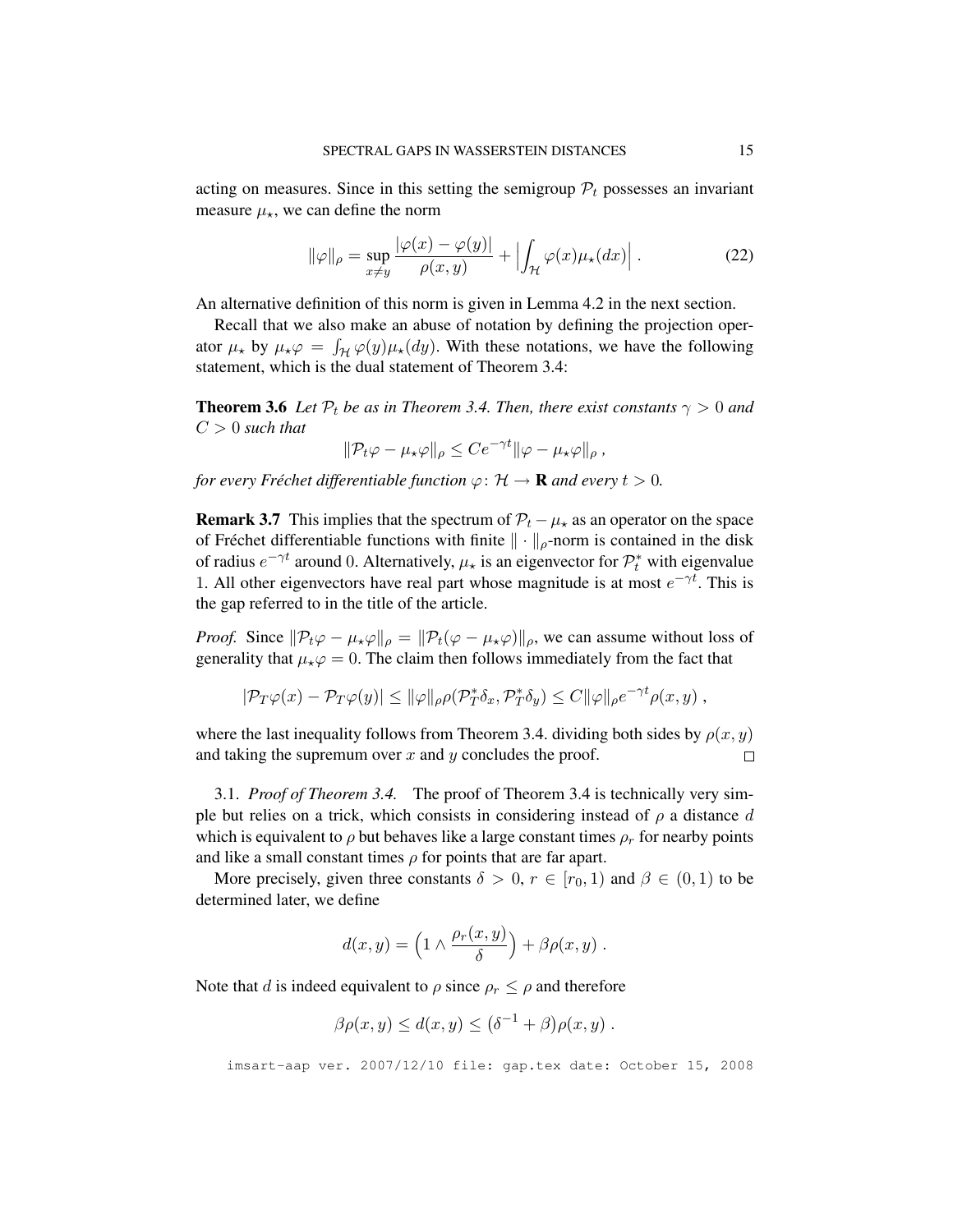acting on measures. Since in this setting the semigroup $\mathcal{P}_t$ possesses an invariant measure $\mu_\star$, we can define the norm

$$\|\varphi\|_\rho = \sup_{x\neq y} \frac{|\varphi(x)-\varphi(y)|}{\rho(x,y)} + \Big|\int_{\mathcal{H}} \varphi(x)\mu_\star(dx)\Big| . \tag{22}$$

An alternative definition of this norm is given in Lemma 4.2 in the next section.

Recall that we also make an abuse of notation by defining the projection operator $\mu_\star$ by $\mu_\star\varphi = \int_{\mathcal{H}} \varphi(y)\mu_\star(dy)$. With these notations, we have the following statement, which is the dual statement of Theorem 3.4:

**Theorem 3.6** *Let $\mathcal{P}_t$ be as in Theorem 3.4. Then, there exist constants $\gamma > 0$ and $C > 0$ such that*

$$\|\mathcal{P}_t\varphi - \mu_\star\varphi\|_\rho \leq Ce^{-\gamma t}\|\varphi - \mu_\star\varphi\|_\rho ,$$

*for every Fréchet differentiable function $\varphi\colon \mathcal{H} \to \mathbf{R}$ and every $t > 0$.*

**Remark 3.7** This implies that the spectrum of $\mathcal{P}_t - \mu_\star$ as an operator on the space of Fréchet differentiable functions with finite $\|\cdot\|_\rho$-norm is contained in the disk of radius $e^{-\gamma t}$ around $0$. Alternatively, $\mu_\star$ is an eigenvector for $\mathcal{P}_t^*$ with eigenvalue $1$. All other eigenvectors have real part whose magnitude is at most $e^{-\gamma t}$. This is the gap referred to in the title of the article.

*Proof.* Since $\|\mathcal{P}_t\varphi - \mu_\star\varphi\|_\rho = \|\mathcal{P}_t(\varphi - \mu_\star\varphi)\|_\rho$, we can assume without loss of generality that $\mu_\star\varphi = 0$. The claim then follows immediately from the fact that

$$|\mathcal{P}_T\varphi(x) - \mathcal{P}_T\varphi(y)| \leq \|\varphi\|_\rho \rho(\mathcal{P}_T^*\delta_x, \mathcal{P}_T^*\delta_y) \leq C\|\varphi\|_\rho e^{-\gamma t}\rho(x,y) ,$$

where the last inequality follows from Theorem 3.4. dividing both sides by $\rho(x,y)$ and taking the supremum over $x$ and $y$ concludes the proof. ☐

3.1. *Proof of Theorem 3.4.* The proof of Theorem 3.4 is technically very simple but relies on a trick, which consists in considering instead of $\rho$ a distance $d$ which is equivalent to $\rho$ but behaves like a large constant times $\rho_r$ for nearby points and like a small constant times $\rho$ for points that are far apart.

More precisely, given three constants $\delta > 0$, $r \in [r_0, 1)$ and $\beta \in (0,1)$ to be determined later, we define

$$d(x,y) = \Big(1 \wedge \frac{\rho_r(x,y)}{\delta}\Big) + \beta\rho(x,y) .$$

Note that $d$ is indeed equivalent to $\rho$ since $\rho_r \leq \rho$ and therefore

$$\beta\rho(x,y) \leq d(x,y) \leq (\delta^{-1} + \beta)\rho(x,y) .$$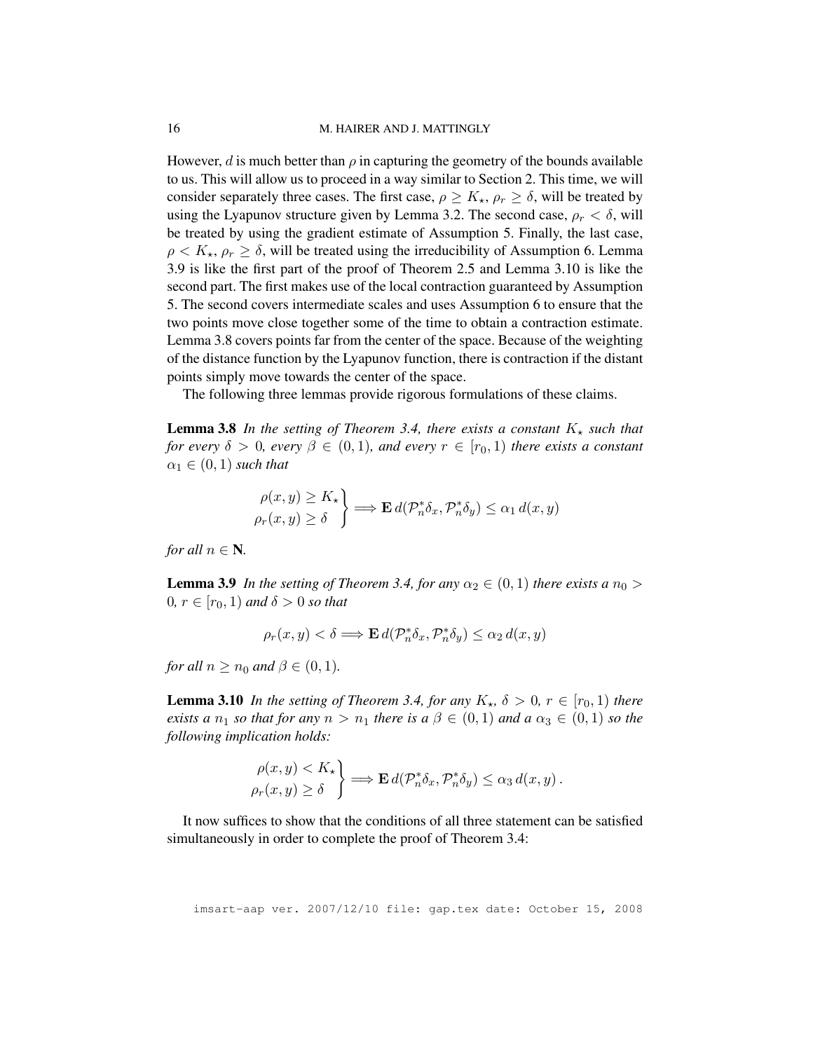However, $d$ is much better than $\rho$ in capturing the geometry of the bounds available to us. This will allow us to proceed in a way similar to Section 2. This time, we will consider separately three cases. The first case, $\rho \geq K_\star$, $\rho_r \geq \delta$, will be treated by using the Lyapunov structure given by Lemma 3.2. The second case, $\rho_r < \delta$, will be treated by using the gradient estimate of Assumption 5. Finally, the last case, $\rho < K_\star$, $\rho_r \geq \delta$, will be treated using the irreducibility of Assumption 6. Lemma 3.9 is like the first part of the proof of Theorem 2.5 and Lemma 3.10 is like the second part. The first makes use of the local contraction guaranteed by Assumption 5. The second covers intermediate scales and uses Assumption 6 to ensure that the two points move close together some of the time to obtain a contraction estimate. Lemma 3.8 covers points far from the center of the space. Because of the weighting of the distance function by the Lyapunov function, there is contraction if the distant points simply move towards the center of the space.

The following three lemmas provide rigorous formulations of these claims.

**Lemma 3.8** *In the setting of Theorem 3.4, there exists a constant $K_\star$ such that for every $\delta > 0$, every $\beta \in (0,1)$, and every $r \in [r_0, 1)$ there exists a constant $\alpha_1 \in (0,1)$ such that*

$$\left.\begin{aligned} \rho(x,y) &\geq K_\star \\ \rho_r(x,y) &\geq \delta \end{aligned}\right\} \Longrightarrow \mathbf{E}\, d(\mathcal{P}_n^* \delta_x, \mathcal{P}_n^* \delta_y) \leq \alpha_1\, d(x,y)$$

*for all $n \in \mathbf{N}$.*

**Lemma 3.9** *In the setting of Theorem 3.4, for any $\alpha_2 \in (0,1)$ there exists a $n_0 > 0$, $r \in [r_0, 1)$ and $\delta > 0$ so that*

$$\rho_r(x,y) < \delta \Longrightarrow \mathbf{E}\, d(\mathcal{P}_n^* \delta_x, \mathcal{P}_n^* \delta_y) \leq \alpha_2\, d(x,y)$$

*for all $n \geq n_0$ and $\beta \in (0,1)$.*

**Lemma 3.10** *In the setting of Theorem 3.4, for any $K_\star$, $\delta > 0$, $r \in [r_0, 1)$ there exists a $n_1$ so that for any $n > n_1$ there is a $\beta \in (0,1)$ and a $\alpha_3 \in (0,1)$ so the following implication holds:*

$$\left.\begin{aligned} \rho(x,y) &< K_\star \\ \rho_r(x,y) &\geq \delta \end{aligned}\right\} \Longrightarrow \mathbf{E}\, d(\mathcal{P}_n^* \delta_x, \mathcal{P}_n^* \delta_y) \leq \alpha_3\, d(x,y)\,.$$

It now suffices to show that the conditions of all three statement can be satisfied simultaneously in order to complete the proof of Theorem 3.4: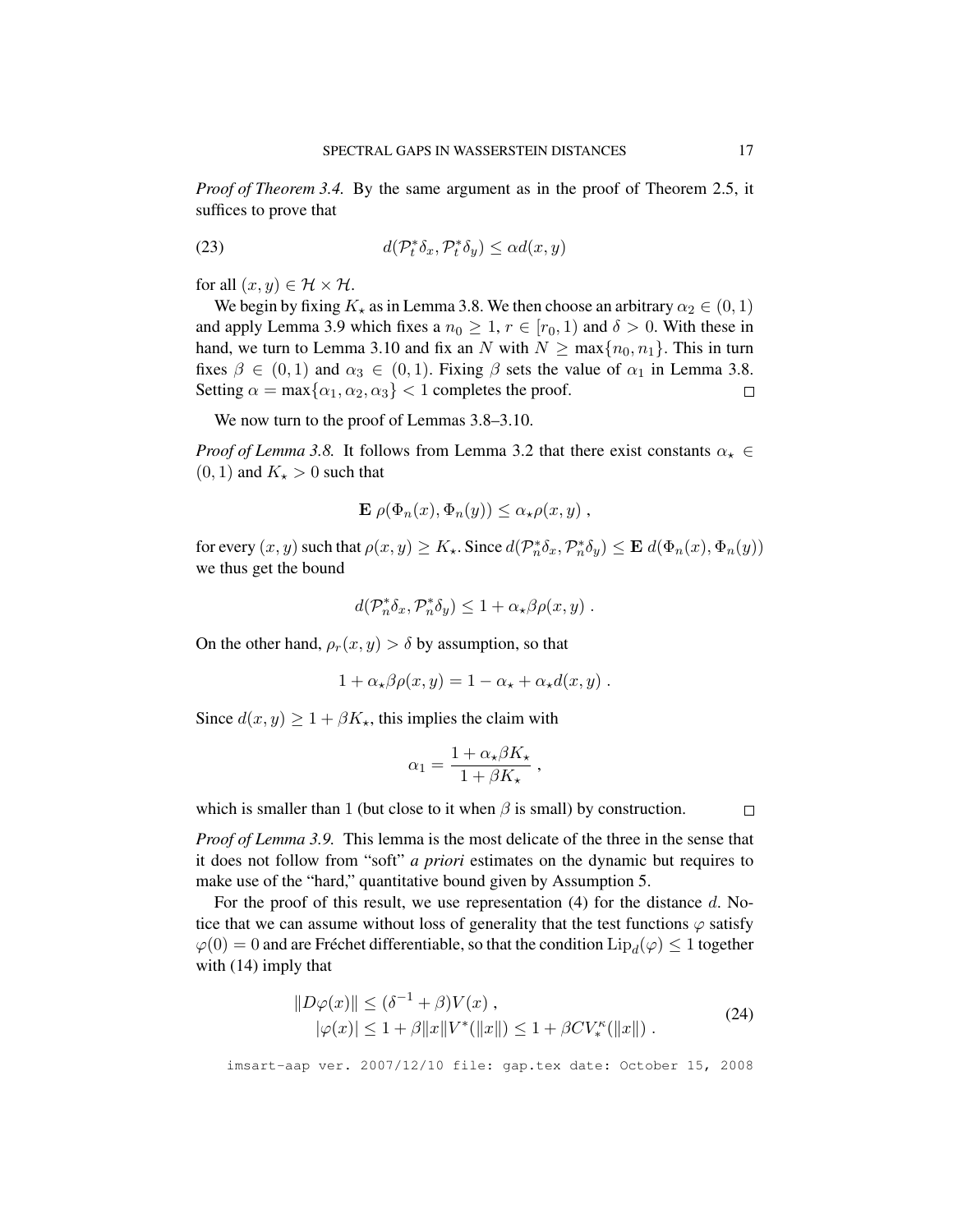*Proof of Theorem 3.4.* By the same argument as in the proof of Theorem 2.5, it suffices to prove that

$$d(\mathcal{P}_t^* \delta_x, \mathcal{P}_t^* \delta_y) \le \alpha d(x, y) \tag{23}$$

for all $(x, y) \in \mathcal{H} \times \mathcal{H}$.

We begin by fixing $K_\star$ as in Lemma 3.8. We then choose an arbitrary $\alpha_2 \in (0,1)$ and apply Lemma 3.9 which fixes a $n_0 \ge 1$, $r \in [r_0, 1)$ and $\delta > 0$. With these in hand, we turn to Lemma 3.10 and fix an $N$ with $N \ge \max\{n_0, n_1\}$. This in turn fixes $\beta \in (0,1)$ and $\alpha_3 \in (0,1)$. Fixing $\beta$ sets the value of $\alpha_1$ in Lemma 3.8. Setting $\alpha = \max\{\alpha_1, \alpha_2, \alpha_3\} < 1$ completes the proof. $\square$

We now turn to the proof of Lemmas 3.8–3.10.

*Proof of Lemma 3.8.* It follows from Lemma 3.2 that there exist constants $\alpha_\star \in (0,1)$ and $K_\star > 0$ such that

$$\mathbf{E}\, \rho(\Phi_n(x), \Phi_n(y)) \le \alpha_\star \rho(x, y)\;,$$

for every $(x, y)$ such that $\rho(x, y) \ge K_\star$. Since $d(\mathcal{P}_n^* \delta_x, \mathcal{P}_n^* \delta_y) \le \mathbf{E}\, d(\Phi_n(x), \Phi_n(y))$ we thus get the bound

$$d(\mathcal{P}_n^* \delta_x, \mathcal{P}_n^* \delta_y) \le 1 + \alpha_\star \beta \rho(x, y)\;.$$

On the other hand, $\rho_r(x, y) > \delta$ by assumption, so that

$$1 + \alpha_\star \beta \rho(x, y) = 1 - \alpha_\star + \alpha_\star d(x, y)\;.$$

Since $d(x, y) \ge 1 + \beta K_\star$, this implies the claim with

$$\alpha_1 = \frac{1 + \alpha_\star \beta K_\star}{1 + \beta K_\star}\;,$$

which is smaller than 1 (but close to it when $\beta$ is small) by construction. $\square$

*Proof of Lemma 3.9.* This lemma is the most delicate of the three in the sense that it does not follow from "soft" *a priori* estimates on the dynamic but requires to make use of the "hard," quantitative bound given by Assumption 5.

For the proof of this result, we use representation (4) for the distance $d$. Notice that we can assume without loss of generality that the test functions $\varphi$ satisfy $\varphi(0) = 0$ and are Fréchet differentiable, so that the condition $\mathrm{Lip}_d(\varphi) \le 1$ together with (14) imply that

$$\begin{aligned} \|D\varphi(x)\| &\le (\delta^{-1} + \beta) V(x)\;, \\ |\varphi(x)| &\le 1 + \beta \|x\| V^*(\|x\|) \le 1 + \beta C V_*^\kappa(\|x\|)\;. \end{aligned} \tag{24}$$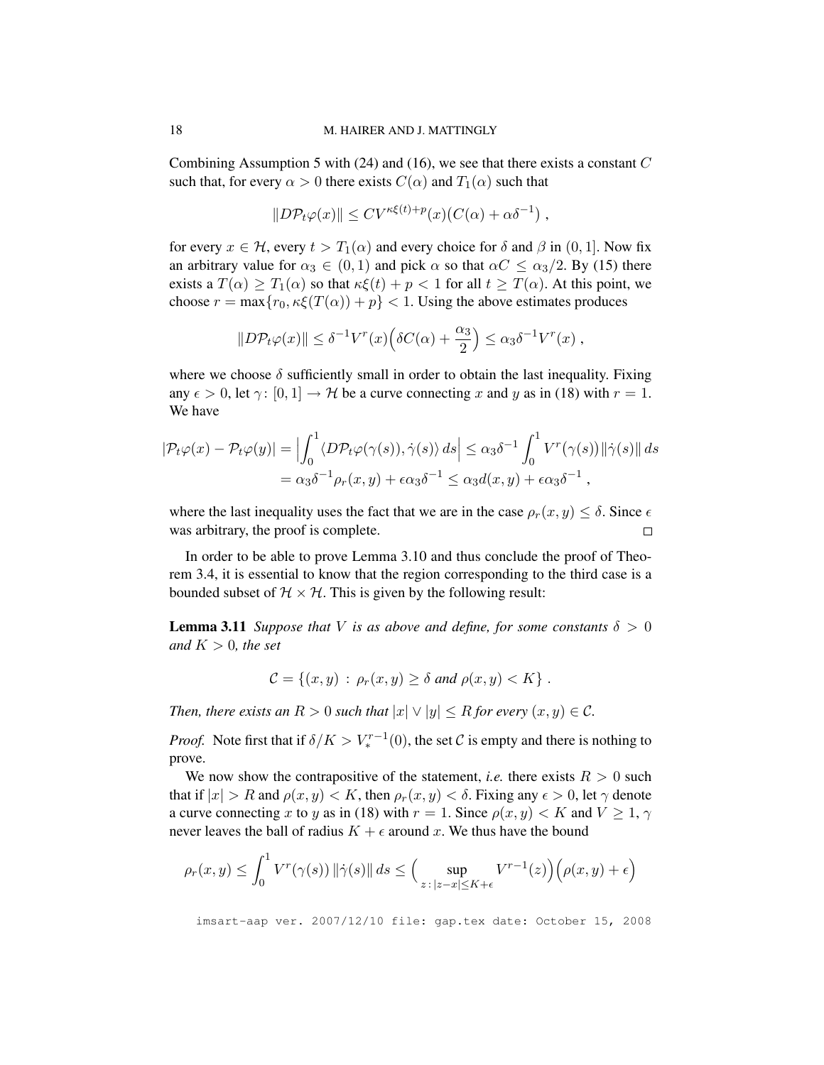Combining Assumption 5 with (24) and (16), we see that there exists a constant $C$ such that, for every $\alpha > 0$ there exists $C(\alpha)$ and $T_1(\alpha)$ such that

$$\|D\mathcal{P}_t\varphi(x)\| \leq CV^{\kappa\xi(t)+p}(x)\big(C(\alpha) + \alpha\delta^{-1}\big)\;,$$

for every $x \in \mathcal{H}$, every $t > T_1(\alpha)$ and every choice for $\delta$ and $\beta$ in $(0,1]$. Now fix an arbitrary value for $\alpha_3 \in (0,1)$ and pick $\alpha$ so that $\alpha C \leq \alpha_3/2$. By (15) there exists a $T(\alpha) \geq T_1(\alpha)$ so that $\kappa\xi(t) + p < 1$ for all $t \geq T(\alpha)$. At this point, we choose $r = \max\{r_0, \kappa\xi(T(\alpha)) + p\} < 1$. Using the above estimates produces

$$\|D\mathcal{P}_t\varphi(x)\| \leq \delta^{-1}V^r(x)\Big(\delta C(\alpha) + \frac{\alpha_3}{2}\Big) \leq \alpha_3\delta^{-1}V^r(x)\;,$$

where we choose $\delta$ sufficiently small in order to obtain the last inequality. Fixing any $\epsilon > 0$, let $\gamma\colon [0,1] \to \mathcal{H}$ be a curve connecting $x$ and $y$ as in (18) with $r = 1$. We have

$$\begin{aligned}
|\mathcal{P}_t\varphi(x) - \mathcal{P}_t\varphi(y)| &= \Big|\int_0^1 \langle D\mathcal{P}_t\varphi(\gamma(s)), \dot\gamma(s)\rangle\, ds\Big| \leq \alpha_3\delta^{-1}\int_0^1 V^r(\gamma(s))\|\dot\gamma(s)\|\, ds \\
&= \alpha_3\delta^{-1}\rho_r(x,y) + \epsilon\alpha_3\delta^{-1} \leq \alpha_3 d(x,y) + \epsilon\alpha_3\delta^{-1}\;,
\end{aligned}$$

where the last inequality uses the fact that we are in the case $\rho_r(x,y) \leq \delta$. Since $\epsilon$ was arbitrary, the proof is complete. $\square$

In order to be able to prove Lemma 3.10 and thus conclude the proof of Theorem 3.4, it is essential to know that the region corresponding to the third case is a bounded subset of $\mathcal{H} \times \mathcal{H}$. This is given by the following result:

**Lemma 3.11** *Suppose that $V$ is as above and define, for some constants $\delta > 0$ and $K > 0$, the set*

$$\mathcal{C} = \{(x,y) \,:\, \rho_r(x,y) \geq \delta \text{ and } \rho(x,y) < K\}\;.$$

*Then, there exists an $R > 0$ such that $|x| \vee |y| \leq R$ for every $(x,y) \in \mathcal{C}$.*

*Proof.* Note first that if $\delta/K > V_*^{r-1}(0)$, the set $\mathcal{C}$ is empty and there is nothing to prove.

We now show the contrapositive of the statement, *i.e.* there exists $R > 0$ such that if $|x| > R$ and $\rho(x,y) < K$, then $\rho_r(x,y) < \delta$. Fixing any $\epsilon > 0$, let $\gamma$ denote a curve connecting $x$ to $y$ as in (18) with $r = 1$. Since $\rho(x,y) < K$ and $V \geq 1$, $\gamma$ never leaves the ball of radius $K + \epsilon$ around $x$. We thus have the bound

$$\rho_r(x,y) \leq \int_0^1 V^r(\gamma(s))\,\|\dot\gamma(s)\|\, ds \leq \Big(\sup_{z\,:\,|z-x|\leq K+\epsilon} V^{r-1}(z)\Big)\Big(\rho(x,y) + \epsilon\Big)$$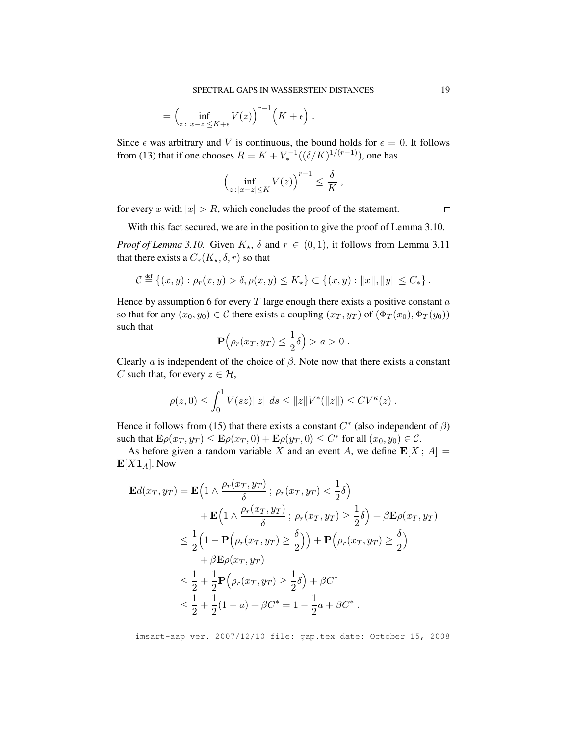$$= \Big(\inf_{z\,:\,|x-z|\le K+\epsilon} V(z)\Big)^{r-1}\Big(K+\epsilon\Big)\;.$$

Since $\epsilon$ was arbitrary and $V$ is continuous, the bound holds for $\epsilon = 0$. It follows from (13) that if one chooses $R = K + V_*^{-1}((\delta/K)^{1/(r-1)})$, one has

$$\Big(\inf_{z\,:\,|x-z|\le K} V(z)\Big)^{r-1} \le \frac{\delta}{K}\;,$$

for every $x$ with $|x| > R$, which concludes the proof of the statement. $\square$

With this fact secured, we are in the position to give the proof of Lemma 3.10.

*Proof of Lemma 3.10.* Given $K_\star$, $\delta$ and $r \in (0,1)$, it follows from Lemma 3.11 that there exists a $C_*(K_\star,\delta,r)$ so that

$$\mathcal{C} \stackrel{\text{def}}{=} \big\{(x,y) : \rho_r(x,y) > \delta, \rho(x,y) \le K_\star\big\} \subset \big\{(x,y) : \|x\|, \|y\| \le C_*\big\}\,.$$

Hence by assumption 6 for every $T$ large enough there exists a positive constant $a$ so that for any $(x_0,y_0) \in \mathcal{C}$ there exists a coupling $(x_T,y_T)$ of $(\Phi_T(x_0),\Phi_T(y_0))$ such that

$$\mathbf{P}\Big(\rho_r(x_T,y_T) \le \frac{1}{2}\delta\Big) > a > 0\;.$$

Clearly $a$ is independent of the choice of $\beta$. Note now that there exists a constant $C$ such that, for every $z \in \mathcal{H}$,

$$\rho(z,0) \le \int_0^1 V(sz)\|z\|\,ds \le \|z\| V^*(\|z\|) \le C V^\kappa(z)\;.$$

Hence it follows from (15) that there exists a constant $C^*$ (also independent of $\beta$) such that $\mathbf{E}\rho(x_T,y_T) \le \mathbf{E}\rho(x_T,0) + \mathbf{E}\rho(y_T,0) \le C^*$ for all $(x_0,y_0) \in \mathcal{C}$.

As before given a random variable $X$ and an event $A$, we define $\mathbf{E}[X\,;\,A] = \mathbf{E}[X\mathbf{1}_A]$. Now

$$\begin{aligned}
\mathbf{E}d(x_T,y_T) &= \mathbf{E}\Big(1 \wedge \frac{\rho_r(x_T,y_T)}{\delta}\,;\,\rho_r(x_T,y_T) < \frac{1}{2}\delta\Big) \\
&\qquad + \mathbf{E}\Big(1 \wedge \frac{\rho_r(x_T,y_T)}{\delta}\,;\,\rho_r(x_T,y_T) \ge \frac{1}{2}\delta\Big) + \beta\mathbf{E}\rho(x_T,y_T) \\
&\le \frac{1}{2}\Big(1 - \mathbf{P}\Big(\rho_r(x_T,y_T) \ge \frac{\delta}{2}\Big)\Big) + \mathbf{P}\Big(\rho_r(x_T,y_T) \ge \frac{\delta}{2}\Big) \\
&\qquad + \beta\mathbf{E}\rho(x_T,y_T) \\
&\le \frac{1}{2} + \frac{1}{2}\mathbf{P}\Big(\rho_r(x_T,y_T) \ge \frac{1}{2}\delta\Big) + \beta C^* \\
&\le \frac{1}{2} + \frac{1}{2}(1-a) + \beta C^* = 1 - \frac{1}{2}a + \beta C^*\;.
\end{aligned}$$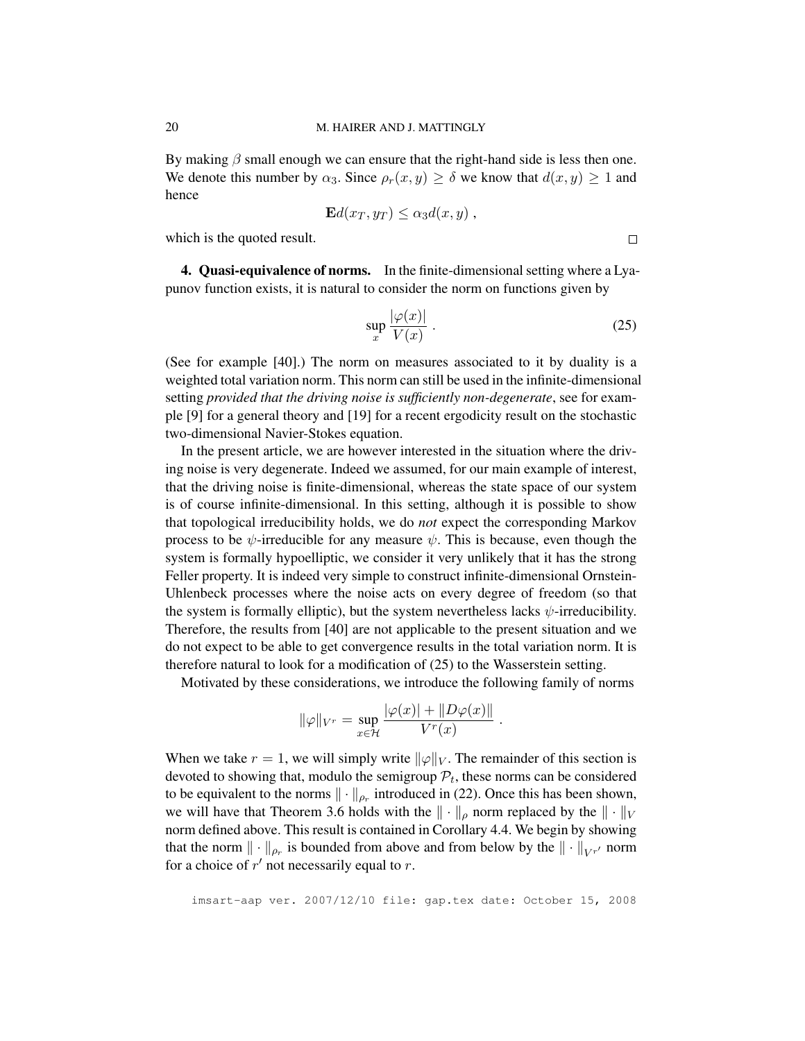By making $\beta$ small enough we can ensure that the right-hand side is less then one. We denote this number by $\alpha_3$. Since $\rho_r(x, y) \geq \delta$ we know that $d(x, y) \geq 1$ and hence

$$\mathbf{E} d(x_T, y_T) \leq \alpha_3 d(x, y) ,$$

which is the quoted result. $\square$

**4. Quasi-equivalence of norms.** In the finite-dimensional setting where a Lyapunov function exists, it is natural to consider the norm on functions given by

$$\sup_x \frac{|\varphi(x)|}{V(x)} . \tag{25}$$

(See for example [40].) The norm on measures associated to it by duality is a weighted total variation norm. This norm can still be used in the infinite-dimensional setting *provided that the driving noise is sufficiently non-degenerate*, see for example [9] for a general theory and [19] for a recent ergodicity result on the stochastic two-dimensional Navier-Stokes equation.

In the present article, we are however interested in the situation where the driving noise is very degenerate. Indeed we assumed, for our main example of interest, that the driving noise is finite-dimensional, whereas the state space of our system is of course infinite-dimensional. In this setting, although it is possible to show that topological irreducibility holds, we do *not* expect the corresponding Markov process to be $\psi$-irreducible for any measure $\psi$. This is because, even though the system is formally hypoelliptic, we consider it very unlikely that it has the strong Feller property. It is indeed very simple to construct infinite-dimensional Ornstein-Uhlenbeck processes where the noise acts on every degree of freedom (so that the system is formally elliptic), but the system nevertheless lacks $\psi$-irreducibility. Therefore, the results from [40] are not applicable to the present situation and we do not expect to be able to get convergence results in the total variation norm. It is therefore natural to look for a modification of (25) to the Wasserstein setting.

Motivated by these considerations, we introduce the following family of norms

$$\|\varphi\|_{V^r} = \sup_{x \in \mathcal{H}} \frac{|\varphi(x)| + \|D\varphi(x)\|}{V^r(x)} .$$

When we take $r = 1$, we will simply write $\|\varphi\|_V$. The remainder of this section is devoted to showing that, modulo the semigroup $\mathcal{P}_t$, these norms can be considered to be equivalent to the norms $\|\cdot\|_{\rho_r}$ introduced in (22). Once this has been shown, we will have that Theorem 3.6 holds with the $\|\cdot\|_\rho$ norm replaced by the $\|\cdot\|_V$ norm defined above. This result is contained in Corollary 4.4. We begin by showing that the norm $\|\cdot\|_{\rho_r}$ is bounded from above and from below by the $\|\cdot\|_{V^{r'}}$ norm for a choice of $r'$ not necessarily equal to $r$.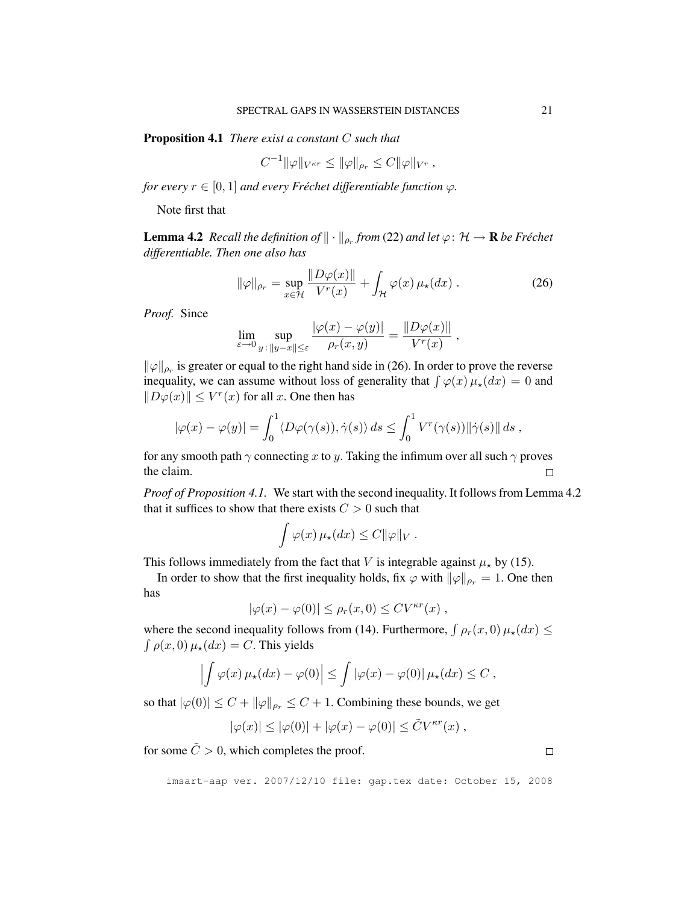**Proposition 4.1** *There exist a constant $C$ such that*

$$C^{-1}\|\varphi\|_{V^{\kappa r}} \leq \|\varphi\|_{\rho_r} \leq C\|\varphi\|_{V^r}\;,$$

*for every $r \in [0,1]$ and every Fréchet differentiable function $\varphi$.*

Note first that

**Lemma 4.2** *Recall the definition of $\|\cdot\|_{\rho_r}$ from (22) and let $\varphi\colon \mathcal{H} \to \mathbf{R}$ be Fréchet differentiable. Then one also has*

$$\|\varphi\|_{\rho_r} = \sup_{x\in\mathcal{H}} \frac{\|D\varphi(x)\|}{V^r(x)} + \int_{\mathcal{H}} \varphi(x)\,\mu_\star(dx)\;. \tag{26}$$

*Proof.* Since

$$\lim_{\varepsilon\to 0} \sup_{y\,:\,\|y-x\|\leq\varepsilon} \frac{|\varphi(x)-\varphi(y)|}{\rho_r(x,y)} = \frac{\|D\varphi(x)\|}{V^r(x)}\;,$$

$\|\varphi\|_{\rho_r}$ is greater or equal to the right hand side in (26). In order to prove the reverse inequality, we can assume without loss of generality that $\int \varphi(x)\,\mu_\star(dx) = 0$ and $\|D\varphi(x)\| \leq V^r(x)$ for all $x$. One then has

$$|\varphi(x)-\varphi(y)| = \int_0^1 \langle D\varphi(\gamma(s)), \dot\gamma(s)\rangle\,ds \leq \int_0^1 V^r(\gamma(s))\|\dot\gamma(s)\|\,ds\;,$$

for any smooth path $\gamma$ connecting $x$ to $y$. Taking the infimum over all such $\gamma$ proves the claim. $\square$

*Proof of Proposition 4.1.* We start with the second inequality. It follows from Lemma 4.2 that it suffices to show that there exists $C > 0$ such that

$$\int \varphi(x)\,\mu_\star(dx) \leq C\|\varphi\|_V\;.$$

This follows immediately from the fact that $V$ is integrable against $\mu_\star$ by (15).

In order to show that the first inequality holds, fix $\varphi$ with $\|\varphi\|_{\rho_r} = 1$. One then has

$$|\varphi(x) - \varphi(0)| \leq \rho_r(x,0) \leq CV^{\kappa r}(x)\;,$$

where the second inequality follows from (14). Furthermore, $\int \rho_r(x,0)\,\mu_\star(dx) \leq \int \rho(x,0)\,\mu_\star(dx) = C$. This yields

$$\Big|\int \varphi(x)\,\mu_\star(dx) - \varphi(0)\Big| \leq \int |\varphi(x)-\varphi(0)|\,\mu_\star(dx) \leq C\;,$$

so that $|\varphi(0)| \leq C + \|\varphi\|_{\rho_r} \leq C+1$. Combining these bounds, we get

$$|\varphi(x)| \leq |\varphi(0)| + |\varphi(x)-\varphi(0)| \leq \tilde C V^{\kappa r}(x)\;,$$

for some $\tilde C > 0$, which completes the proof. $\square$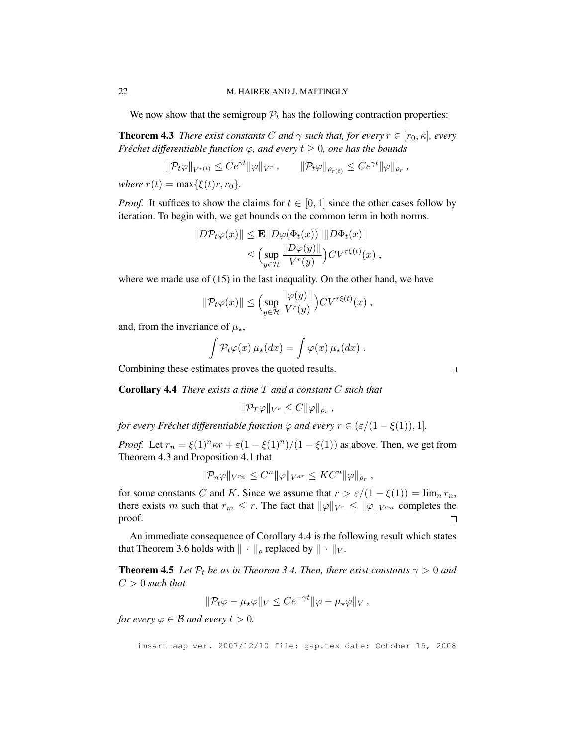We now show that the semigroup $\mathcal{P}_t$ has the following contraction properties:

**Theorem 4.3** *There exist constants $C$ and $\gamma$ such that, for every $r \in [r_0, \kappa]$, every Fréchet differentiable function $\varphi$, and every $t \geq 0$, one has the bounds*

$$\|\mathcal{P}_t \varphi\|_{V^{r(t)}} \leq Ce^{\gamma t} \|\varphi\|_{V^r} , \qquad \|\mathcal{P}_t \varphi\|_{\rho_{r(t)}} \leq Ce^{\gamma t} \|\varphi\|_{\rho_r} ,$$

*where $r(t) = \max\{\xi(t)r, r_0\}$.*

*Proof.* It suffices to show the claims for $t \in [0, 1]$ since the other cases follow by iteration. To begin with, we get bounds on the common term in both norms.

$$\begin{aligned}
\|D\mathcal{P}_t \varphi(x)\| &\leq \mathbf{E}\|D\varphi(\Phi_t(x))\| \|D\Phi_t(x)\| \\
&\leq \Big(\sup_{y \in \mathcal{H}} \frac{\|D\varphi(y)\|}{V^r(y)}\Big) C V^{r\xi(t)}(x) ,
\end{aligned}$$

where we made use of (15) in the last inequality. On the other hand, we have

$$\|\mathcal{P}_t \varphi(x)\| \leq \Big(\sup_{y \in \mathcal{H}} \frac{\|\varphi(y)\|}{V^r(y)}\Big) C V^{r\xi(t)}(x) ,$$

and, from the invariance of $\mu_\star$,

$$\int \mathcal{P}_t \varphi(x) \, \mu_\star(dx) = \int \varphi(x) \, \mu_\star(dx) .$$

Combining these estimates proves the quoted results. $\square$

**Corollary 4.4** *There exists a time $T$ and a constant $C$ such that*

$$\|\mathcal{P}_T \varphi\|_{V^r} \leq C \|\varphi\|_{\rho_r} ,$$

*for every Fréchet differentiable function $\varphi$ and every $r \in (\varepsilon/(1 - \xi(1)), 1]$.*

*Proof.* Let $r_n = \xi(1)^n \kappa r + \varepsilon(1 - \xi(1)^n)/(1 - \xi(1))$ as above. Then, we get from Theorem 4.3 and Proposition 4.1 that

$$\|\mathcal{P}_n \varphi\|_{V^{r_n}} \leq C^n \|\varphi\|_{V^{\kappa r}} \leq K C^n \|\varphi\|_{\rho_r} ,$$

for some constants $C$ and $K$. Since we assume that $r > \varepsilon/(1 - \xi(1)) = \lim_n r_n$, there exists $m$ such that $r_m \leq r$. The fact that $\|\varphi\|_{V^r} \leq \|\varphi\|_{V^{r_m}}$ completes the proof. $\square$

An immediate consequence of Corollary 4.4 is the following result which states that Theorem 3.6 holds with $\|\cdot\|_\rho$ replaced by $\|\cdot\|_V$.

**Theorem 4.5** *Let $\mathcal{P}_t$ be as in Theorem 3.4. Then, there exist constants $\gamma > 0$ and $C > 0$ such that*

$$\|\mathcal{P}_t \varphi - \mu_\star \varphi\|_V \leq Ce^{-\gamma t} \|\varphi - \mu_\star \varphi\|_V ,$$

*for every $\varphi \in \mathcal{B}$ and every $t > 0$.*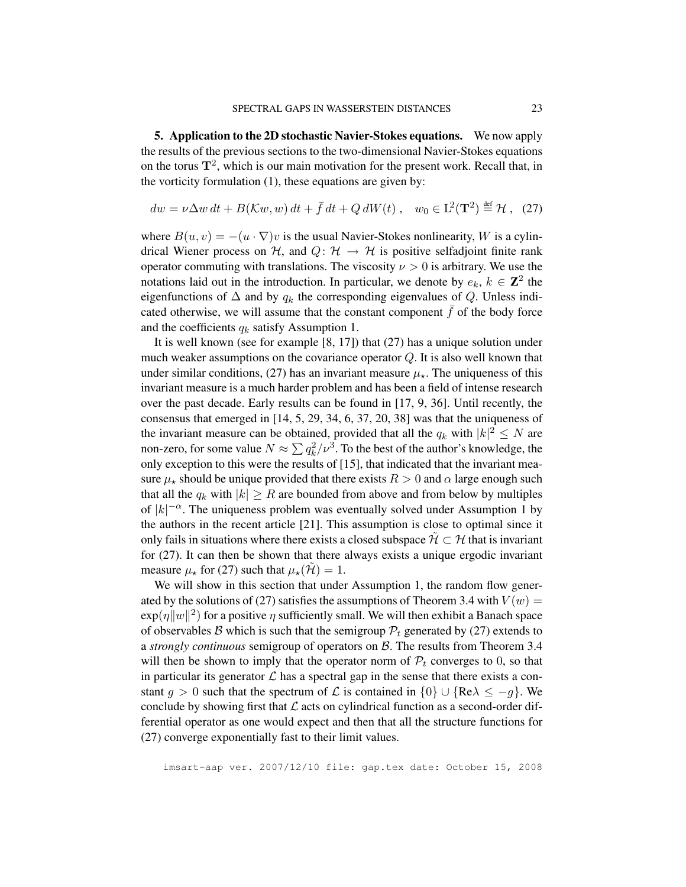## 5. Application to the 2D stochastic Navier-Stokes equations.

We now apply the results of the previous sections to the two-dimensional Navier-Stokes equations on the torus $\mathbf{T}^2$, which is our main motivation for the present work. Recall that, in the vorticity formulation (1), these equations are given by:

$$dw = \nu\Delta w\,dt + B(\mathcal{K}w, w)\,dt + \bar{f}\,dt + Q\,dW(t)\;, \quad w_0 \in \mathrm{L}^2(\mathbf{T}^2) \stackrel{\text{def}}{=} \mathcal{H}\;, \quad (27)$$

where $B(u, v) = -(u \cdot \nabla)v$ is the usual Navier-Stokes nonlinearity, $W$ is a cylindrical Wiener process on $\mathcal{H}$, and $Q\colon \mathcal{H} \to \mathcal{H}$ is positive selfadjoint finite rank operator commuting with translations. The viscosity $\nu > 0$ is arbitrary. We use the notations laid out in the introduction. In particular, we denote by $e_k$, $k \in \mathbf{Z}^2$ the eigenfunctions of $\Delta$ and by $q_k$ the corresponding eigenvalues of $Q$. Unless indicated otherwise, we will assume that the constant component $\bar{f}$ of the body force and the coefficients $q_k$ satisfy Assumption 1.

It is well known (see for example [8, 17]) that (27) has a unique solution under much weaker assumptions on the covariance operator $Q$. It is also well known that under similar conditions, (27) has an invariant measure $\mu_\star$. The uniqueness of this invariant measure is a much harder problem and has been a field of intense research over the past decade. Early results can be found in [17, 9, 36]. Until recently, the consensus that emerged in [14, 5, 29, 34, 6, 37, 20, 38] was that the uniqueness of the invariant measure can be obtained, provided that all the $q_k$ with $|k|^2 \le N$ are non-zero, for some value $N \approx \sum q_k^2/\nu^3$. To the best of the author's knowledge, the only exception to this were the results of [15], that indicated that the invariant measure $\mu_\star$ should be unique provided that there exists $R > 0$ and $\alpha$ large enough such that all the $q_k$ with $|k| \ge R$ are bounded from above and from below by multiples of $|k|^{-\alpha}$. The uniqueness problem was eventually solved under Assumption 1 by the authors in the recent article [21]. This assumption is close to optimal since it only fails in situations where there exists a closed subspace $\tilde{\mathcal{H}} \subset \mathcal{H}$ that is invariant for (27). It can then be shown that there always exists a unique ergodic invariant measure $\mu_\star$ for (27) such that $\mu_\star(\tilde{\mathcal{H}}) = 1$.

We will show in this section that under Assumption 1, the random flow generated by the solutions of (27) satisfies the assumptions of Theorem 3.4 with $V(w) = \exp(\eta\|w\|^2)$ for a positive $\eta$ sufficiently small. We will then exhibit a Banach space of observables $\mathcal{B}$ which is such that the semigroup $\mathcal{P}_t$ generated by (27) extends to a *strongly continuous* semigroup of operators on $\mathcal{B}$. The results from Theorem 3.4 will then be shown to imply that the operator norm of $\mathcal{P}_t$ converges to 0, so that in particular its generator $\mathcal{L}$ has a spectral gap in the sense that there exists a constant $g > 0$ such that the spectrum of $\mathcal{L}$ is contained in $\{0\} \cup \{\mathrm{Re}\lambda \le -g\}$. We conclude by showing first that $\mathcal{L}$ acts on cylindrical function as a second-order differential operator as one would expect and then that all the structure functions for (27) converge exponentially fast to their limit values.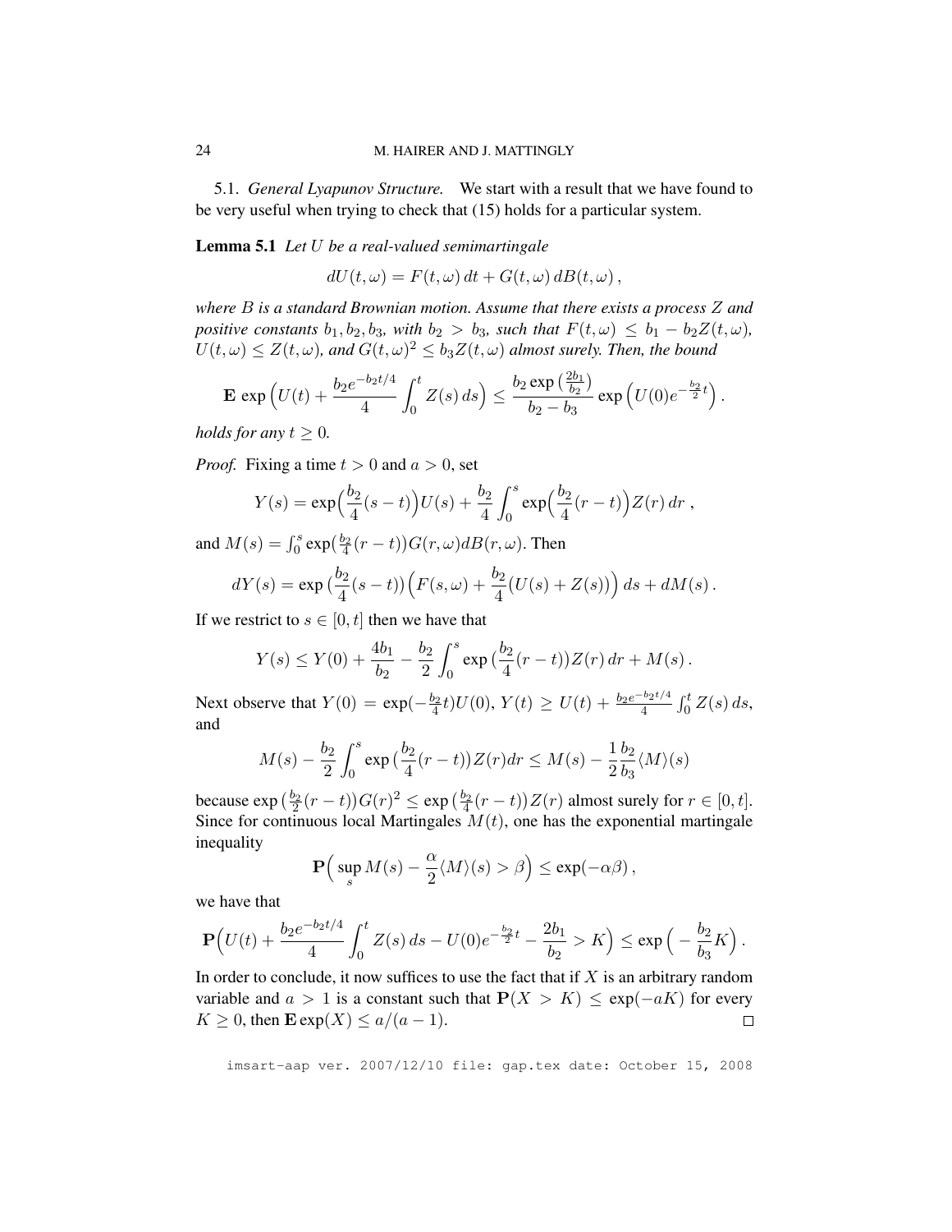5.1. *General Lyapunov Structure.* We start with a result that we have found to be very useful when trying to check that (15) holds for a particular system.

**Lemma 5.1** *Let $U$ be a real-valued semimartingale*

$$dU(t,\omega) = F(t,\omega)\,dt + G(t,\omega)\,dB(t,\omega)\,,$$

*where $B$ is a standard Brownian motion. Assume that there exists a process $Z$ and positive constants $b_1, b_2, b_3$, with $b_2 > b_3$, such that $F(t,\omega) \le b_1 - b_2 Z(t,\omega)$, $U(t,\omega) \le Z(t,\omega)$, and $G(t,\omega)^2 \le b_3 Z(t,\omega)$ almost surely. Then, the bound*

$$\mathbf{E}\,\exp\Big(U(t) + \frac{b_2 e^{-b_2 t/4}}{4}\int_0^t Z(s)\,ds\Big) \le \frac{b_2 \exp\big(\frac{2b_1}{b_2}\big)}{b_2 - b_3}\exp\Big(U(0)e^{-\frac{b_2}{2}t}\Big)\,.$$

*holds for any $t \ge 0$.*

*Proof.* Fixing a time $t > 0$ and $a > 0$, set

$$Y(s) = \exp\Big(\frac{b_2}{4}(s-t)\Big)U(s) + \frac{b_2}{4}\int_0^s \exp\Big(\frac{b_2}{4}(r-t)\Big)Z(r)\,dr\;,$$

and $M(s) = \int_0^s \exp(\frac{b_2}{4}(r-t))G(r,\omega)dB(r,\omega)$. Then

$$dY(s) = \exp\big(\frac{b_2}{4}(s-t)\big)\Big(F(s,\omega) + \frac{b_2}{4}\big(U(s) + Z(s)\big)\Big)\,ds + dM(s)\,.$$

If we restrict to $s \in [0,t]$ then we have that

$$Y(s) \le Y(0) + \frac{4b_1}{b_2} - \frac{b_2}{2}\int_0^s \exp\big(\frac{b_2}{4}(r-t)\big)Z(r)\,dr + M(s)\,.$$

Next observe that $Y(0) = \exp(-\frac{b_2}{4}t)U(0)$, $Y(t) \ge U(t) + \frac{b_2 e^{-b_2 t/4}}{4}\int_0^t Z(s)\,ds$, and

$$M(s) - \frac{b_2}{2}\int_0^s \exp\big(\frac{b_2}{4}(r-t)\big)Z(r)dr \le M(s) - \frac{1}{2}\frac{b_2}{b_3}\langle M\rangle(s)$$

because $\exp\big(\frac{b_2}{2}(r-t)\big)G(r)^2 \le \exp\big(\frac{b_2}{4}(r-t)\big)Z(r)$ almost surely for $r \in [0,t]$. Since for continuous local Martingales $M(t)$, one has the exponential martingale inequality

$$\mathbf{P}\Big(\sup_s M(s) - \frac{\alpha}{2}\langle M\rangle(s) > \beta\Big) \le \exp(-\alpha\beta)\,,$$

we have that

$$\mathbf{P}\Big(U(t) + \frac{b_2 e^{-b_2 t/4}}{4}\int_0^t Z(s)\,ds - U(0)e^{-\frac{b_2}{2}t} - \frac{2b_1}{b_2} > K\Big) \le \exp\Big(-\frac{b_2}{b_3}K\Big)\,.$$

In order to conclude, it now suffices to use the fact that if $X$ is an arbitrary random variable and $a > 1$ is a constant such that $\mathbf{P}(X > K) \le \exp(-aK)$ for every $K \ge 0$, then $\mathbf{E}\exp(X) \le a/(a-1)$. □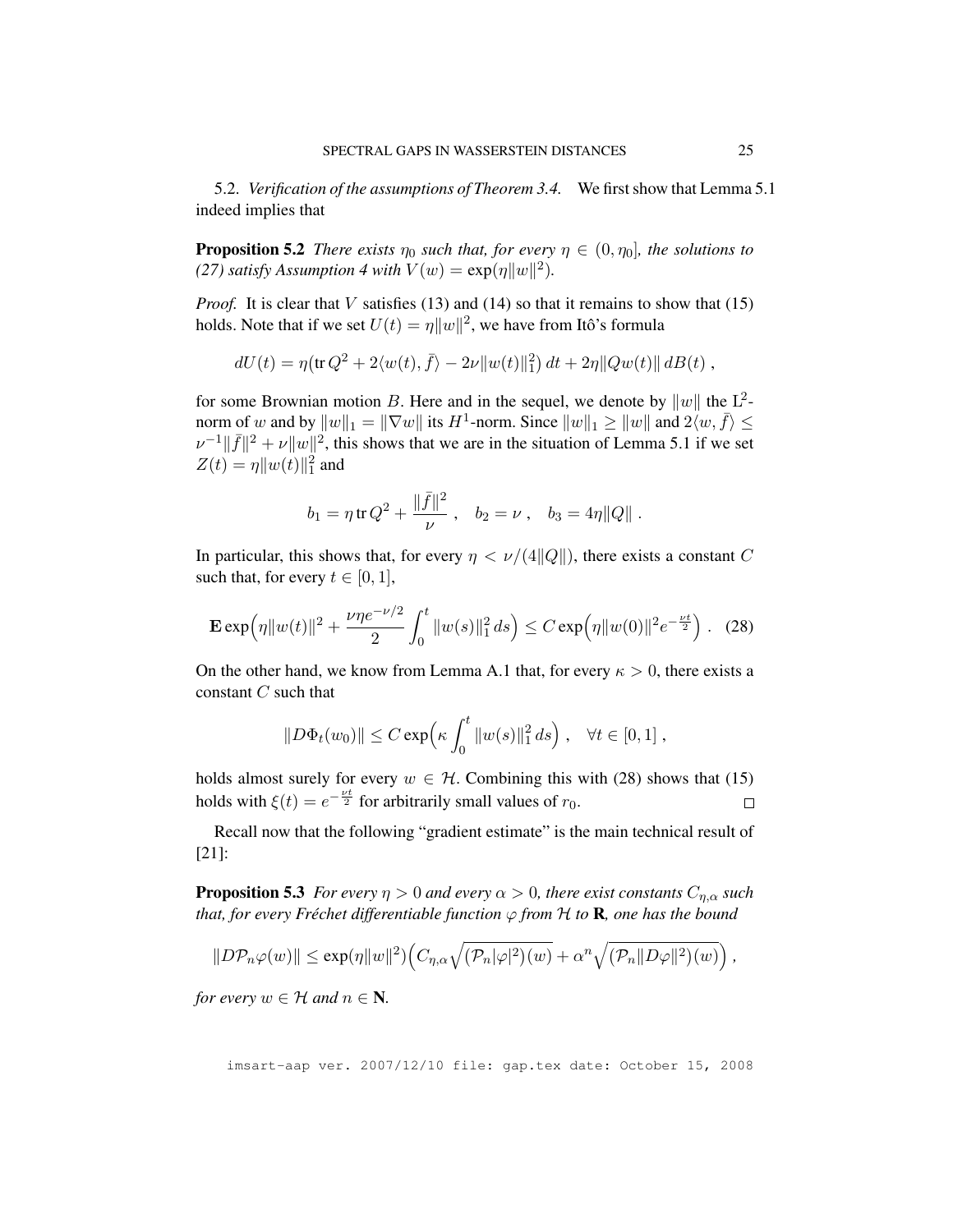### 5.2. *Verification of the assumptions of Theorem 3.4.*

We first show that Lemma 5.1 indeed implies that

**Proposition 5.2** *There exists $\eta_0$ such that, for every $\eta \in (0, \eta_0]$, the solutions to (27) satisfy Assumption 4 with $V(w) = \exp(\eta \|w\|^2)$.*

*Proof.* It is clear that $V$ satisfies (13) and (14) so that it remains to show that (15) holds. Note that if we set $U(t) = \eta \|w\|^2$, we have from Itô's formula

$$dU(t) = \eta\big(\operatorname{tr} Q^2 + 2\langle w(t), \bar f\rangle - 2\nu \|w(t)\|_1^2\big)\, dt + 2\eta \|Qw(t)\|\, dB(t)\;,$$

for some Brownian motion $B$. Here and in the sequel, we denote by $\|w\|$ the $L^2$-norm of $w$ and by $\|w\|_1 = \|\nabla w\|$ its $H^1$-norm. Since $\|w\|_1 \geq \|w\|$ and $2\langle w, \bar f\rangle \leq \nu^{-1}\|\bar f\|^2 + \nu\|w\|^2$, this shows that we are in the situation of Lemma 5.1 if we set $Z(t) = \eta\|w(t)\|_1^2$ and

$$b_1 = \eta \operatorname{tr} Q^2 + \frac{\|\bar f\|^2}{\nu}\;, \quad b_2 = \nu\;, \quad b_3 = 4\eta\|Q\|\;.$$

In particular, this shows that, for every $\eta < \nu/(4\|Q\|)$, there exists a constant $C$ such that, for every $t \in [0, 1]$,

$$\mathbf{E} \exp\Big(\eta\|w(t)\|^2 + \frac{\nu\eta e^{-\nu/2}}{2}\int_0^t \|w(s)\|_1^2\, ds\Big) \leq C \exp\Big(\eta\|w(0)\|^2 e^{-\frac{\nu t}{2}}\Big)\;. \quad (28)$$

On the other hand, we know from Lemma A.1 that, for every $\kappa > 0$, there exists a constant $C$ such that

$$\|D\Phi_t(w_0)\| \leq C \exp\Big(\kappa \int_0^t \|w(s)\|_1^2\, ds\Big)\;, \quad \forall t \in [0, 1]\;,$$

holds almost surely for every $w \in \mathcal{H}$. Combining this with (28) shows that (15) holds with $\xi(t) = e^{-\frac{\nu t}{2}}$ for arbitrarily small values of $r_0$. ◻

Recall now that the following "gradient estimate" is the main technical result of [21]:

**Proposition 5.3** *For every $\eta > 0$ and every $\alpha > 0$, there exist constants $C_{\eta,\alpha}$ such that, for every Fréchet differentiable function $\varphi$ from $\mathcal{H}$ to $\mathbf{R}$, one has the bound*

$$\|D\mathcal{P}_n\varphi(w)\| \leq \exp(\eta\|w\|^2)\Big(C_{\eta,\alpha}\sqrt{(\mathcal{P}_n|\varphi|^2)(w)} + \alpha^n\sqrt{(\mathcal{P}_n\|D\varphi\|^2)(w)}\Big)\;,$$

*for every $w \in \mathcal{H}$ and $n \in \mathbf{N}$.*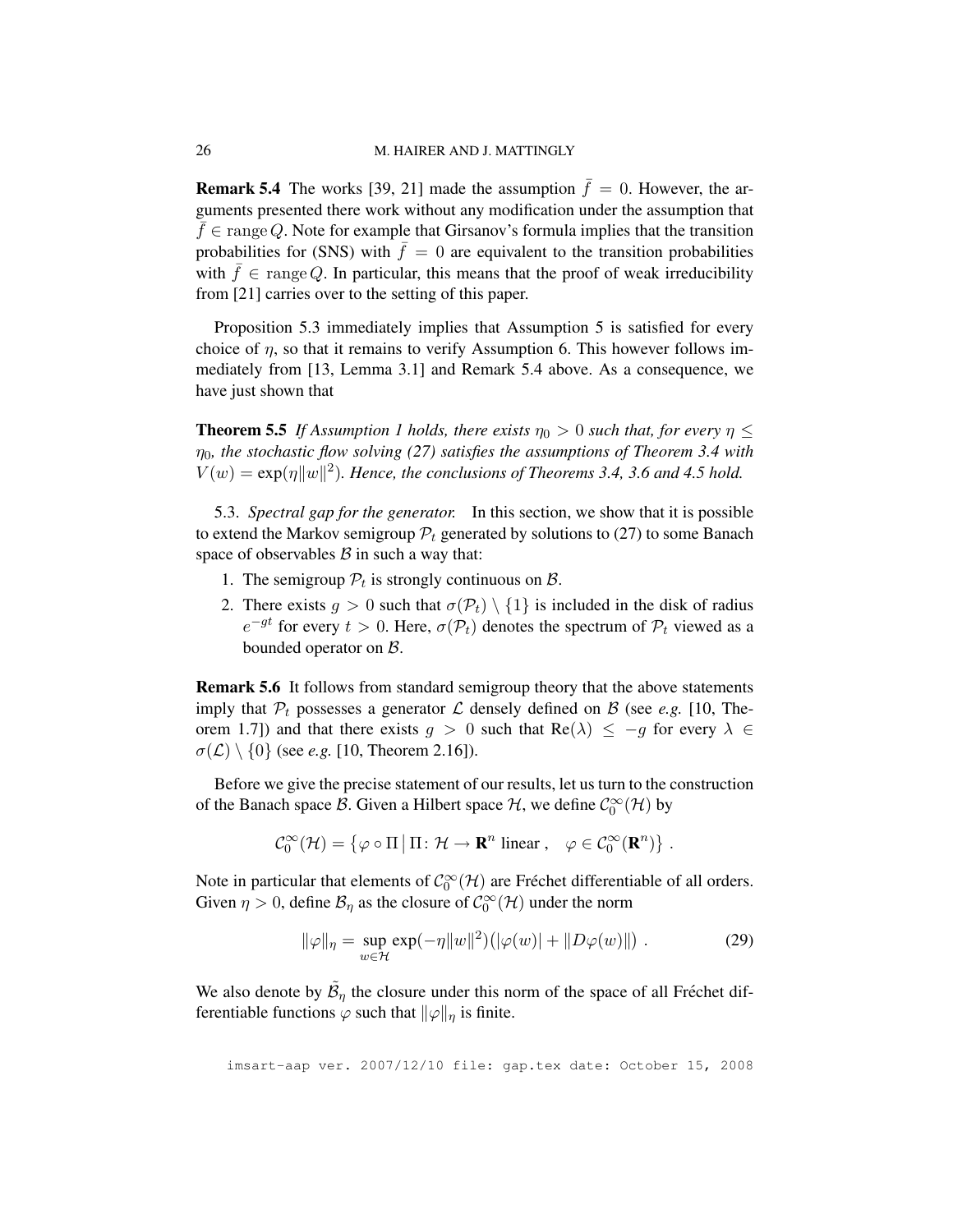**Remark 5.4** The works [39, 21] made the assumption $\bar{f} = 0$. However, the arguments presented there work without any modification under the assumption that $\bar{f} \in \operatorname{range} Q$. Note for example that Girsanov's formula implies that the transition probabilities for (SNS) with $\bar{f} = 0$ are equivalent to the transition probabilities with $\bar{f} \in \operatorname{range} Q$. In particular, this means that the proof of weak irreducibility from [21] carries over to the setting of this paper.

Proposition 5.3 immediately implies that Assumption 5 is satisfied for every choice of $\eta$, so that it remains to verify Assumption 6. This however follows immediately from [13, Lemma 3.1] and Remark 5.4 above. As a consequence, we have just shown that

**Theorem 5.5** *If Assumption 1 holds, there exists $\eta_0 > 0$ such that, for every $\eta \leq \eta_0$, the stochastic flow solving (27) satisfies the assumptions of Theorem 3.4 with $V(w) = \exp(\eta \|w\|^2)$. Hence, the conclusions of Theorems 3.4, 3.6 and 4.5 hold.*

5.3. *Spectral gap for the generator.* In this section, we show that it is possible to extend the Markov semigroup $\mathcal{P}_t$ generated by solutions to (27) to some Banach space of observables $\mathcal{B}$ in such a way that:

1. The semigroup $\mathcal{P}_t$ is strongly continuous on $\mathcal{B}$.
2. There exists $g > 0$ such that $\sigma(\mathcal{P}_t) \setminus \{1\}$ is included in the disk of radius $e^{-gt}$ for every $t > 0$. Here, $\sigma(\mathcal{P}_t)$ denotes the spectrum of $\mathcal{P}_t$ viewed as a bounded operator on $\mathcal{B}$.

**Remark 5.6** It follows from standard semigroup theory that the above statements imply that $\mathcal{P}_t$ possesses a generator $\mathcal{L}$ densely defined on $\mathcal{B}$ (see *e.g.* [10, Theorem 1.7]) and that there exists $g > 0$ such that $\operatorname{Re}(\lambda) \leq -g$ for every $\lambda \in \sigma(\mathcal{L}) \setminus \{0\}$ (see *e.g.* [10, Theorem 2.16]).

Before we give the precise statement of our results, let us turn to the construction of the Banach space $\mathcal{B}$. Given a Hilbert space $\mathcal{H}$, we define $\mathcal{C}_0^\infty(\mathcal{H})$ by

$$\mathcal{C}_0^\infty(\mathcal{H}) = \{\varphi \circ \Pi \,|\, \Pi \colon \mathcal{H} \to \mathbf{R}^n \text{ linear}, \quad \varphi \in \mathcal{C}_0^\infty(\mathbf{R}^n)\} .$$

Note in particular that elements of $\mathcal{C}_0^\infty(\mathcal{H})$ are Fréchet differentiable of all orders. Given $\eta > 0$, define $\mathcal{B}_\eta$ as the closure of $\mathcal{C}_0^\infty(\mathcal{H})$ under the norm

$$\|\varphi\|_\eta = \sup_{w \in \mathcal{H}} \exp(-\eta \|w\|^2) \big(|\varphi(w)| + \|D\varphi(w)\|\big) . \tag{29}$$

We also denote by $\tilde{\mathcal{B}}_\eta$ the closure under this norm of the space of all Fréchet differentiable functions $\varphi$ such that $\|\varphi\|_\eta$ is finite.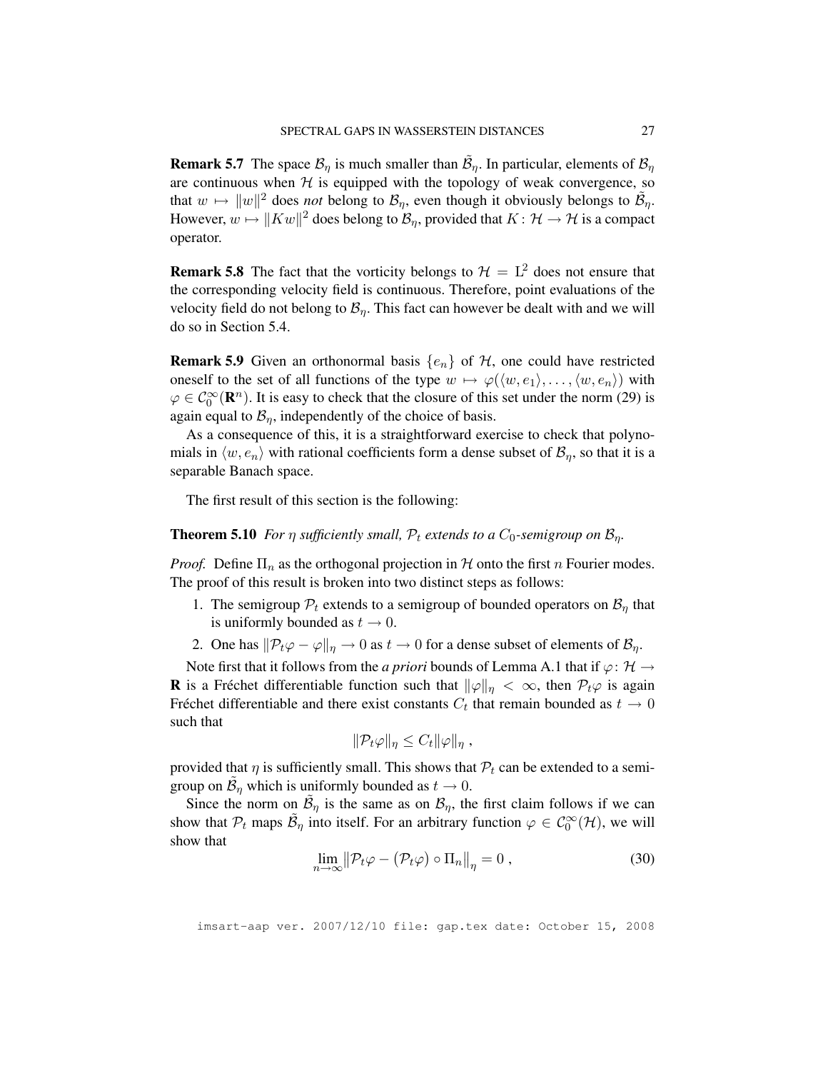**Remark 5.7** The space $\mathcal{B}_\eta$ is much smaller than $\tilde{\mathcal{B}}_\eta$. In particular, elements of $\mathcal{B}_\eta$ are continuous when $\mathcal{H}$ is equipped with the topology of weak convergence, so that $w \mapsto \|w\|^2$ does *not* belong to $\mathcal{B}_\eta$, even though it obviously belongs to $\tilde{\mathcal{B}}_\eta$. However, $w \mapsto \|Kw\|^2$ does belong to $\mathcal{B}_\eta$, provided that $K\colon \mathcal{H} \to \mathcal{H}$ is a compact operator.

**Remark 5.8** The fact that the vorticity belongs to $\mathcal{H} = \mathrm{L}^2$ does not ensure that the corresponding velocity field is continuous. Therefore, point evaluations of the velocity field do not belong to $\mathcal{B}_\eta$. This fact can however be dealt with and we will do so in Section 5.4.

**Remark 5.9** Given an orthonormal basis $\{e_n\}$ of $\mathcal{H}$, one could have restricted oneself to the set of all functions of the type $w \mapsto \varphi(\langle w, e_1\rangle, \ldots, \langle w, e_n\rangle)$ with $\varphi \in \mathcal{C}_0^\infty(\mathbf{R}^n)$. It is easy to check that the closure of this set under the norm (29) is again equal to $\mathcal{B}_\eta$, independently of the choice of basis.

As a consequence of this, it is a straightforward exercise to check that polynomials in $\langle w, e_n\rangle$ with rational coefficients form a dense subset of $\mathcal{B}_\eta$, so that it is a separable Banach space.

The first result of this section is the following:

**Theorem 5.10** *For $\eta$ sufficiently small, $\mathcal{P}_t$ extends to a $C_0$-semigroup on $\mathcal{B}_\eta$.*

*Proof.* Define $\Pi_n$ as the orthogonal projection in $\mathcal{H}$ onto the first $n$ Fourier modes. The proof of this result is broken into two distinct steps as follows:

1. The semigroup $\mathcal{P}_t$ extends to a semigroup of bounded operators on $\mathcal{B}_\eta$ that is uniformly bounded as $t \to 0$.
2. One has $\|\mathcal{P}_t\varphi - \varphi\|_\eta \to 0$ as $t \to 0$ for a dense subset of elements of $\mathcal{B}_\eta$.

Note first that it follows from the *a priori* bounds of Lemma A.1 that if $\varphi\colon \mathcal{H} \to \mathbf{R}$ is a Fréchet differentiable function such that $\|\varphi\|_\eta < \infty$, then $\mathcal{P}_t\varphi$ is again Fréchet differentiable and there exist constants $C_t$ that remain bounded as $t \to 0$ such that

$$\|\mathcal{P}_t\varphi\|_\eta \le C_t\|\varphi\|_\eta\;,$$

provided that $\eta$ is sufficiently small. This shows that $\mathcal{P}_t$ can be extended to a semigroup on $\tilde{\mathcal{B}}_\eta$ which is uniformly bounded as $t \to 0$.

Since the norm on $\tilde{\mathcal{B}}_\eta$ is the same as on $\mathcal{B}_\eta$, the first claim follows if we can show that $\mathcal{P}_t$ maps $\tilde{\mathcal{B}}_\eta$ into itself. For an arbitrary function $\varphi \in \mathcal{C}_0^\infty(\mathcal{H})$, we will show that

$$\lim_{n\to\infty}\bigl\|\mathcal{P}_t\varphi - \bigl(\mathcal{P}_t\varphi\bigr)\circ\Pi_n\bigr\|_\eta = 0\;, \tag{30}$$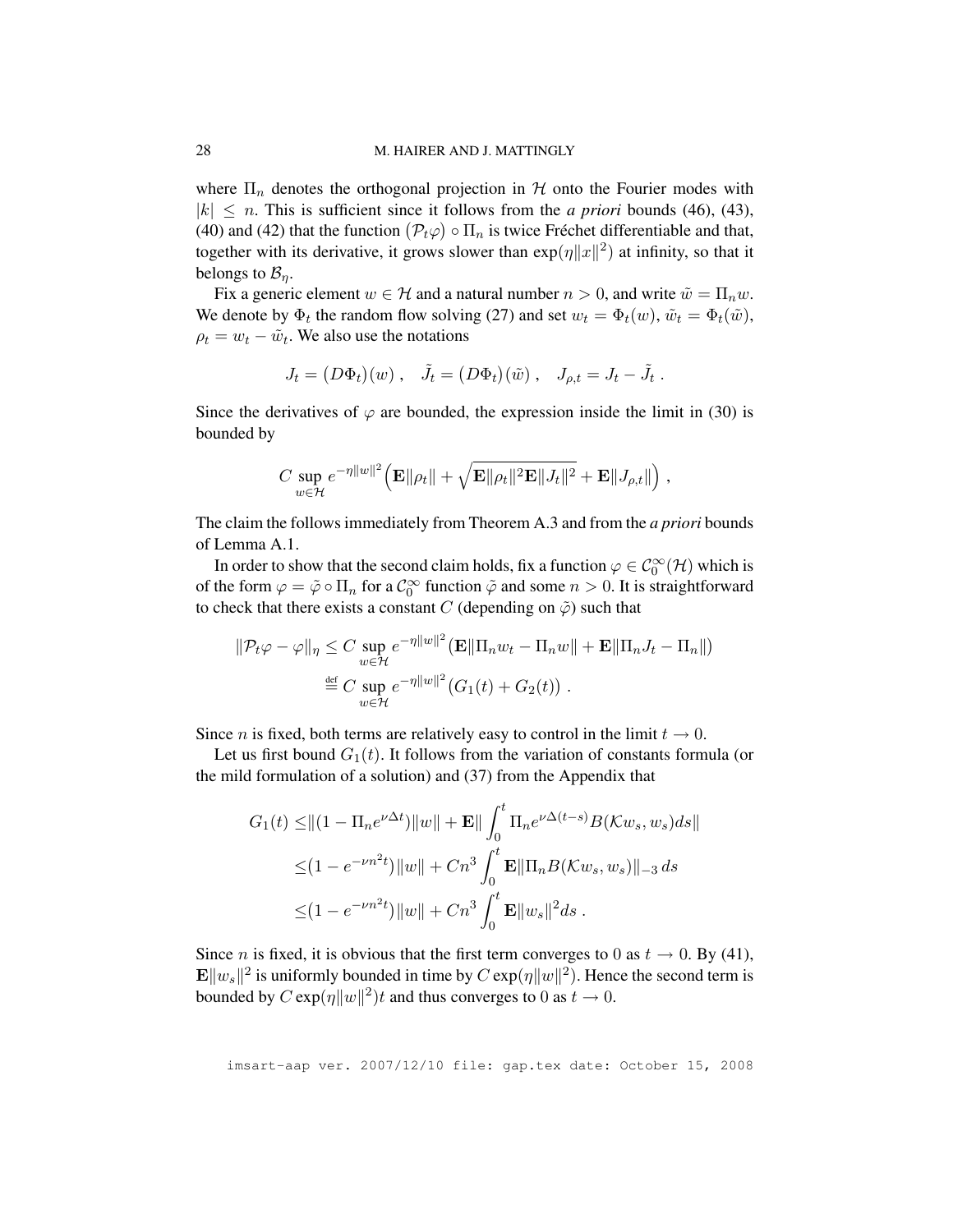where $\Pi_n$ denotes the orthogonal projection in $\mathcal{H}$ onto the Fourier modes with $|k| \le n$. This is sufficient since it follows from the *a priori* bounds (46), (43), (40) and (42) that the function $(\mathcal{P}_t\varphi) \circ \Pi_n$ is twice Fréchet differentiable and that, together with its derivative, it grows slower than $\exp(\eta\|x\|^2)$ at infinity, so that it belongs to $\mathcal{B}_\eta$.

Fix a generic element $w \in \mathcal{H}$ and a natural number $n > 0$, and write $\tilde w = \Pi_n w$. We denote by $\Phi_t$ the random flow solving (27) and set $w_t = \Phi_t(w)$, $\tilde w_t = \Phi_t(\tilde w)$, $\rho_t = w_t - \tilde w_t$. We also use the notations

$$J_t = (D\Phi_t)(w)\;, \quad \tilde J_t = (D\Phi_t)(\tilde w)\;, \quad J_{\rho,t} = J_t - \tilde J_t\;.$$

Since the derivatives of $\varphi$ are bounded, the expression inside the limit in (30) is bounded by

$$C \sup_{w\in\mathcal{H}} e^{-\eta\|w\|^2}\Big(\mathbf{E}\|\rho_t\| + \sqrt{\mathbf{E}\|\rho_t\|^2\mathbf{E}\|J_t\|^2} + \mathbf{E}\|J_{\rho,t}\|\Big)\;,$$

The claim the follows immediately from Theorem A.3 and from the *a priori* bounds of Lemma A.1.

In order to show that the second claim holds, fix a function $\varphi \in \mathcal{C}_0^\infty(\mathcal{H})$ which is of the form $\varphi = \tilde\varphi \circ \Pi_n$ for a $\mathcal{C}_0^\infty$ function $\tilde\varphi$ and some $n > 0$. It is straightforward to check that there exists a constant $C$ (depending on $\tilde\varphi$) such that

$$\begin{aligned}
\|\mathcal{P}_t\varphi - \varphi\|_\eta &\le C \sup_{w\in\mathcal{H}} e^{-\eta\|w\|^2}\big(\mathbf{E}\|\Pi_n w_t - \Pi_n w\| + \mathbf{E}\|\Pi_n J_t - \Pi_n\|\big) \\
&\stackrel{\text{def}}{=} C \sup_{w\in\mathcal{H}} e^{-\eta\|w\|^2}\big(G_1(t) + G_2(t)\big)\;.
\end{aligned}$$

Since $n$ is fixed, both terms are relatively easy to control in the limit $t \to 0$.

Let us first bound $G_1(t)$. It follows from the variation of constants formula (or the mild formulation of a solution) and (37) from the Appendix that

$$\begin{aligned}
G_1(t) &\le \|(1 - \Pi_n e^{\nu\Delta t})\|\|w\| + \mathbf{E}\Big\|\int_0^t \Pi_n e^{\nu\Delta(t-s)} B(\mathcal{K}w_s, w_s)\,ds\Big\| \\
&\le \big(1 - e^{-\nu n^2 t}\big)\|w\| + Cn^3\int_0^t \mathbf{E}\|\Pi_n B(\mathcal{K}w_s, w_s)\|_{-3}\,ds \\
&\le \big(1 - e^{-\nu n^2 t}\big)\|w\| + Cn^3\int_0^t \mathbf{E}\|w_s\|^2 ds\;.
\end{aligned}$$

Since $n$ is fixed, it is obvious that the first term converges to 0 as $t \to 0$. By (41), $\mathbf{E}\|w_s\|^2$ is uniformly bounded in time by $C\exp(\eta\|w\|^2)$. Hence the second term is bounded by $C\exp(\eta\|w\|^2)t$ and thus converges to 0 as $t \to 0$.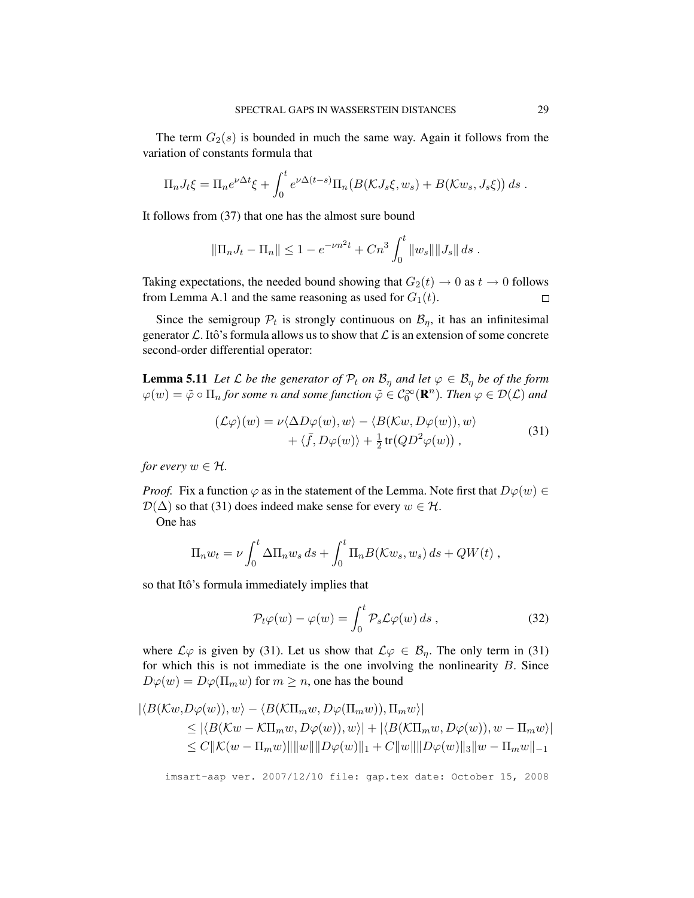The term $G_2(s)$ is bounded in much the same way. Again it follows from the variation of constants formula that

$$\Pi_n J_t \xi = \Pi_n e^{\nu \Delta t} \xi + \int_0^t e^{\nu \Delta (t-s)} \Pi_n \big( B(\mathcal{K} J_s \xi, w_s) + B(\mathcal{K} w_s, J_s \xi) \big)\, ds \;.$$

It follows from (37) that one has the almost sure bound

$$\|\Pi_n J_t - \Pi_n\| \le 1 - e^{-\nu n^2 t} + C n^3 \int_0^t \|w_s\| \|J_s\|\, ds \;.$$

Taking expectations, the needed bound showing that $G_2(t) \to 0$ as $t \to 0$ follows from Lemma A.1 and the same reasoning as used for $G_1(t)$. $\square$

Since the semigroup $\mathcal{P}_t$ is strongly continuous on $\mathcal{B}_\eta$, it has an infinitesimal generator $\mathcal{L}$. Itô's formula allows us to show that $\mathcal{L}$ is an extension of some concrete second-order differential operator:

**Lemma 5.11** *Let $\mathcal{L}$ be the generator of $\mathcal{P}_t$ on $\mathcal{B}_\eta$ and let $\varphi \in \mathcal{B}_\eta$ be of the form $\varphi(w) = \tilde{\varphi} \circ \Pi_n$ for some $n$ and some function $\tilde{\varphi} \in \mathcal{C}_0^\infty(\mathbf{R}^n)$. Then $\varphi \in \mathcal{D}(\mathcal{L})$ and*

$$\begin{aligned} (\mathcal{L}\varphi)(w) = \nu \langle \Delta D\varphi(w), w\rangle &- \langle B(\mathcal{K}w, D\varphi(w)), w\rangle \\ &+ \langle \bar{f}, D\varphi(w)\rangle + \tfrac{1}{2} \operatorname{tr}\big(Q D^2 \varphi(w)\big) \;, \end{aligned} \tag{31}$$

*for every $w \in \mathcal{H}$.*

*Proof.* Fix a function $\varphi$ as in the statement of the Lemma. Note first that $D\varphi(w) \in \mathcal{D}(\Delta)$ so that (31) does indeed make sense for every $w \in \mathcal{H}$.

One has

$$\Pi_n w_t = \nu \int_0^t \Delta \Pi_n w_s\, ds + \int_0^t \Pi_n B(\mathcal{K} w_s, w_s)\, ds + Q W(t) \;,$$

so that Itô's formula immediately implies that

$$\mathcal{P}_t \varphi(w) - \varphi(w) = \int_0^t \mathcal{P}_s \mathcal{L} \varphi(w)\, ds \;, \tag{32}$$

where $\mathcal{L}\varphi$ is given by (31). Let us show that $\mathcal{L}\varphi \in \mathcal{B}_\eta$. The only term in (31) for which this is not immediate is the one involving the nonlinearity $B$. Since $D\varphi(w) = D\varphi(\Pi_m w)$ for $m \ge n$, one has the bound

$$\begin{aligned} |\langle B(\mathcal{K}w, &D\varphi(w)), w\rangle - \langle B(\mathcal{K}\Pi_m w, D\varphi(\Pi_m w)), \Pi_m w\rangle| \\ &\le |\langle B(\mathcal{K}w - \mathcal{K}\Pi_m w, D\varphi(w)), w\rangle| + |\langle B(\mathcal{K}\Pi_m w, D\varphi(w)), w - \Pi_m w\rangle| \\ &\le C\|\mathcal{K}(w - \Pi_m w)\| \|w\| \|D\varphi(w)\|_1 + C\|w\| \|D\varphi(w)\|_3 \|w - \Pi_m w\|_{-1} \end{aligned}$$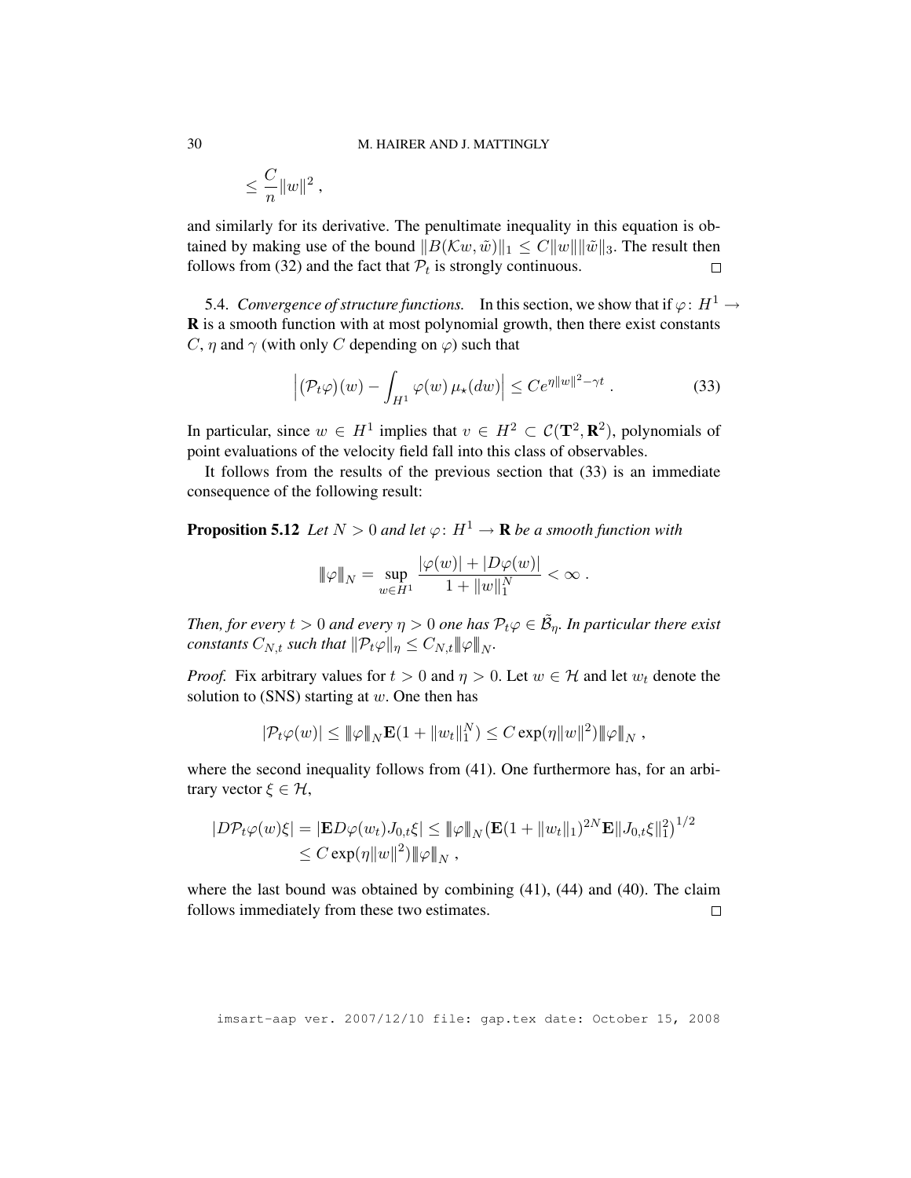$$\leq \frac{C}{n} \|w\|^2 ,$$

and similarly for its derivative. The penultimate inequality in this equation is obtained by making use of the bound $\|B(\mathcal{K}w, \tilde{w})\|_1 \leq C\|w\|\|\tilde{w}\|_3$. The result then follows from (32) and the fact that $\mathcal{P}_t$ is strongly continuous. $\square$

5.4. *Convergence of structure functions.* In this section, we show that if $\varphi \colon H^1 \to \mathbf{R}$ is a smooth function with at most polynomial growth, then there exist constants $C$, $\eta$ and $\gamma$ (with only $C$ depending on $\varphi$) such that

$$\Big|(\mathcal{P}_t \varphi)(w) - \int_{H^1} \varphi(w)\, \mu_\star(dw)\Big| \leq C e^{\eta\|w\|^2 - \gamma t} . \tag{33}$$

In particular, since $w \in H^1$ implies that $v \in H^2 \subset \mathcal{C}(\mathbf{T}^2, \mathbf{R}^2)$, polynomials of point evaluations of the velocity field fall into this class of observables.

It follows from the results of the previous section that (33) is an immediate consequence of the following result:

**Proposition 5.12** *Let $N > 0$ and let $\varphi \colon H^1 \to \mathbf{R}$ be a smooth function with*

$$\|\!|\varphi|\!\|_N = \sup_{w \in H^1} \frac{|\varphi(w)| + |D\varphi(w)|}{1 + \|w\|_1^N} < \infty .$$

*Then, for every $t > 0$ and every $\eta > 0$ one has $\mathcal{P}_t \varphi \in \tilde{\mathcal{B}}_\eta$. In particular there exist constants $C_{N,t}$ such that $\|\mathcal{P}_t \varphi\|_\eta \leq C_{N,t} \|\!|\varphi|\!\|_N$.*

*Proof.* Fix arbitrary values for $t > 0$ and $\eta > 0$. Let $w \in \mathcal{H}$ and let $w_t$ denote the solution to (SNS) starting at $w$. One then has

$$|\mathcal{P}_t \varphi(w)| \leq \|\!|\varphi|\!\|_N \mathbf{E}(1 + \|w_t\|_1^N) \leq C \exp(\eta\|w\|^2) \|\!|\varphi|\!\|_N ,$$

where the second inequality follows from (41). One furthermore has, for an arbitrary vector $\xi \in \mathcal{H}$,

$$\begin{aligned}
|D\mathcal{P}_t \varphi(w)\xi| = |\mathbf{E} D\varphi(w_t) J_{0,t}\xi| &\leq \|\!|\varphi|\!\|_N \big(\mathbf{E}(1 + \|w_t\|_1)^{2N} \mathbf{E}\|J_{0,t}\xi\|_1^2\big)^{1/2} \\
&\leq C \exp(\eta\|w\|^2) \|\!|\varphi|\!\|_N ,
\end{aligned}$$

where the last bound was obtained by combining (41), (44) and (40). The claim follows immediately from these two estimates. $\square$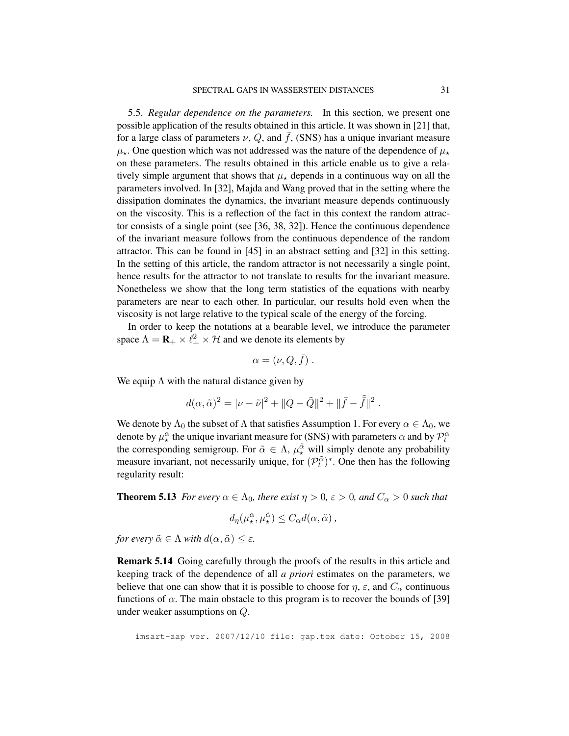5.5. *Regular dependence on the parameters.* In this section, we present one possible application of the results obtained in this article. It was shown in [21] that, for a large class of parameters $\nu$, $Q$, and $\bar{f}$, (SNS) has a unique invariant measure $\mu_\star$. One question which was not addressed was the nature of the dependence of $\mu_\star$ on these parameters. The results obtained in this article enable us to give a relatively simple argument that shows that $\mu_\star$ depends in a continuous way on all the parameters involved. In [32], Majda and Wang proved that in the setting where the dissipation dominates the dynamics, the invariant measure depends continuously on the viscosity. This is a reflection of the fact in this context the random attractor consists of a single point (see [36, 38, 32]). Hence the continuous dependence of the invariant measure follows from the continuous dependence of the random attractor. This can be found in [45] in an abstract setting and [32] in this setting. In the setting of this article, the random attractor is not necessarily a single point, hence results for the attractor to not translate to results for the invariant measure. Nonetheless we show that the long term statistics of the equations with nearby parameters are near to each other. In particular, our results hold even when the viscosity is not large relative to the typical scale of the energy of the forcing.

In order to keep the notations at a bearable level, we introduce the parameter space $\Lambda = \mathbf{R}_+ \times \ell^2_+ \times \mathcal{H}$ and we denote its elements by

$$\alpha = (\nu, Q, \bar{f}) \,.$$

We equip $\Lambda$ with the natural distance given by

$$d(\alpha, \tilde{\alpha})^2 = |\nu - \tilde{\nu}|^2 + \|Q - \tilde{Q}\|^2 + \|\bar{f} - \tilde{\bar{f}}\|^2 \,.$$

We denote by $\Lambda_0$ the subset of $\Lambda$ that satisfies Assumption 1. For every $\alpha \in \Lambda_0$, we denote by $\mu^\alpha_\star$ the unique invariant measure for (SNS) with parameters $\alpha$ and by $\mathcal{P}^\alpha_t$ the corresponding semigroup. For $\tilde{\alpha} \in \Lambda$, $\mu^{\tilde{\alpha}}_\star$ will simply denote any probability measure invariant, not necessarily unique, for $(\mathcal{P}^{\tilde{\alpha}}_t)^*$. One then has the following regularity result:

**Theorem 5.13** *For every $\alpha \in \Lambda_0$, there exist $\eta > 0$, $\varepsilon > 0$, and $C_\alpha > 0$ such that*

$$d_\eta(\mu^\alpha_\star, \mu^{\tilde{\alpha}}_\star) \leq C_\alpha d(\alpha, \tilde{\alpha}) \,,$$

*for every $\tilde{\alpha} \in \Lambda$ with $d(\alpha, \tilde{\alpha}) \leq \varepsilon$.*

**Remark 5.14** Going carefully through the proofs of the results in this article and keeping track of the dependence of all *a priori* estimates on the parameters, we believe that one can show that it is possible to choose for $\eta$, $\varepsilon$, and $C_\alpha$ continuous functions of $\alpha$. The main obstacle to this program is to recover the bounds of [39] under weaker assumptions on $Q$.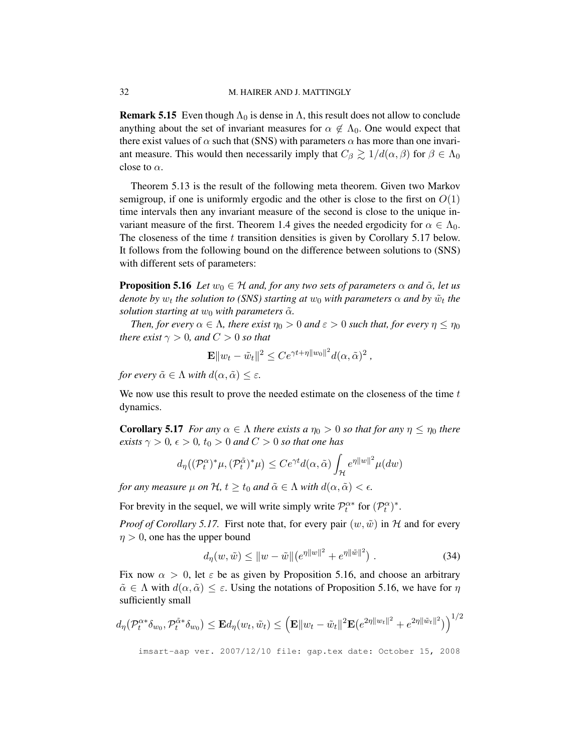**Remark 5.15** Even though $\Lambda_0$ is dense in $\Lambda$, this result does not allow to conclude anything about the set of invariant measures for $\alpha \notin \Lambda_0$. One would expect that there exist values of $\alpha$ such that (SNS) with parameters $\alpha$ has more than one invariant measure. This would then necessarily imply that $C_\beta \gtrsim 1/d(\alpha,\beta)$ for $\beta \in \Lambda_0$ close to $\alpha$.

Theorem 5.13 is the result of the following meta theorem. Given two Markov semigroup, if one is uniformly ergodic and the other is close to the first on $O(1)$ time intervals then any invariant measure of the second is close to the unique invariant measure of the first. Theorem 1.4 gives the needed ergodicity for $\alpha \in \Lambda_0$. The closeness of the time $t$ transition densities is given by Corollary 5.17 below. It follows from the following bound on the difference between solutions to (SNS) with different sets of parameters:

**Proposition 5.16** *Let $w_0 \in \mathcal{H}$ and, for any two sets of parameters $\alpha$ and $\tilde\alpha$, let us denote by $w_t$ the solution to (SNS) starting at $w_0$ with parameters $\alpha$ and by $\tilde w_t$ the solution starting at $w_0$ with parameters $\tilde\alpha$.*

*Then, for every $\alpha \in \Lambda$, there exist $\eta_0 > 0$ and $\varepsilon > 0$ such that, for every $\eta \le \eta_0$ there exist $\gamma > 0$, and $C > 0$ so that*

$$\mathbf{E}\|w_t - \tilde w_t\|^2 \le C e^{\gamma t + \eta \|w_0\|^2} d(\alpha,\tilde\alpha)^2 ,$$

*for every $\tilde\alpha \in \Lambda$ with $d(\alpha,\tilde\alpha) \le \varepsilon$.*

We now use this result to prove the needed estimate on the closeness of the time $t$ dynamics.

**Corollary 5.17** *For any $\alpha \in \Lambda$ there exists a $\eta_0 > 0$ so that for any $\eta \le \eta_0$ there exists $\gamma > 0$, $\epsilon > 0$, $t_0 > 0$ and $C > 0$ so that one has*

$$d_\eta\big((\mathcal{P}^\alpha_t)^*\mu, (\mathcal{P}^{\tilde\alpha}_t)^*\mu\big) \le C e^{\gamma t} d(\alpha,\tilde\alpha) \int_{\mathcal{H}} e^{\eta\|w\|^2}\mu(dw)$$

*for any measure $\mu$ on $\mathcal{H}$, $t \ge t_0$ and $\tilde\alpha \in \Lambda$ with $d(\alpha,\tilde\alpha) < \epsilon$.*

For brevity in the sequel, we will write simply write $\mathcal{P}^{\alpha*}_t$ for $(\mathcal{P}^\alpha_t)^*$.

*Proof of Corollary 5.17.* First note that, for every pair $(w,\tilde w)$ in $\mathcal{H}$ and for every $\eta > 0$, one has the upper bound

$$d_\eta(w,\tilde w) \le \|w - \tilde w\|\big(e^{\eta\|w\|^2} + e^{\eta\|\tilde w\|^2}\big) . \tag{34}$$

Fix now $\alpha > 0$, let $\varepsilon$ be as given by Proposition 5.16, and choose an arbitrary $\tilde\alpha \in \Lambda$ with $d(\alpha,\tilde\alpha) \le \varepsilon$. Using the notations of Proposition 5.16, we have for $\eta$ sufficiently small

$$d_\eta(\mathcal{P}^{\alpha*}_t\delta_{w_0}, \mathcal{P}^{\tilde\alpha*}_t\delta_{w_0}) \le \mathbf{E} d_\eta(w_t,\tilde w_t) \le \Big(\mathbf{E}\|w_t - \tilde w_t\|^2 \mathbf{E}\big(e^{2\eta\|w_t\|^2} + e^{2\eta\|\tilde w_t\|^2}\big)\Big)^{1/2}$$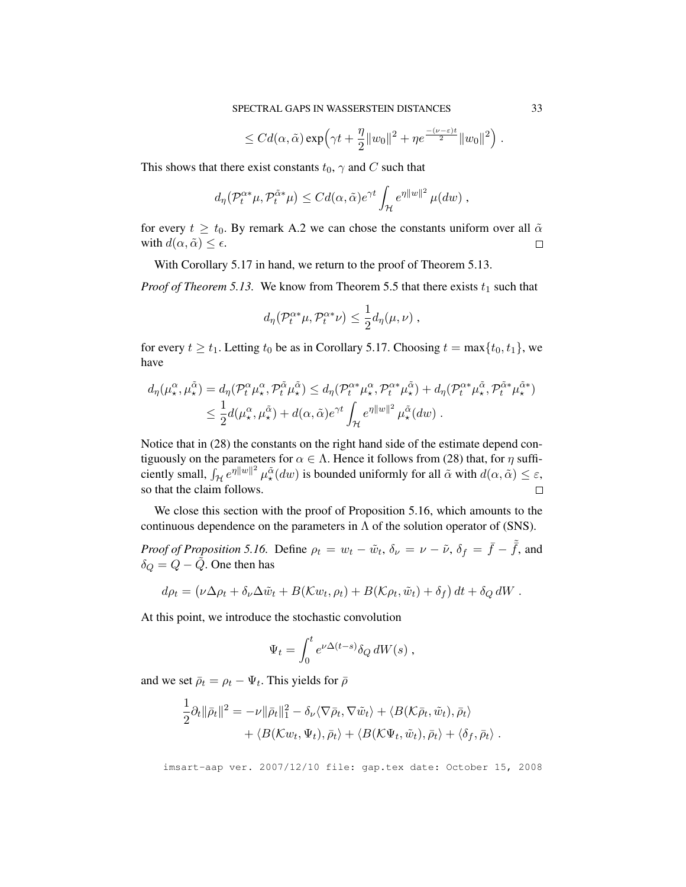$$\leq Cd(\alpha,\tilde\alpha)\exp\Big(\gamma t + \frac{\eta}{2}\|w_0\|^2 + \eta e^{\frac{-(\nu-\varepsilon)t}{2}}\|w_0\|^2\Big)\;.$$

This shows that there exist constants $t_0$, $\gamma$ and $C$ such that

$$d_\eta\big(\mathcal{P}_t^{\alpha *}\mu, \mathcal{P}_t^{\tilde\alpha *}\mu\big) \leq Cd(\alpha,\tilde\alpha)e^{\gamma t}\int_{\mathcal{H}} e^{\eta\|w\|^2}\,\mu(dw)\;,$$

for every $t \geq t_0$. By remark A.2 we can chose the constants uniform over all $\tilde\alpha$ with $d(\alpha,\tilde\alpha) \leq \epsilon$. $\square$

With Corollary 5.17 in hand, we return to the proof of Theorem 5.13.

*Proof of Theorem 5.13.* We know from Theorem 5.5 that there exists $t_1$ such that

$$d_\eta\big(\mathcal{P}_t^{\alpha *}\mu, \mathcal{P}_t^{\alpha *}\nu\big) \leq \frac{1}{2}d_\eta(\mu,\nu)\;,$$

for every $t \geq t_1$. Letting $t_0$ be as in Corollary 5.17. Choosing $t = \max\{t_0, t_1\}$, we have

$$\begin{aligned}
d_\eta(\mu_\star^\alpha, \mu_\star^{\tilde\alpha}) &= d_\eta(\mathcal{P}_t^\alpha\mu_\star^\alpha, \mathcal{P}_t^{\tilde\alpha}\mu_\star^{\tilde\alpha}) \leq d_\eta(\mathcal{P}_t^{\alpha *}\mu_\star^\alpha, \mathcal{P}_t^{\alpha *}\mu_\star^{\tilde\alpha}) + d_\eta(\mathcal{P}_t^{\alpha *}\mu_\star^{\tilde\alpha}, \mathcal{P}_t^{\tilde\alpha *}\mu_\star^{\tilde\alpha *}) \\
&\leq \frac{1}{2}d(\mu_\star^\alpha, \mu_\star^{\tilde\alpha}) + d(\alpha,\tilde\alpha)e^{\gamma t}\int_{\mathcal{H}} e^{\eta\|w\|^2}\,\mu_\star^{\tilde\alpha}(dw)\;.
\end{aligned}$$

Notice that in (28) the constants on the right hand side of the estimate depend contiguously on the parameters for $\alpha \in \Lambda$. Hence it follows from (28) that, for $\eta$ sufficiently small, $\int_{\mathcal{H}} e^{\eta\|w\|^2}\,\mu_\star^{\tilde\alpha}(dw)$ is bounded uniformly for all $\tilde\alpha$ with $d(\alpha,\tilde\alpha) \leq \varepsilon$, so that the claim follows. $\square$

We close this section with the proof of Proposition 5.16, which amounts to the continuous dependence on the parameters in $\Lambda$ of the solution operator of (SNS).

*Proof of Proposition 5.16.* Define $\rho_t = w_t - \tilde w_t$, $\delta_\nu = \nu - \tilde\nu$, $\delta_f = \bar f - \tilde{\bar f}$, and $\delta_Q = Q - \tilde Q$. One then has

$$d\rho_t = \big(\nu\Delta\rho_t + \delta_\nu\Delta\tilde w_t + B(\mathcal{K}w_t, \rho_t) + B(\mathcal{K}\rho_t, \tilde w_t) + \delta_f\big)\,dt + \delta_Q\,dW\;.$$

At this point, we introduce the stochastic convolution

$$\Psi_t = \int_0^t e^{\nu\Delta(t-s)}\delta_Q\,dW(s)\;,$$

and we set $\bar\rho_t = \rho_t - \Psi_t$. This yields for $\bar\rho$

$$\begin{aligned}
\frac{1}{2}\partial_t\|\bar\rho_t\|^2 = &-\nu\|\bar\rho_t\|_1^2 - \delta_\nu\langle\nabla\bar\rho_t, \nabla\tilde w_t\rangle + \langle B(\mathcal{K}\bar\rho_t, \tilde w_t), \bar\rho_t\rangle \\
&+ \langle B(\mathcal{K}w_t, \Psi_t), \bar\rho_t\rangle + \langle B(\mathcal{K}\Psi_t, \tilde w_t), \bar\rho_t\rangle + \langle\delta_f, \bar\rho_t\rangle\;.
\end{aligned}$$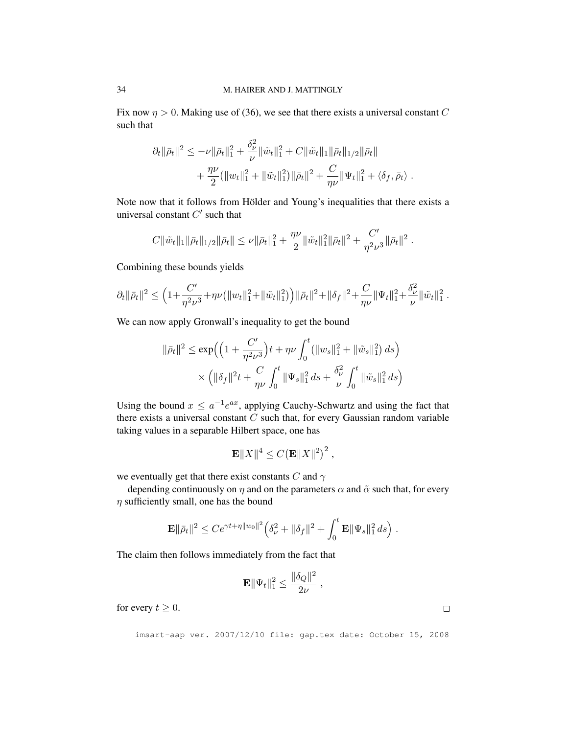Fix now $\eta > 0$. Making use of (36), we see that there exists a universal constant $C$ such that

$$
\begin{aligned}
\partial_t \|\bar\rho_t\|^2 \leq -\nu \|\bar\rho_t\|_1^2 + \frac{\delta_\nu^2}{\nu}\|\tilde w_t\|_1^2 + C\|\tilde w_t\|_1 \|\bar\rho_t\|_{1/2}\|\bar\rho_t\| \\
+ \frac{\eta\nu}{2}\big(\|w_t\|_1^2 + \|\tilde w_t\|_1^2\big)\|\bar\rho_t\|^2 + \frac{C}{\eta\nu}\|\Psi_t\|_1^2 + \langle \delta_f, \bar\rho_t\rangle \;.
\end{aligned}
$$

Note now that it follows from Hölder and Young's inequalities that there exists a universal constant $C'$ such that

$$
C\|\tilde w_t\|_1 \|\bar\rho_t\|_{1/2}\|\bar\rho_t\| \leq \nu \|\bar\rho_t\|_1^2 + \frac{\eta\nu}{2}\|\tilde w_t\|_1^2 \|\bar\rho_t\|^2 + \frac{C'}{\eta^2\nu^3}\|\bar\rho_t\|^2 \;.
$$

Combining these bounds yields

$$
\partial_t \|\bar\rho_t\|^2 \leq \Big(1 + \frac{C'}{\eta^2\nu^3} + \eta\nu\big(\|w_t\|_1^2 + \|\tilde w_t\|_1^2\big)\Big)\|\bar\rho_t\|^2 + \|\delta_f\|^2 + \frac{C}{\eta\nu}\|\Psi_t\|_1^2 + \frac{\delta_\nu^2}{\nu}\|\tilde w_t\|_1^2 \;.
$$

We can now apply Gronwall's inequality to get the bound

$$
\begin{aligned}
\|\bar\rho_t\|^2 \leq \exp\Big(\Big(1 + \frac{C'}{\eta^2\nu^3}\Big)t + \eta\nu \int_0^t \big(\|w_s\|_1^2 + \|\tilde w_s\|_1^2\big)\, ds\Big) \\
\times \Big(\|\delta_f\|^2 t + \frac{C}{\eta\nu}\int_0^t \|\Psi_s\|_1^2\, ds + \frac{\delta_\nu^2}{\nu}\int_0^t \|\tilde w_s\|_1^2\, ds\Big)
\end{aligned}
$$

Using the bound $x \leq a^{-1}e^{ax}$, applying Cauchy-Schwartz and using the fact that there exists a universal constant $C$ such that, for every Gaussian random variable taking values in a separable Hilbert space, one has

$$
\mathbf{E}\|X\|^4 \leq C\big(\mathbf{E}\|X\|^2\big)^2 \;,
$$

we eventually get that there exist constants $C$ and $\gamma$

depending continuously on $\eta$ and on the parameters $\alpha$ and $\tilde\alpha$ such that, for every $\eta$ sufficiently small, one has the bound

$$
\mathbf{E}\|\bar\rho_t\|^2 \leq C e^{\gamma t + \eta \|w_0\|^2}\Big(\delta_\nu^2 + \|\delta_f\|^2 + \int_0^t \mathbf{E}\|\Psi_s\|_1^2\, ds\Big) \;.
$$

The claim then follows immediately from the fact that

$$
\mathbf{E}\|\Psi_t\|_1^2 \leq \frac{\|\delta_Q\|^2}{2\nu} \;,
$$

for every $t \geq 0$. $\square$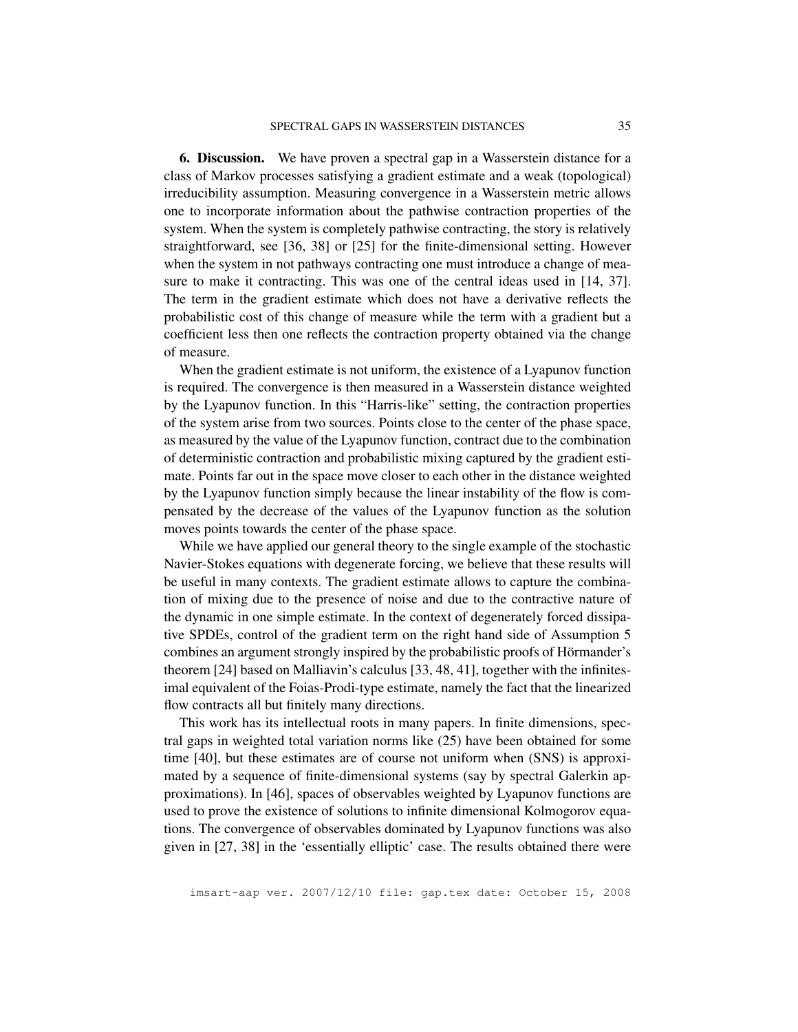## 6. Discussion.

We have proven a spectral gap in a Wasserstein distance for a class of Markov processes satisfying a gradient estimate and a weak (topological) irreducibility assumption. Measuring convergence in a Wasserstein metric allows one to incorporate information about the pathwise contraction properties of the system. When the system is completely pathwise contracting, the story is relatively straightforward, see [36, 38] or [25] for the finite-dimensional setting. However when the system in not pathways contracting one must introduce a change of measure to make it contracting. This was one of the central ideas used in [14, 37]. The term in the gradient estimate which does not have a derivative reflects the probabilistic cost of this change of measure while the term with a gradient but a coefficient less then one reflects the contraction property obtained via the change of measure.

When the gradient estimate is not uniform, the existence of a Lyapunov function is required. The convergence is then measured in a Wasserstein distance weighted by the Lyapunov function. In this "Harris-like" setting, the contraction properties of the system arise from two sources. Points close to the center of the phase space, as measured by the value of the Lyapunov function, contract due to the combination of deterministic contraction and probabilistic mixing captured by the gradient estimate. Points far out in the space move closer to each other in the distance weighted by the Lyapunov function simply because the linear instability of the flow is compensated by the decrease of the values of the Lyapunov function as the solution moves points towards the center of the phase space.

While we have applied our general theory to the single example of the stochastic Navier-Stokes equations with degenerate forcing, we believe that these results will be useful in many contexts. The gradient estimate allows to capture the combination of mixing due to the presence of noise and due to the contractive nature of the dynamic in one simple estimate. In the context of degenerately forced dissipative SPDEs, control of the gradient term on the right hand side of Assumption 5 combines an argument strongly inspired by the probabilistic proofs of Hörmander's theorem [24] based on Malliavin's calculus [33, 48, 41], together with the infinitesimal equivalent of the Foias-Prodi-type estimate, namely the fact that the linearized flow contracts all but finitely many directions.

This work has its intellectual roots in many papers. In finite dimensions, spectral gaps in weighted total variation norms like (25) have been obtained for some time [40], but these estimates are of course not uniform when (SNS) is approximated by a sequence of finite-dimensional systems (say by spectral Galerkin approximations). In [46], spaces of observables weighted by Lyapunov functions are used to prove the existence of solutions to infinite dimensional Kolmogorov equations. The convergence of observables dominated by Lyapunov functions was also given in [27, 38] in the 'essentially elliptic' case. The results obtained there were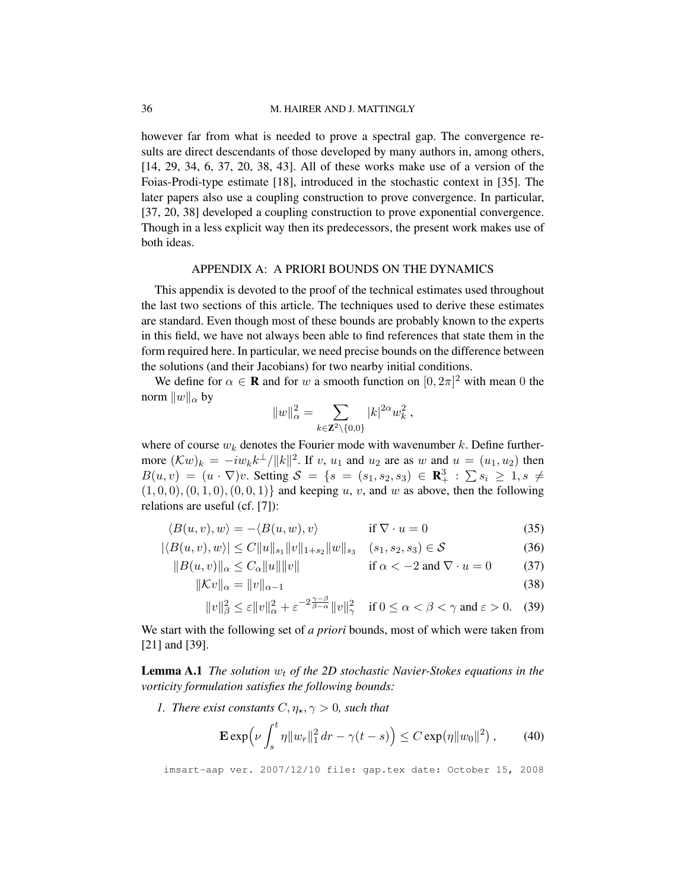however far from what is needed to prove a spectral gap. The convergence results are direct descendants of those developed by many authors in, among others, [14, 29, 34, 6, 37, 20, 38, 43]. All of these works make use of a version of the Foias-Prodi-type estimate [18], introduced in the stochastic context in [35]. The later papers also use a coupling construction to prove convergence. In particular, [37, 20, 38] developed a coupling construction to prove exponential convergence. Though in a less explicit way then its predecessors, the present work makes use of both ideas.

## APPENDIX A: A PRIORI BOUNDS ON THE DYNAMICS

This appendix is devoted to the proof of the technical estimates used throughout the last two sections of this article. The techniques used to derive these estimates are standard. Even though most of these bounds are probably known to the experts in this field, we have not always been able to find references that state them in the form required here. In particular, we need precise bounds on the difference between the solutions (and their Jacobians) for two nearby initial conditions.

We define for $\alpha \in \mathbf{R}$ and for $w$ a smooth function on $[0, 2\pi]^2$ with mean $0$ the norm $\|w\|_\alpha$ by

$$\|w\|_\alpha^2 = \sum_{k \in \mathbf{Z}^2 \setminus \{0,0\}} |k|^{2\alpha} w_k^2 \,,$$

where of course $w_k$ denotes the Fourier mode with wavenumber $k$. Define furthermore $(\mathcal{K}w)_k = -i w_k k^\perp / \|k\|^2$. If $v$, $u_1$ and $u_2$ are as $w$ and $u = (u_1, u_2)$ then $B(u,v) = (u \cdot \nabla)v$. Setting $\mathcal{S} = \{s = (s_1, s_2, s_3) \in \mathbf{R}_+^3 : \sum s_i \geq 1, s \neq (1,0,0), (0,1,0), (0,0,1)\}$ and keeping $u$, $v$, and $w$ as above, then the following relations are useful (cf. [7]):

$$\langle B(u,v), w\rangle = -\langle B(u,w), v\rangle \qquad \text{if } \nabla \cdot u = 0 \tag{35}$$

$$|\langle B(u,v), w\rangle| \leq C\|u\|_{s_1}\|v\|_{1+s_2}\|w\|_{s_3} \quad (s_1,s_2,s_3) \in \mathcal{S} \tag{36}$$

$$\|B(u,v)\|_\alpha \leq C_\alpha \|u\|\|v\| \qquad \text{if } \alpha < -2 \text{ and } \nabla \cdot u = 0 \tag{37}$$

$$\|\mathcal{K}v\|_\alpha = \|v\|_{\alpha-1} \tag{38}$$

$$\|v\|_\beta^2 \leq \varepsilon\|v\|_\alpha^2 + \varepsilon^{-2\frac{\gamma-\beta}{\beta-\alpha}}\|v\|_\gamma^2 \quad \text{if } 0 \leq \alpha < \beta < \gamma \text{ and } \varepsilon > 0. \tag{39}$$

We start with the following set of *a priori* bounds, most of which were taken from [21] and [39].

**Lemma A.1** *The solution $w_t$ of the 2D stochastic Navier-Stokes equations in the vorticity formulation satisfies the following bounds:*

1. *There exist constants $C, \eta_\star, \gamma > 0$, such that*

$$\mathbf{E}\exp\Big(\nu\int_s^t \eta\|w_r\|_1^2\,dr - \gamma(t-s)\Big) \leq C\exp\big(\eta\|w_0\|^2\big)\,, \tag{40}$$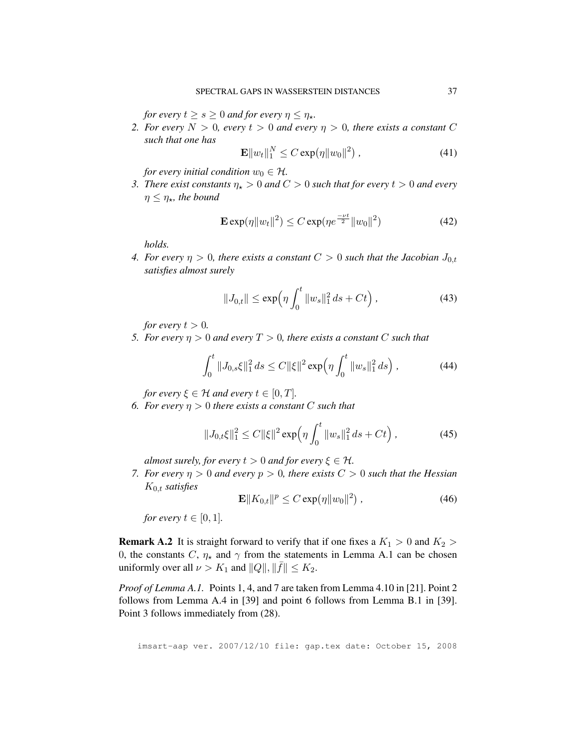*for every $t \geq s \geq 0$ and for every $\eta \leq \eta_\star$.*

2. *For every $N > 0$, every $t > 0$ and every $\eta > 0$, there exists a constant $C$ such that one has*

$$\mathbf{E}\|w_t\|_1^N \leq C \exp(\eta \|w_0\|^2) , \tag{41}$$

*for every initial condition $w_0 \in \mathcal{H}$.*

3. *There exist constants $\eta_\star > 0$ and $C > 0$ such that for every $t > 0$ and every $\eta \leq \eta_\star$, the bound*

$$\mathbf{E} \exp(\eta \|w_t\|^2) \leq C \exp(\eta e^{\frac{-\nu t}{2}} \|w_0\|^2) \tag{42}$$

*holds.*

4. *For every $\eta > 0$, there exists a constant $C > 0$ such that the Jacobian $J_{0,t}$ satisfies almost surely*

$$\|J_{0,t}\| \leq \exp\Big(\eta \int_0^t \|w_s\|_1^2 \, ds + Ct\Big) , \tag{43}$$

*for every $t > 0$.*

5. *For every $\eta > 0$ and every $T > 0$, there exists a constant $C$ such that*

$$\int_0^t \|J_{0,s}\xi\|_1^2 \, ds \leq C \|\xi\|^2 \exp\Big(\eta \int_0^t \|w_s\|_1^2 \, ds\Big) , \tag{44}$$

*for every $\xi \in \mathcal{H}$ and every $t \in [0, T]$.*

6. *For every $\eta > 0$ there exists a constant $C$ such that*

$$\|J_{0,t}\xi\|_1^2 \leq C \|\xi\|^2 \exp\Big(\eta \int_0^t \|w_s\|_1^2 \, ds + Ct\Big) , \tag{45}$$

*almost surely, for every $t > 0$ and for every $\xi \in \mathcal{H}$.*

7. *For every $\eta > 0$ and every $p > 0$, there exists $C > 0$ such that the Hessian $K_{0,t}$ satisfies*

$$\mathbf{E}\|K_{0,t}\|^p \leq C \exp(\eta \|w_0\|^2) , \tag{46}$$

*for every $t \in [0, 1]$.*

**Remark A.2** It is straight forward to verify that if one fixes a $K_1 > 0$ and $K_2 > 0$, the constants $C$, $\eta_\star$ and $\gamma$ from the statements in Lemma A.1 can be chosen uniformly over all $\nu > K_1$ and $\|Q\|, \|\bar{f}\| \leq K_2$.

*Proof of Lemma A.1.* Points 1, 4, and 7 are taken from Lemma 4.10 in [21]. Point 2 follows from Lemma A.4 in [39] and point 6 follows from Lemma B.1 in [39]. Point 3 follows immediately from (28).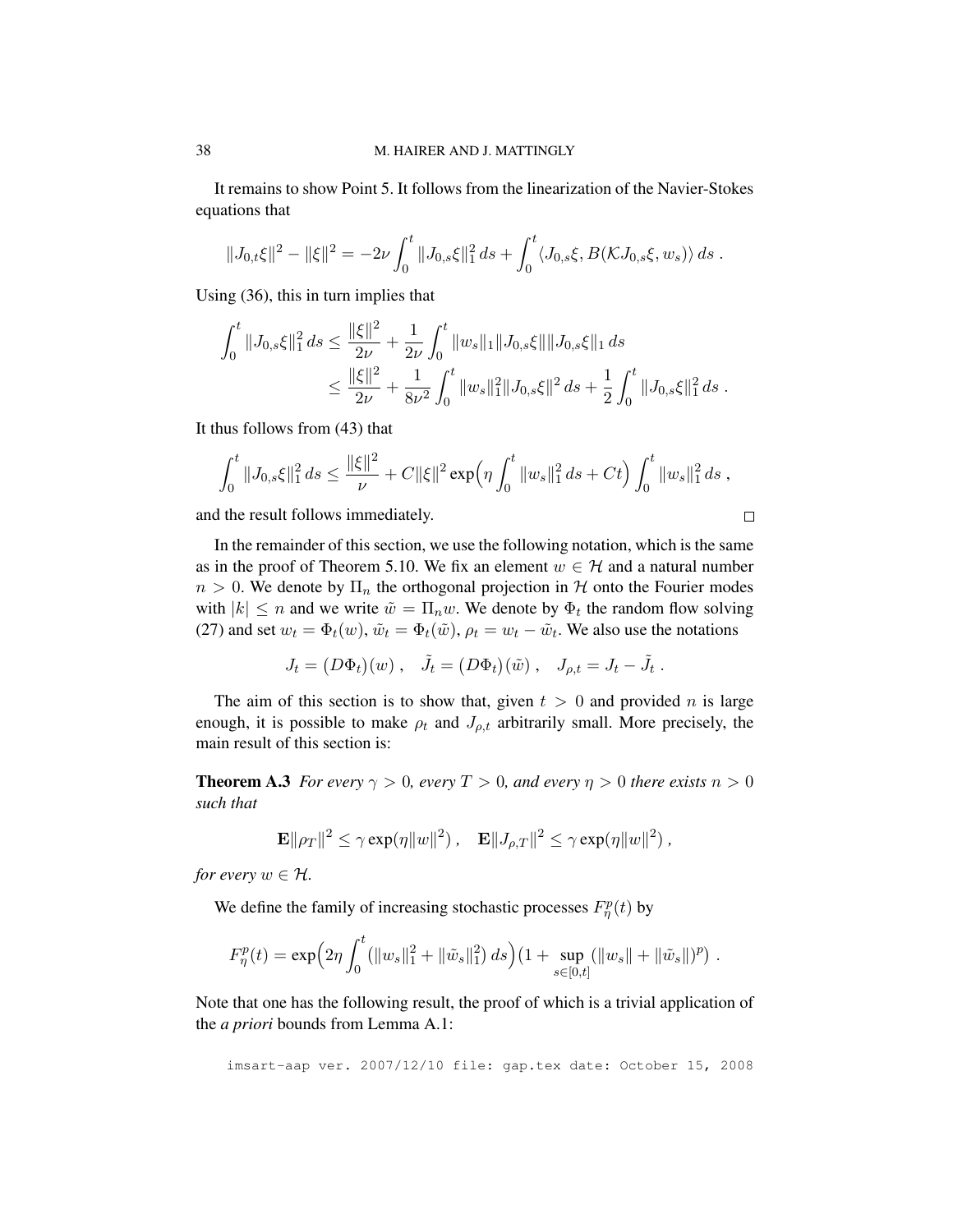It remains to show Point 5. It follows from the linearization of the Navier-Stokes equations that

$$
\|J_{0,t}\xi\|^2 - \|\xi\|^2 = -2\nu \int_0^t \|J_{0,s}\xi\|_1^2 \, ds + \int_0^t \langle J_{0,s}\xi, B(\mathcal{K} J_{0,s}\xi, w_s)\rangle \, ds \; .
$$

Using (36), this in turn implies that

$$
\begin{aligned}
\int_0^t \|J_{0,s}\xi\|_1^2 \, ds &\leq \frac{\|\xi\|^2}{2\nu} + \frac{1}{2\nu} \int_0^t \|w_s\|_1 \|J_{0,s}\xi\| \|J_{0,s}\xi\|_1 \, ds \\
&\leq \frac{\|\xi\|^2}{2\nu} + \frac{1}{8\nu^2} \int_0^t \|w_s\|_1^2 \|J_{0,s}\xi\|^2 \, ds + \frac{1}{2} \int_0^t \|J_{0,s}\xi\|_1^2 \, ds \; .
\end{aligned}
$$

It thus follows from (43) that

$$
\int_0^t \|J_{0,s}\xi\|_1^2 \, ds \leq \frac{\|\xi\|^2}{\nu} + C\|\xi\|^2 \exp\Big(\eta \int_0^t \|w_s\|_1^2 \, ds + Ct\Big) \int_0^t \|w_s\|_1^2 \, ds \; ,
$$

and the result follows immediately. $\square$

In the remainder of this section, we use the following notation, which is the same as in the proof of Theorem 5.10. We fix an element $w \in \mathcal{H}$ and a natural number $n > 0$. We denote by $\Pi_n$ the orthogonal projection in $\mathcal{H}$ onto the Fourier modes with $|k| \leq n$ and we write $\tilde{w} = \Pi_n w$. We denote by $\Phi_t$ the random flow solving (27) and set $w_t = \Phi_t(w)$, $\tilde{w}_t = \Phi_t(\tilde{w})$, $\rho_t = w_t - \tilde{w}_t$. We also use the notations

$$
J_t = (D\Phi_t)(w) \; , \quad \tilde{J}_t = (D\Phi_t)(\tilde{w}) \; , \quad J_{\rho,t} = J_t - \tilde{J}_t \; .
$$

The aim of this section is to show that, given $t > 0$ and provided $n$ is large enough, it is possible to make $\rho_t$ and $J_{\rho,t}$ arbitrarily small. More precisely, the main result of this section is:

**Theorem A.3** *For every $\gamma > 0$, every $T > 0$, and every $\eta > 0$ there exists $n > 0$ such that*

$$
\mathbf{E}\|\rho_T\|^2 \leq \gamma \exp(\eta \|w\|^2) \; , \quad \mathbf{E}\|J_{\rho,T}\|^2 \leq \gamma \exp(\eta \|w\|^2) \; ,
$$

*for every $w \in \mathcal{H}$.*

We define the family of increasing stochastic processes $F_\eta^p(t)$ by

$$
F_\eta^p(t) = \exp\Big(2\eta \int_0^t \big(\|w_s\|_1^2 + \|\tilde{w}_s\|_1^2\big) \, ds\Big)\big(1 + \sup_{s\in[0,t]} (\|w_s\| + \|\tilde{w}_s\|)^p\big) \; .
$$

Note that one has the following result, the proof of which is a trivial application of the *a priori* bounds from Lemma A.1: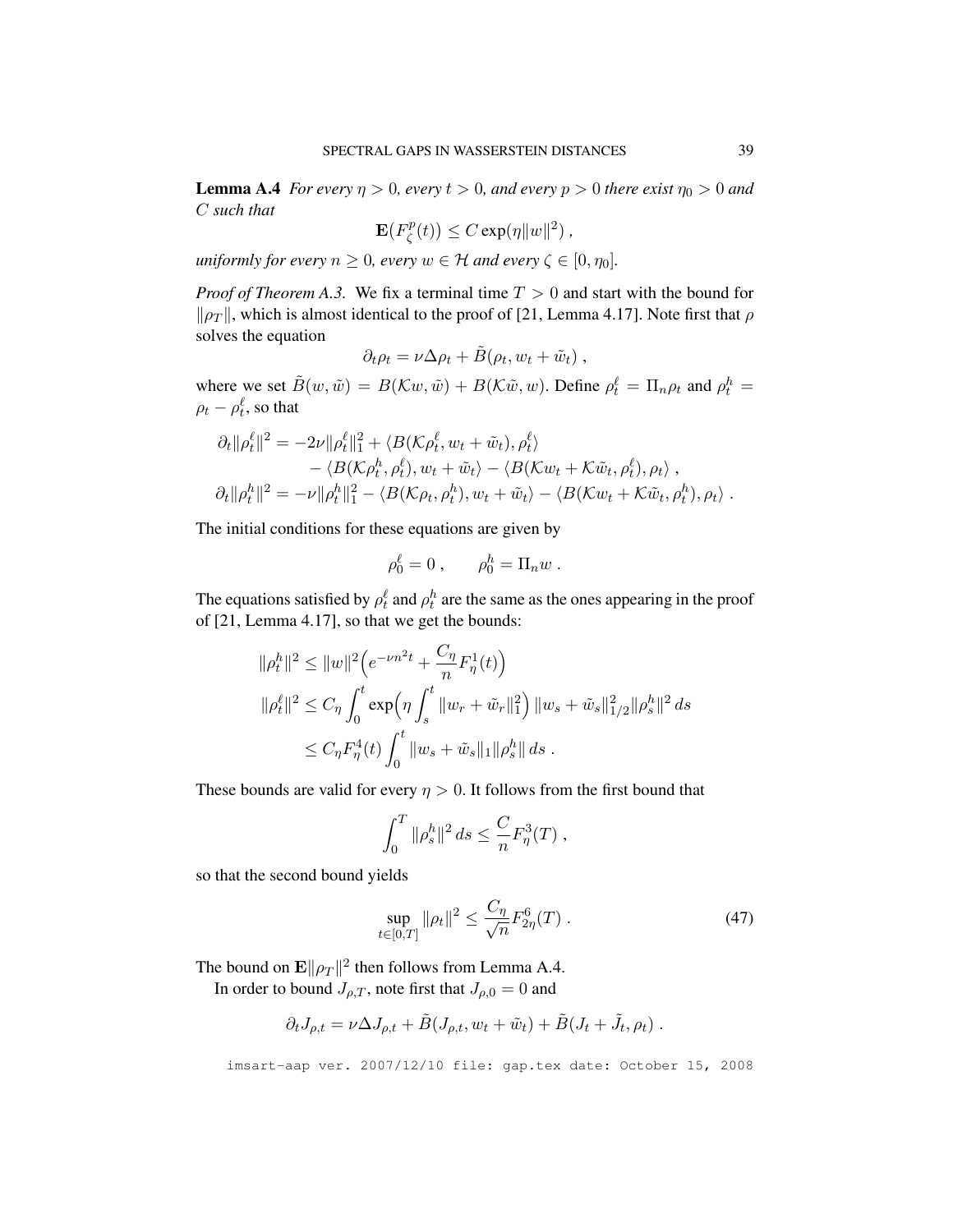**Lemma A.4** *For every $\eta > 0$, every $t > 0$, and every $p > 0$ there exist $\eta_0 > 0$ and $C$ such that*

$$\mathbf{E}\big(F_\zeta^p(t)\big) \le C \exp(\eta \|w\|^2)\;,$$

*uniformly for every $n \ge 0$, every $w \in \mathcal{H}$ and every $\zeta \in [0, \eta_0]$.*

*Proof of Theorem A.3.* We fix a terminal time $T > 0$ and start with the bound for $\|\rho_T\|$, which is almost identical to the proof of [21, Lemma 4.17]. Note first that $\rho$ solves the equation

$$\partial_t \rho_t = \nu \Delta \rho_t + \tilde B(\rho_t, w_t + \tilde w_t)\;,$$

where we set $\tilde B(w, \tilde w) = B(\mathcal{K} w, \tilde w) + B(\mathcal{K}\tilde w, w)$. Define $\rho_t^\ell = \Pi_n \rho_t$ and $\rho_t^h = \rho_t - \rho_t^\ell$, so that

$$\begin{aligned}
\partial_t \|\rho_t^\ell\|^2 &= -2\nu \|\rho_t^\ell\|_1^2 + \langle B(\mathcal{K}\rho_t^\ell, w_t + \tilde w_t), \rho_t^\ell\rangle \\
&\quad - \langle B(\mathcal{K}\rho_t^h, \rho_t^\ell), w_t + \tilde w_t\rangle - \langle B(\mathcal{K} w_t + \mathcal{K}\tilde w_t, \rho_t^\ell), \rho_t\rangle\;, \\
\partial_t \|\rho_t^h\|^2 &= -\nu \|\rho_t^h\|_1^2 - \langle B(\mathcal{K}\rho_t, \rho_t^h), w_t + \tilde w_t\rangle - \langle B(\mathcal{K} w_t + \mathcal{K}\tilde w_t, \rho_t^h), \rho_t\rangle\;.
\end{aligned}$$

The initial conditions for these equations are given by

$$\rho_0^\ell = 0\;, \qquad \rho_0^h = \Pi_n w\;.$$

The equations satisfied by $\rho_t^\ell$ and $\rho_t^h$ are the same as the ones appearing in the proof of [21, Lemma 4.17], so that we get the bounds:

$$\begin{aligned}
\|\rho_t^h\|^2 &\le \|w\|^2 \Big(e^{-\nu n^2 t} + \frac{C_\eta}{n} F_\eta^1(t)\Big) \\
\|\rho_t^\ell\|^2 &\le C_\eta \int_0^t \exp\Big(\eta \int_s^t \|w_r + \tilde w_r\|_1^2\Big) \|w_s + \tilde w_s\|_{1/2}^2 \|\rho_s^h\|^2\, ds \\
&\le C_\eta F_\eta^4(t) \int_0^t \|w_s + \tilde w_s\|_1 \|\rho_s^h\|\, ds\;.
\end{aligned}$$

These bounds are valid for every $\eta > 0$. It follows from the first bound that

$$\int_0^T \|\rho_s^h\|^2\, ds \le \frac{C}{n} F_\eta^3(T)\;,$$

so that the second bound yields

$$\sup_{t \in [0,T]} \|\rho_t\|^2 \le \frac{C_\eta}{\sqrt{n}} F_{2\eta}^6(T)\;. \tag{47}$$

The bound on $\mathbf{E}\|\rho_T\|^2$ then follows from Lemma A.4.

In order to bound $J_{\rho,T}$, note first that $J_{\rho,0} = 0$ and

$$\partial_t J_{\rho,t} = \nu \Delta J_{\rho,t} + \tilde B(J_{\rho,t}, w_t + \tilde w_t) + \tilde B(J_t + \tilde J_t, \rho_t)\;.$$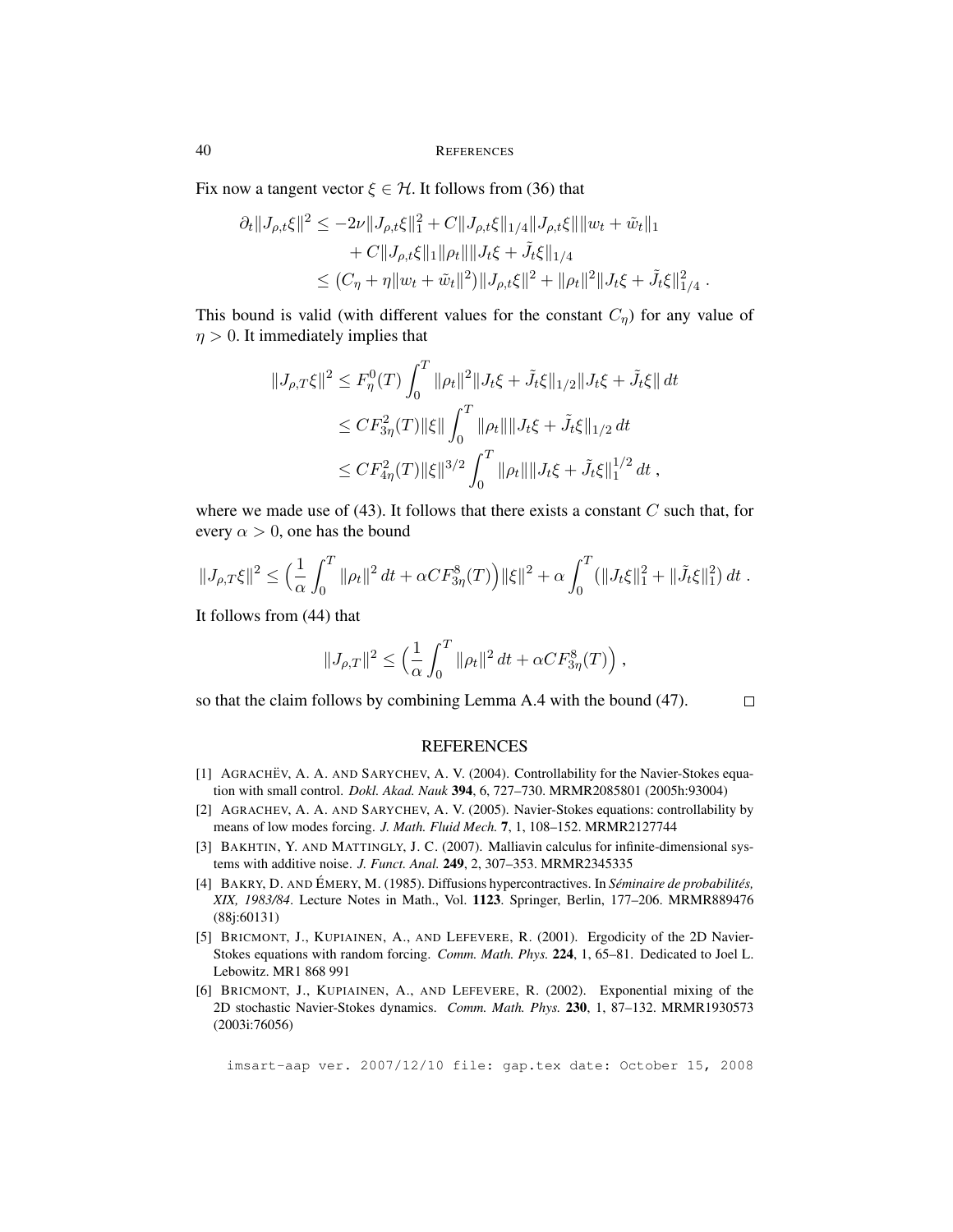Fix now a tangent vector $\xi \in \mathcal{H}$. It follows from (36) that

$$
\begin{aligned}
\partial_t \|J_{\rho,t}\xi\|^2 &\leq -2\nu \|J_{\rho,t}\xi\|_1^2 + C\|J_{\rho,t}\xi\|_{1/4}\|J_{\rho,t}\xi\|\|w_t + \tilde{w}_t\|_1 \\
&\quad + C\|J_{\rho,t}\xi\|_1 \|\rho_t\| \|J_t\xi + \tilde{J}_t\xi\|_{1/4} \\
&\leq (C_\eta + \eta\|w_t + \tilde{w}_t\|^2)\|J_{\rho,t}\xi\|^2 + \|\rho_t\|^2 \|J_t\xi + \tilde{J}_t\xi\|_{1/4}^2 \,.
\end{aligned}
$$

This bound is valid (with different values for the constant $C_\eta$) for any value of $\eta > 0$. It immediately implies that

$$
\begin{aligned}
\|J_{\rho,T}\xi\|^2 &\leq F_\eta^0(T) \int_0^T \|\rho_t\|^2 \|J_t\xi + \tilde{J}_t\xi\|_{1/2} \|J_t\xi + \tilde{J}_t\xi\| \, dt \\
&\leq C F_{3\eta}^2(T) \|\xi\| \int_0^T \|\rho_t\| \|J_t\xi + \tilde{J}_t\xi\|_{1/2} \, dt \\
&\leq C F_{4\eta}^2(T) \|\xi\|^{3/2} \int_0^T \|\rho_t\| \|J_t\xi + \tilde{J}_t\xi\|_1^{1/2} \, dt \,,
\end{aligned}
$$

where we made use of (43). It follows that there exists a constant $C$ such that, for every $\alpha > 0$, one has the bound

$$
\|J_{\rho,T}\xi\|^2 \leq \Big( \frac{1}{\alpha} \int_0^T \|\rho_t\|^2 \, dt + \alpha C F_{3\eta}^8(T) \Big) \|\xi\|^2 + \alpha \int_0^T \big( \|J_t\xi\|_1^2 + \|\tilde{J}_t\xi\|_1^2 \big) \, dt \,.
$$

It follows from (44) that

$$
\|J_{\rho,T}\|^2 \leq \Big( \frac{1}{\alpha} \int_0^T \|\rho_t\|^2 \, dt + \alpha C F_{3\eta}^8(T) \Big) \,,
$$

so that the claim follows by combining Lemma A.4 with the bound (47). □

## REFERENCES

[1] Agrachëv, A. A. and Sarychev, A. V. (2004). Controllability for the Navier-Stokes equation with small control. *Dokl. Akad. Nauk* **394**, 6, 727–730. MRMR2085801 (2005h:93004)

[2] Agrachev, A. A. and Sarychev, A. V. (2005). Navier-Stokes equations: controllability by means of low modes forcing. *J. Math. Fluid Mech.* **7**, 1, 108–152. MRMR2127744

[3] Bakhtin, Y. and Mattingly, J. C. (2007). Malliavin calculus for infinite-dimensional systems with additive noise. *J. Funct. Anal.* **249**, 2, 307–353. MRMR2345335

[4] Bakry, D. and Émery, M. (1985). Diffusions hypercontractives. In *Séminaire de probabilités, XIX, 1983/84*. Lecture Notes in Math., Vol. **1123**. Springer, Berlin, 177–206. MRMR889476 (88j:60131)

[5] Bricmont, J., Kupiainen, A., and Lefevere, R. (2001). Ergodicity of the 2D Navier-Stokes equations with random forcing. *Comm. Math. Phys.* **224**, 1, 65–81. Dedicated to Joel L. Lebowitz. MR1 868 991

[6] Bricmont, J., Kupiainen, A., and Lefevere, R. (2002). Exponential mixing of the 2D stochastic Navier-Stokes dynamics. *Comm. Math. Phys.* **230**, 1, 87–132. MRMR1930573 (2003i:76056)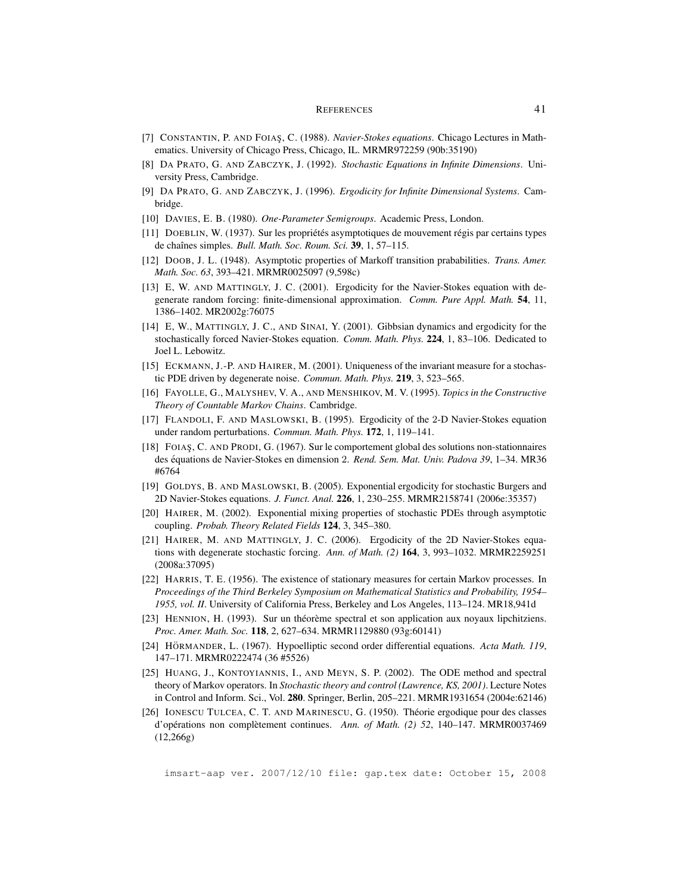[7] Constantin, P. and Foiaş, C. (1988). *Navier-Stokes equations*. Chicago Lectures in Mathematics. University of Chicago Press, Chicago, IL. MRMR972259 (90b:35190)

[8] Da Prato, G. and Zabczyk, J. (1992). *Stochastic Equations in Infinite Dimensions*. University Press, Cambridge.

[9] Da Prato, G. and Zabczyk, J. (1996). *Ergodicity for Infinite Dimensional Systems*. Cambridge.

[10] Davies, E. B. (1980). *One-Parameter Semigroups*. Academic Press, London.

[11] Doeblin, W. (1937). Sur les propriétés asymptotiques de mouvement régis par certains types de chaînes simples. *Bull. Math. Soc. Roum. Sci.* **39**, 1, 57–115.

[12] Doob, J. L. (1948). Asymptotic properties of Markoff transition prababilities. *Trans. Amer. Math. Soc. 63*, 393–421. MRMR0025097 (9,598c)

[13] E, W. and Mattingly, J. C. (2001). Ergodicity for the Navier-Stokes equation with degenerate random forcing: finite-dimensional approximation. *Comm. Pure Appl. Math.* **54**, 11, 1386–1402. MR2002g:76075

[14] E, W., Mattingly, J. C., and Sinai, Y. (2001). Gibbsian dynamics and ergodicity for the stochastically forced Navier-Stokes equation. *Comm. Math. Phys.* **224**, 1, 83–106. Dedicated to Joel L. Lebowitz.

[15] Eckmann, J.-P. and Hairer, M. (2001). Uniqueness of the invariant measure for a stochastic PDE driven by degenerate noise. *Commun. Math. Phys.* **219**, 3, 523–565.

[16] Fayolle, G., Malyshev, V. A., and Menshikov, M. V. (1995). *Topics in the Constructive Theory of Countable Markov Chains*. Cambridge.

[17] Flandoli, F. and Maslowski, B. (1995). Ergodicity of the 2-D Navier-Stokes equation under random perturbations. *Commun. Math. Phys.* **172**, 1, 119–141.

[18] Foiaş, C. and Prodi, G. (1967). Sur le comportement global des solutions non-stationnaires des équations de Navier-Stokes en dimension 2. *Rend. Sem. Mat. Univ. Padova 39*, 1–34. MR36 #6764

[19] Goldys, B. and Maslowski, B. (2005). Exponential ergodicity for stochastic Burgers and 2D Navier-Stokes equations. *J. Funct. Anal.* **226**, 1, 230–255. MRMR2158741 (2006e:35357)

[20] Hairer, M. (2002). Exponential mixing properties of stochastic PDEs through asymptotic coupling. *Probab. Theory Related Fields* **124**, 3, 345–380.

[21] Hairer, M. and Mattingly, J. C. (2006). Ergodicity of the 2D Navier-Stokes equations with degenerate stochastic forcing. *Ann. of Math. (2)* **164**, 3, 993–1032. MRMR2259251 (2008a:37095)

[22] Harris, T. E. (1956). The existence of stationary measures for certain Markov processes. In *Proceedings of the Third Berkeley Symposium on Mathematical Statistics and Probability, 1954–1955, vol. II*. University of California Press, Berkeley and Los Angeles, 113–124. MR18,941d

[23] Hennion, H. (1993). Sur un théorème spectral et son application aux noyaux lipchitziens. *Proc. Amer. Math. Soc.* **118**, 2, 627–634. MRMR1129880 (93g:60141)

[24] Hörmander, L. (1967). Hypoelliptic second order differential equations. *Acta Math. 119*, 147–171. MRMR0222474 (36 #5526)

[25] Huang, J., Kontoyiannis, I., and Meyn, S. P. (2002). The ODE method and spectral theory of Markov operators. In *Stochastic theory and control (Lawrence, KS, 2001)*. Lecture Notes in Control and Inform. Sci., Vol. **280**. Springer, Berlin, 205–221. MRMR1931654 (2004e:62146)

[26] Ionescu Tulcea, C. T. and Marinescu, G. (1950). Théorie ergodique pour des classes d'opérations non complètement continues. *Ann. of Math. (2) 52*, 140–147. MRMR0037469 (12,266g)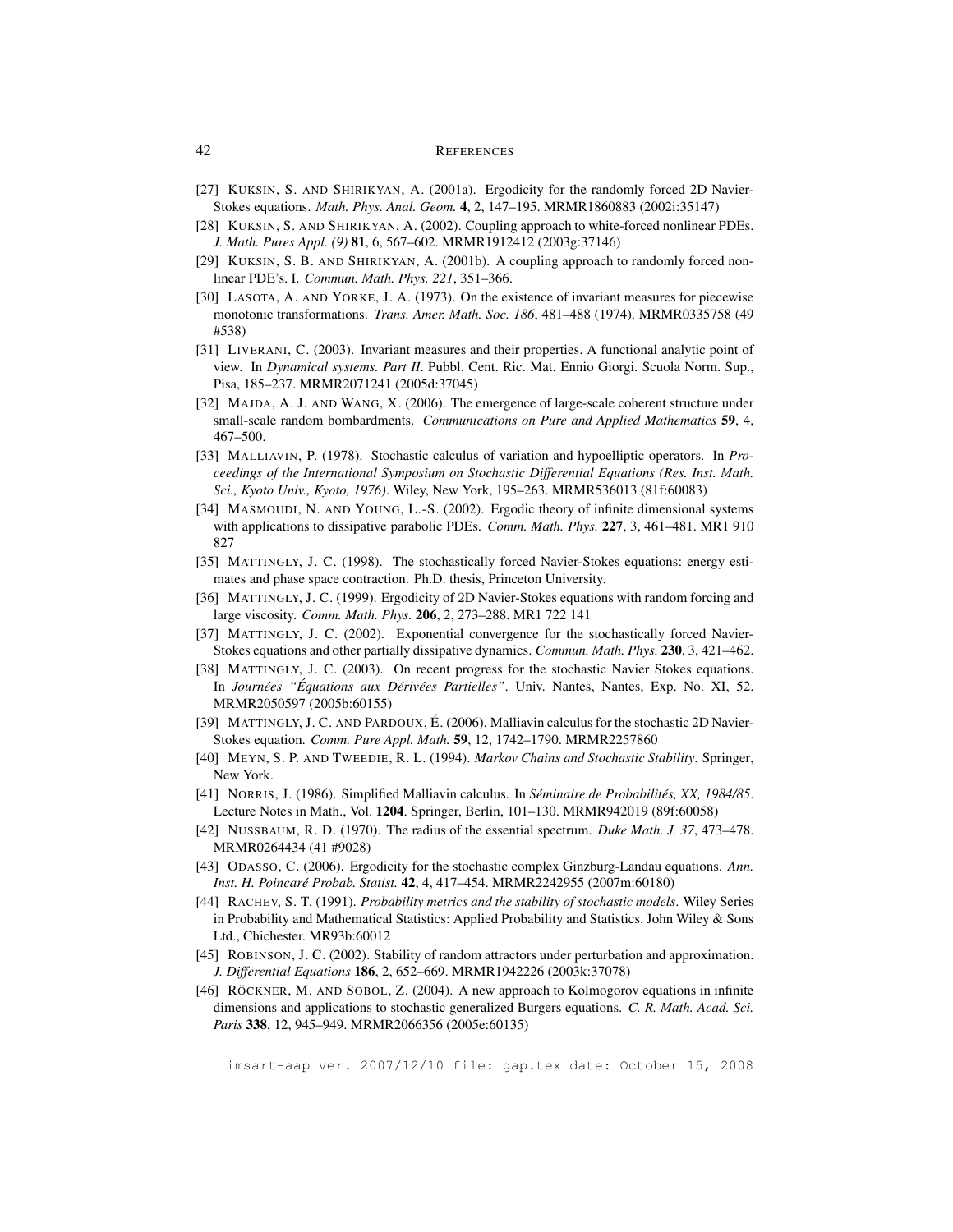[27] KUKSIN, S. AND SHIRIKYAN, A. (2001a). Ergodicity for the randomly forced 2D Navier-Stokes equations. *Math. Phys. Anal. Geom.* **4**, 2, 147–195. MRMR1860883 (2002i:35147)

[28] KUKSIN, S. AND SHIRIKYAN, A. (2002). Coupling approach to white-forced nonlinear PDEs. *J. Math. Pures Appl. (9)* **81**, 6, 567–602. MRMR1912412 (2003g:37146)

[29] KUKSIN, S. B. AND SHIRIKYAN, A. (2001b). A coupling approach to randomly forced nonlinear PDE's. I. *Commun. Math. Phys. 221*, 351–366.

[30] LASOTA, A. AND YORKE, J. A. (1973). On the existence of invariant measures for piecewise monotonic transformations. *Trans. Amer. Math. Soc. 186*, 481–488 (1974). MRMR0335758 (49 #538)

[31] LIVERANI, C. (2003). Invariant measures and their properties. A functional analytic point of view. In *Dynamical systems. Part II*. Pubbl. Cent. Ric. Mat. Ennio Giorgi. Scuola Norm. Sup., Pisa, 185–237. MRMR2071241 (2005d:37045)

[32] MAJDA, A. J. AND WANG, X. (2006). The emergence of large-scale coherent structure under small-scale random bombardments. *Communications on Pure and Applied Mathematics* **59**, 4, 467–500.

[33] MALLIAVIN, P. (1978). Stochastic calculus of variation and hypoelliptic operators. In *Proceedings of the International Symposium on Stochastic Differential Equations (Res. Inst. Math. Sci., Kyoto Univ., Kyoto, 1976)*. Wiley, New York, 195–263. MRMR536013 (81f:60083)

[34] MASMOUDI, N. AND YOUNG, L.-S. (2002). Ergodic theory of infinite dimensional systems with applications to dissipative parabolic PDEs. *Comm. Math. Phys.* **227**, 3, 461–481. MR1 910 827

[35] MATTINGLY, J. C. (1998). The stochastically forced Navier-Stokes equations: energy estimates and phase space contraction. Ph.D. thesis, Princeton University.

[36] MATTINGLY, J. C. (1999). Ergodicity of 2D Navier-Stokes equations with random forcing and large viscosity. *Comm. Math. Phys.* **206**, 2, 273–288. MR1 722 141

[37] MATTINGLY, J. C. (2002). Exponential convergence for the stochastically forced Navier-Stokes equations and other partially dissipative dynamics. *Commun. Math. Phys.* **230**, 3, 421–462.

[38] MATTINGLY, J. C. (2003). On recent progress for the stochastic Navier Stokes equations. In *Journées "Équations aux Dérivées Partielles"*. Univ. Nantes, Nantes, Exp. No. XI, 52. MRMR2050597 (2005b:60155)

[39] MATTINGLY, J. C. AND PARDOUX, É. (2006). Malliavin calculus for the stochastic 2D Navier-Stokes equation. *Comm. Pure Appl. Math.* **59**, 12, 1742–1790. MRMR2257860

[40] MEYN, S. P. AND TWEEDIE, R. L. (1994). *Markov Chains and Stochastic Stability*. Springer, New York.

[41] NORRIS, J. (1986). Simplified Malliavin calculus. In *Séminaire de Probabilités, XX, 1984/85*. Lecture Notes in Math., Vol. **1204**. Springer, Berlin, 101–130. MRMR942019 (89f:60058)

[42] NUSSBAUM, R. D. (1970). The radius of the essential spectrum. *Duke Math. J. 37*, 473–478. MRMR0264434 (41 #9028)

[43] ODASSO, C. (2006). Ergodicity for the stochastic complex Ginzburg-Landau equations. *Ann. Inst. H. Poincaré Probab. Statist.* **42**, 4, 417–454. MRMR2242955 (2007m:60180)

[44] RACHEV, S. T. (1991). *Probability metrics and the stability of stochastic models*. Wiley Series in Probability and Mathematical Statistics: Applied Probability and Statistics. John Wiley & Sons Ltd., Chichester. MR93b:60012

[45] ROBINSON, J. C. (2002). Stability of random attractors under perturbation and approximation. *J. Differential Equations* **186**, 2, 652–669. MRMR1942226 (2003k:37078)

[46] RÖCKNER, M. AND SOBOL, Z. (2004). A new approach to Kolmogorov equations in infinite dimensions and applications to stochastic generalized Burgers equations. *C. R. Math. Acad. Sci. Paris* **338**, 12, 945–949. MRMR2066356 (2005e:60135)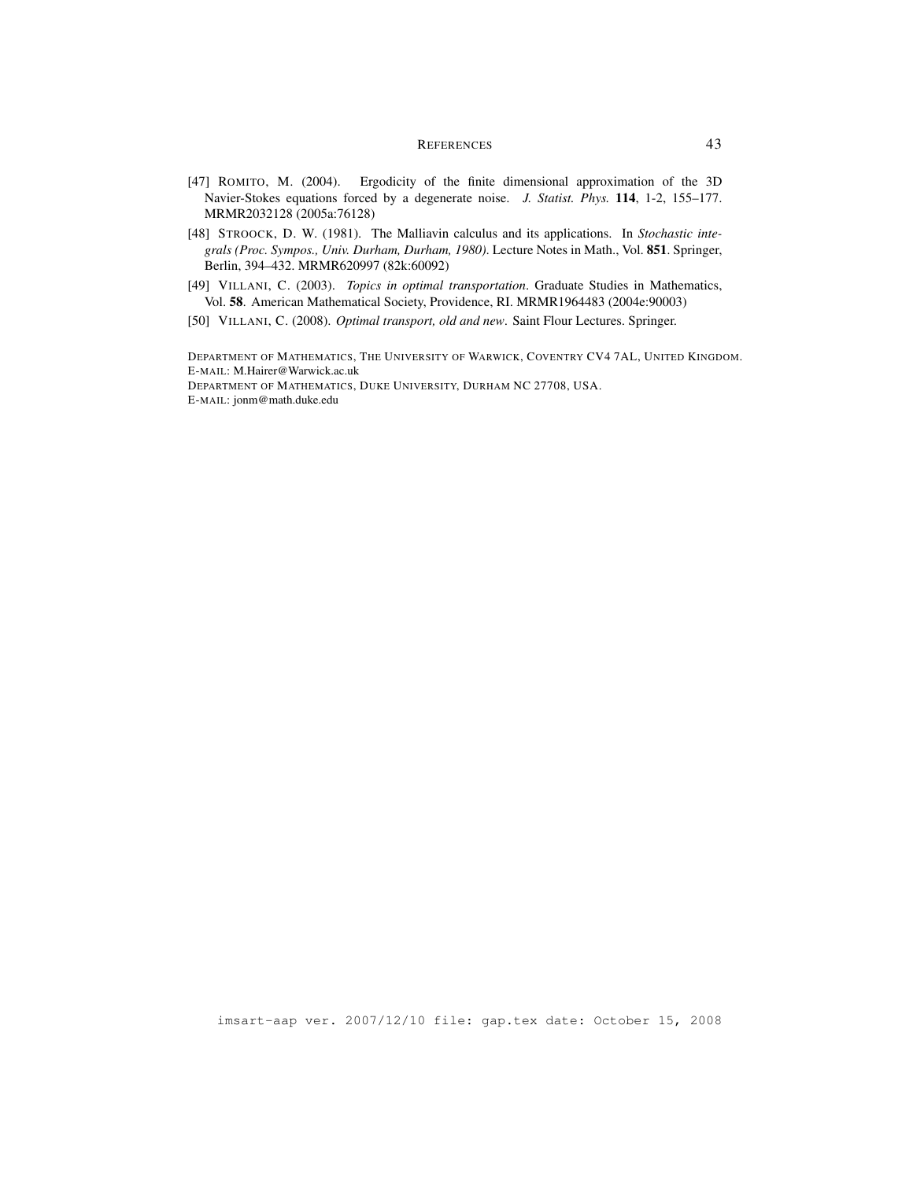[47] ROMITO, M. (2004). Ergodicity of the finite dimensional approximation of the 3D Navier-Stokes equations forced by a degenerate noise. *J. Statist. Phys.* **114**, 1-2, 155–177. MRMR2032128 (2005a:76128)

[48] STROOCK, D. W. (1981). The Malliavin calculus and its applications. In *Stochastic integrals (Proc. Sympos., Univ. Durham, Durham, 1980)*. Lecture Notes in Math., Vol. **851**. Springer, Berlin, 394–432. MRMR620997 (82k:60092)

[49] VILLANI, C. (2003). *Topics in optimal transportation*. Graduate Studies in Mathematics, Vol. **58**. American Mathematical Society, Providence, RI. MRMR1964483 (2004e:90003)

[50] VILLANI, C. (2008). *Optimal transport, old and new*. Saint Flour Lectures. Springer.

DEPARTMENT OF MATHEMATICS, THE UNIVERSITY OF WARWICK, COVENTRY CV4 7AL, UNITED KINGDOM.
E-MAIL: M.Hairer@Warwick.ac.uk

DEPARTMENT OF MATHEMATICS, DUKE UNIVERSITY, DURHAM NC 27708, USA.
E-MAIL: jonm@math.duke.edu